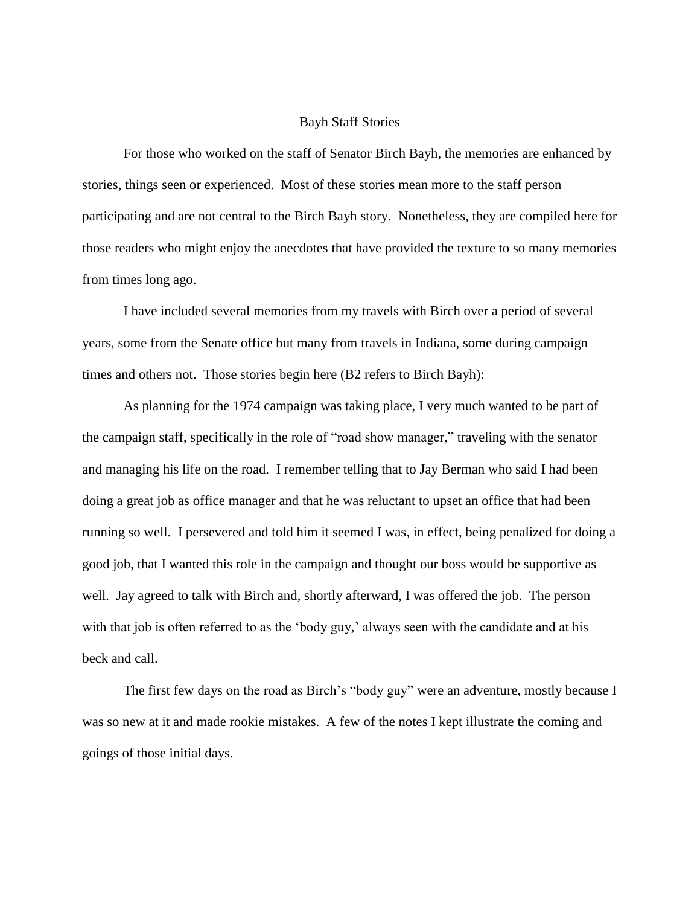# Bayh Staff Stories

For those who worked on the staff of Senator Birch Bayh, the memories are enhanced by stories, things seen or experienced. Most of these stories mean more to the staff person participating and are not central to the Birch Bayh story. Nonetheless, they are compiled here for those readers who might enjoy the anecdotes that have provided the texture to so many memories from times long ago.

I have included several memories from my travels with Birch over a period of several years, some from the Senate office but many from travels in Indiana, some during campaign times and others not. Those stories begin here (B2 refers to Birch Bayh):

As planning for the 1974 campaign was taking place, I very much wanted to be part of the campaign staff, specifically in the role of "road show manager," traveling with the senator and managing his life on the road. I remember telling that to Jay Berman who said I had been doing a great job as office manager and that he was reluctant to upset an office that had been running so well. I persevered and told him it seemed I was, in effect, being penalized for doing a good job, that I wanted this role in the campaign and thought our boss would be supportive as well. Jay agreed to talk with Birch and, shortly afterward, I was offered the job. The person with that job is often referred to as the 'body guy,' always seen with the candidate and at his beck and call.

The first few days on the road as Birch's "body guy" were an adventure, mostly because I was so new at it and made rookie mistakes. A few of the notes I kept illustrate the coming and goings of those initial days.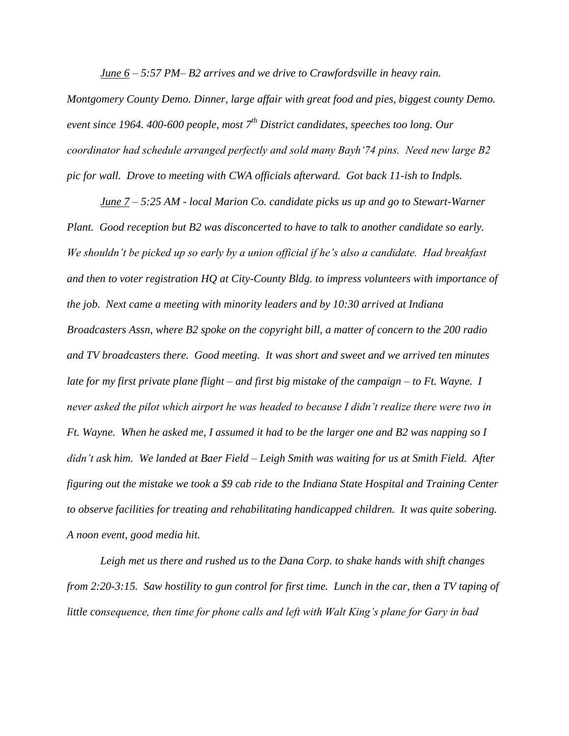*<u>June 6</u> – 5:57 PM– B2 arrives and we drive to Crawfordsville in heavy rain. Montgomery County Demo. Dinner, large affair with great food and pies, biggest county Demo. event since 1964. 400-600 people, most 7th District candidates, speeches too long. Our coordinator had schedule arranged perfectly and sold many Bayh'74 pins. Need new large B2 pic for wall. Drove to meeting with CWA officials afterward. Got back 11-ish to Indpls.*

*<u>June 7</u> – 5:25 AM - local Marion Co. candidate picks us up and go to Stewart-Warner Plant. Good reception but B2 was disconcerted to have to talk to another candidate so early. We shouldn't be picked up so early by a union official if he's also a candidate. Had breakfast and then to voter registration HQ at City-County Bldg. to impress volunteers with importance of the job. Next came a meeting with minority leaders and by 10:30 arrived at Indiana Broadcasters Assn, where B2 spoke on the copyright bill, a matter of concern to the 200 radio and TV broadcasters there. Good meeting. It was short and sweet and we arrived ten minutes late for my first private plane flight – and first big mistake of the campaign – to Ft. Wayne. I never asked the pilot which airport he was headed to because I didn't realize there were two in Ft. Wayne. When he asked me, I assumed it had to be the larger one and B2 was napping so I didn't ask him. We landed at Baer Field – Leigh Smith was waiting for us at Smith Field. After figuring out the mistake we took a $9 cab ride to the Indiana State Hospital and Training Center to observe facilities for treating and rehabilitating handicapped children. It was quite sobering. A noon event, good media hit.*

*Leigh met us there and rushed us to the Dana Corp. to shake hands with shift changes from 2:20-3:15. Saw hostility to gun control for first time. Lunch in the car, then a TV taping of little consequence, then time for phone calls and left with Walt King's plane for Gary in bad*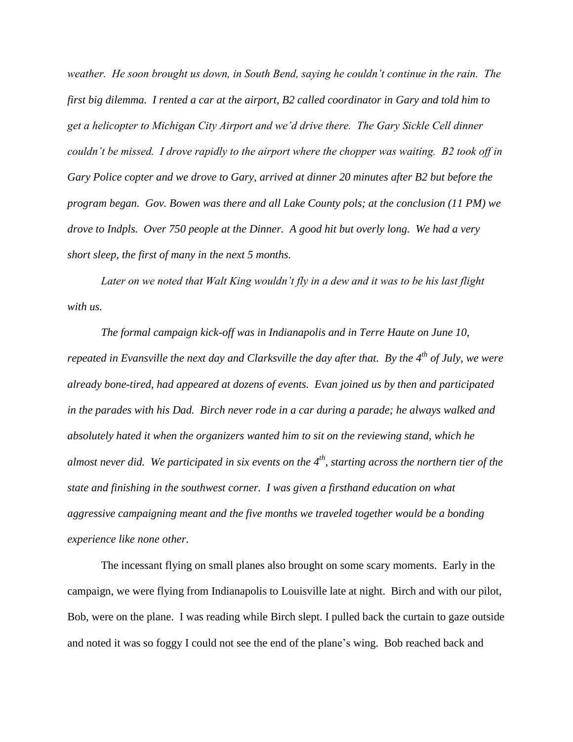*weather. He soon brought us down, in South Bend, saying he couldn't continue in the rain. The first big dilemma. I rented a car at the airport, B2 called coordinator in Gary and told him to get a helicopter to Michigan City Airport and we'd drive there. The Gary Sickle Cell dinner couldn't be missed. I drove rapidly to the airport where the chopper was waiting. B2 took off in Gary Police copter and we drove to Gary, arrived at dinner 20 minutes after B2 but before the program began. Gov. Bowen was there and all Lake County pols; at the conclusion (11 PM) we drove to Indpls. Over 750 people at the Dinner. A good hit but overly long. We had a very short sleep, the first of many in the next 5 months.*

*Later on we noted that Walt King wouldn't fly in a dew and it was to be his last flight with us.*

*The formal campaign kick-off was in Indianapolis and in Terre Haute on June 10, repeated in Evansville the next day and Clarksville the day after that. By the 4th of July, we were already bone-tired, had appeared at dozens of events. Evan joined us by then and participated in the parades with his Dad. Birch never rode in a car during a parade; he always walked and absolutely hated it when the organizers wanted him to sit on the reviewing stand, which he almost never did. We participated in six events on the 4th, starting across the northern tier of the state and finishing in the southwest corner. I was given a firsthand education on what aggressive campaigning meant and the five months we traveled together would be a bonding experience like none other.*

The incessant flying on small planes also brought on some scary moments. Early in the campaign, we were flying from Indianapolis to Louisville late at night. Birch and with our pilot, Bob, were on the plane. I was reading while Birch slept. I pulled back the curtain to gaze outside and noted it was so foggy I could not see the end of the plane's wing. Bob reached back and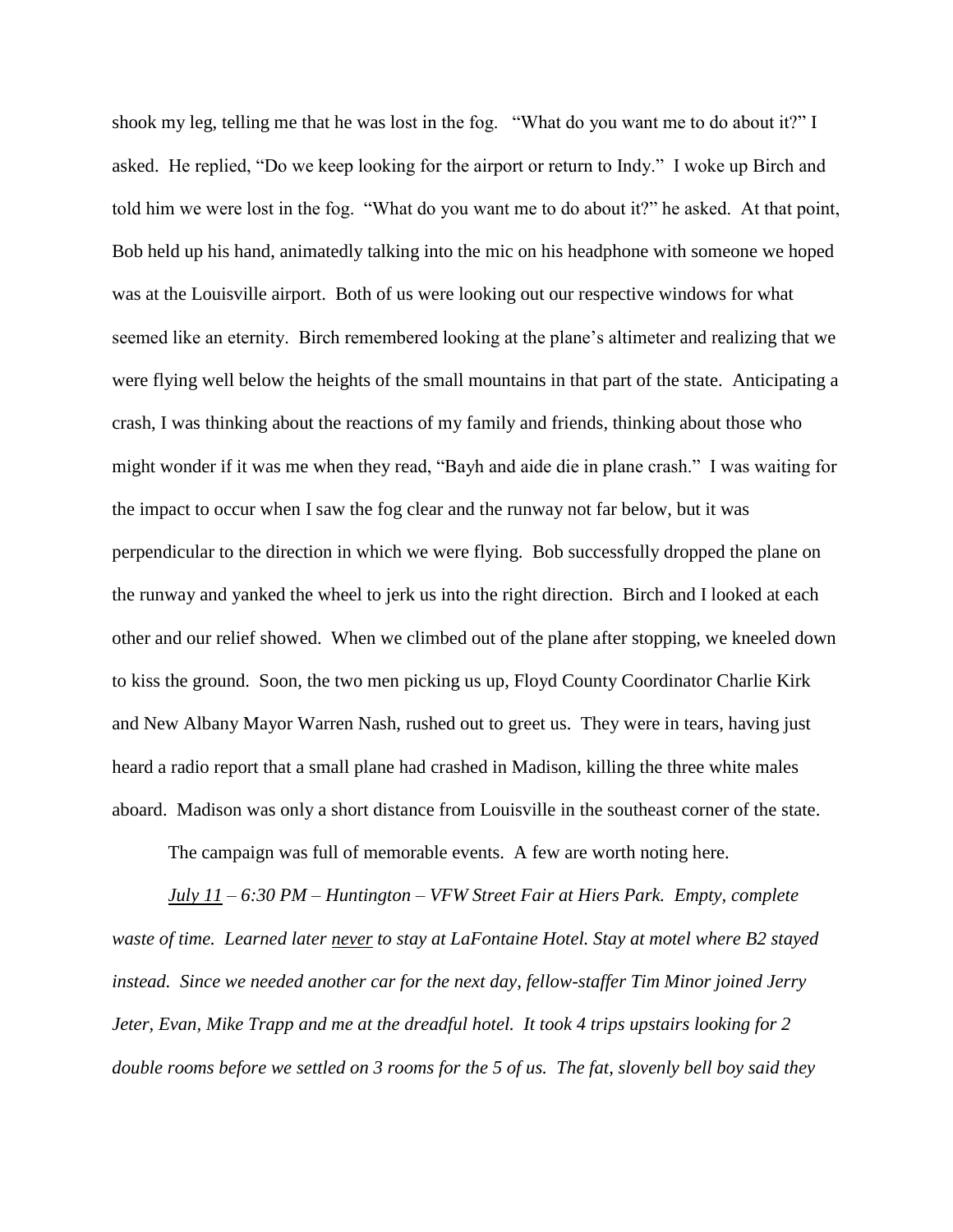shook my leg, telling me that he was lost in the fog. "What do you want me to do about it?" I asked. He replied, "Do we keep looking for the airport or return to Indy." I woke up Birch and told him we were lost in the fog. "What do you want me to do about it?" he asked. At that point, Bob held up his hand, animatedly talking into the mic on his headphone with someone we hoped was at the Louisville airport. Both of us were looking out our respective windows for what seemed like an eternity. Birch remembered looking at the plane's altimeter and realizing that we were flying well below the heights of the small mountains in that part of the state. Anticipating a crash, I was thinking about the reactions of my family and friends, thinking about those who might wonder if it was me when they read, "Bayh and aide die in plane crash." I was waiting for the impact to occur when I saw the fog clear and the runway not far below, but it was perpendicular to the direction in which we were flying. Bob successfully dropped the plane on the runway and yanked the wheel to jerk us into the right direction. Birch and I looked at each other and our relief showed. When we climbed out of the plane after stopping, we kneeled down to kiss the ground. Soon, the two men picking us up, Floyd County Coordinator Charlie Kirk and New Albany Mayor Warren Nash, rushed out to greet us. They were in tears, having just heard a radio report that a small plane had crashed in Madison, killing the three white males aboard. Madison was only a short distance from Louisville in the southeast corner of the state.

The campaign was full of memorable events. A few are worth noting here.

*<u>July 11</u> – 6:30 PM – Huntington – VFW Street Fair at Hiers Park. Empty, complete waste of time. Learned later <u>never</u> to stay at LaFontaine Hotel. Stay at motel where B2 stayed instead. Since we needed another car for the next day, fellow-staffer Tim Minor joined Jerry Jeter, Evan, Mike Trapp and me at the dreadful hotel. It took 4 trips upstairs looking for 2 double rooms before we settled on 3 rooms for the 5 of us. The fat, slovenly bell boy said they*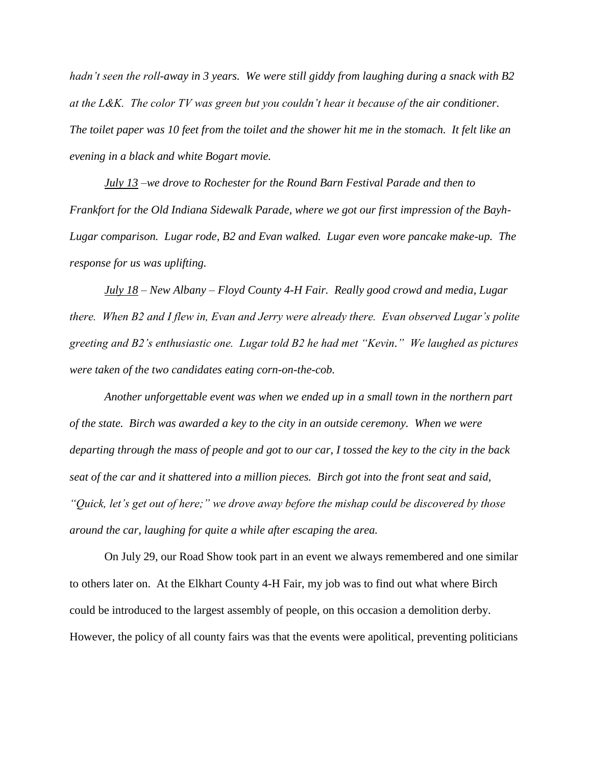*hadn't seen the roll-away in 3 years. We were still giddy from laughing during a snack with B2 at the L&K. The color TV was green but you couldn't hear it because of the air conditioner. The toilet paper was 10 feet from the toilet and the shower hit me in the stomach. It felt like an evening in a black and white Bogart movie.*

*<u>July 13</u> –we drove to Rochester for the Round Barn Festival Parade and then to Frankfort for the Old Indiana Sidewalk Parade, where we got our first impression of the Bayh-Lugar comparison. Lugar rode, B2 and Evan walked. Lugar even wore pancake make-up. The response for us was uplifting.*

*<u>July 18</u> – New Albany – Floyd County 4-H Fair. Really good crowd and media, Lugar there. When B2 and I flew in, Evan and Jerry were already there. Evan observed Lugar's polite greeting and B2's enthusiastic one. Lugar told B2 he had met "Kevin." We laughed as pictures were taken of the two candidates eating corn-on-the-cob.*

*Another unforgettable event was when we ended up in a small town in the northern part of the state. Birch was awarded a key to the city in an outside ceremony. When we were departing through the mass of people and got to our car, I tossed the key to the city in the back seat of the car and it shattered into a million pieces. Birch got into the front seat and said, "Quick, let's get out of here;" we drove away before the mishap could be discovered by those around the car, laughing for quite a while after escaping the area.*

On July 29, our Road Show took part in an event we always remembered and one similar to others later on. At the Elkhart County 4-H Fair, my job was to find out what where Birch could be introduced to the largest assembly of people, on this occasion a demolition derby. However, the policy of all county fairs was that the events were apolitical, preventing politicians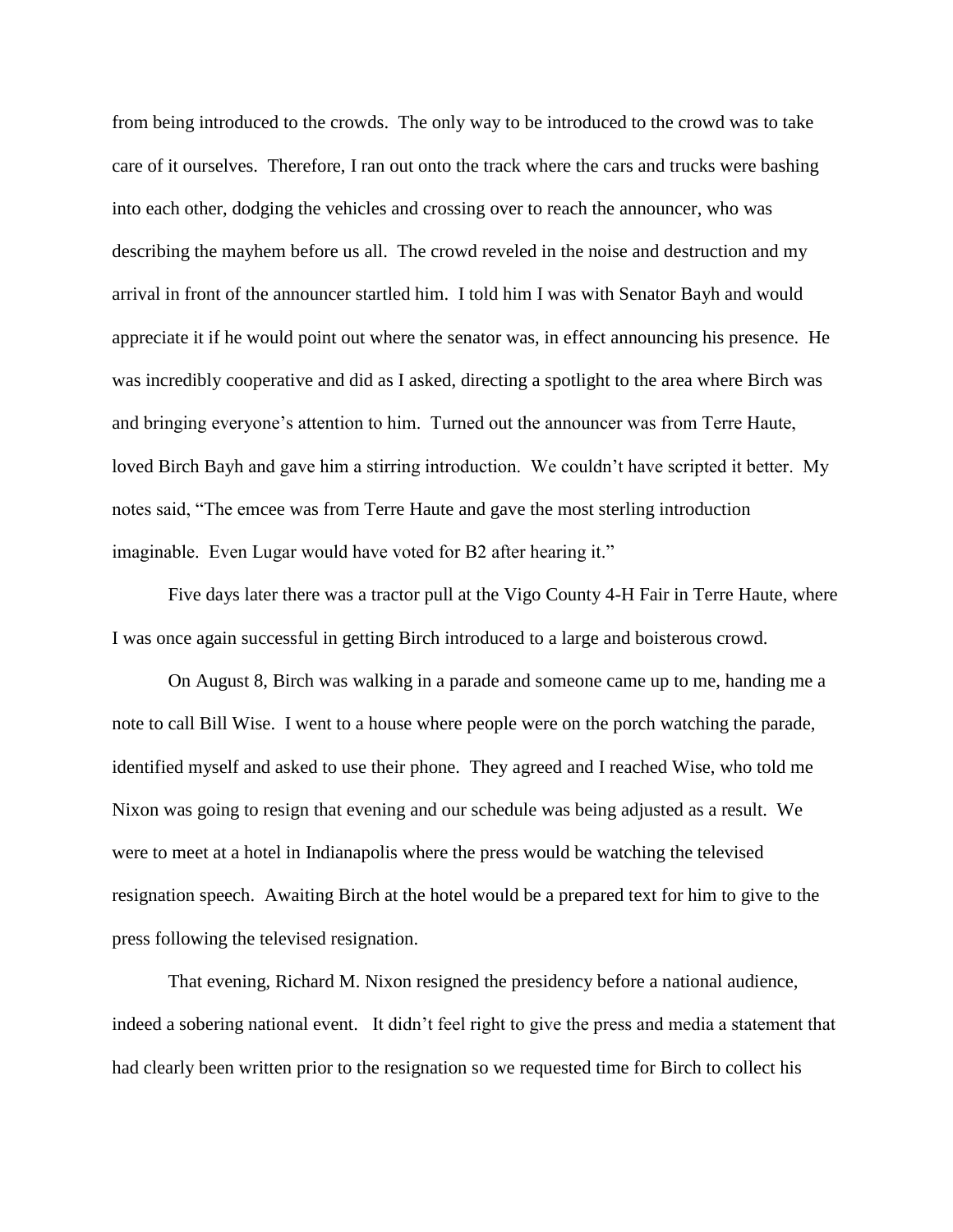from being introduced to the crowds. The only way to be introduced to the crowd was to take care of it ourselves. Therefore, I ran out onto the track where the cars and trucks were bashing into each other, dodging the vehicles and crossing over to reach the announcer, who was describing the mayhem before us all. The crowd reveled in the noise and destruction and my arrival in front of the announcer startled him. I told him I was with Senator Bayh and would appreciate it if he would point out where the senator was, in effect announcing his presence. He was incredibly cooperative and did as I asked, directing a spotlight to the area where Birch was and bringing everyone's attention to him. Turned out the announcer was from Terre Haute, loved Birch Bayh and gave him a stirring introduction. We couldn't have scripted it better. My notes said, "The emcee was from Terre Haute and gave the most sterling introduction imaginable. Even Lugar would have voted for B2 after hearing it."

Five days later there was a tractor pull at the Vigo County 4-H Fair in Terre Haute, where I was once again successful in getting Birch introduced to a large and boisterous crowd.

On August 8, Birch was walking in a parade and someone came up to me, handing me a note to call Bill Wise. I went to a house where people were on the porch watching the parade, identified myself and asked to use their phone. They agreed and I reached Wise, who told me Nixon was going to resign that evening and our schedule was being adjusted as a result. We were to meet at a hotel in Indianapolis where the press would be watching the televised resignation speech. Awaiting Birch at the hotel would be a prepared text for him to give to the press following the televised resignation.

That evening, Richard M. Nixon resigned the presidency before a national audience, indeed a sobering national event. It didn't feel right to give the press and media a statement that had clearly been written prior to the resignation so we requested time for Birch to collect his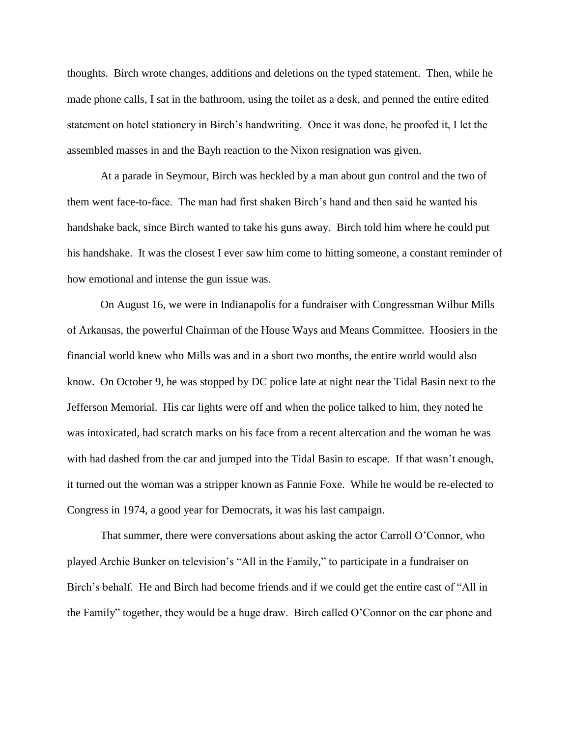thoughts. Birch wrote changes, additions and deletions on the typed statement. Then, while he made phone calls, I sat in the bathroom, using the toilet as a desk, and penned the entire edited statement on hotel stationery in Birch's handwriting. Once it was done, he proofed it, I let the assembled masses in and the Bayh reaction to the Nixon resignation was given.

At a parade in Seymour, Birch was heckled by a man about gun control and the two of them went face-to-face. The man had first shaken Birch's hand and then said he wanted his handshake back, since Birch wanted to take his guns away. Birch told him where he could put his handshake. It was the closest I ever saw him come to hitting someone, a constant reminder of how emotional and intense the gun issue was.

On August 16, we were in Indianapolis for a fundraiser with Congressman Wilbur Mills of Arkansas, the powerful Chairman of the House Ways and Means Committee. Hoosiers in the financial world knew who Mills was and in a short two months, the entire world would also know. On October 9, he was stopped by DC police late at night near the Tidal Basin next to the Jefferson Memorial. His car lights were off and when the police talked to him, they noted he was intoxicated, had scratch marks on his face from a recent altercation and the woman he was with had dashed from the car and jumped into the Tidal Basin to escape. If that wasn't enough, it turned out the woman was a stripper known as Fannie Foxe. While he would be re-elected to Congress in 1974, a good year for Democrats, it was his last campaign.

That summer, there were conversations about asking the actor Carroll O'Connor, who played Archie Bunker on television's "All in the Family," to participate in a fundraiser on Birch's behalf. He and Birch had become friends and if we could get the entire cast of "All in the Family" together, they would be a huge draw. Birch called O'Connor on the car phone and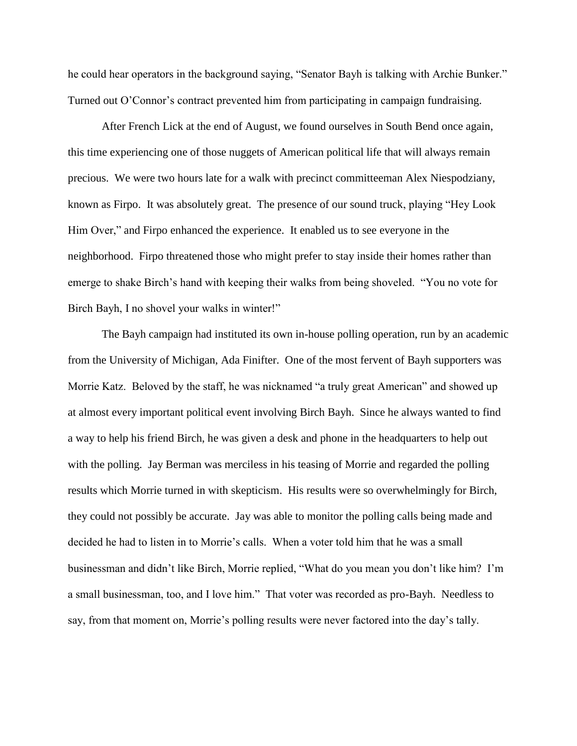he could hear operators in the background saying, "Senator Bayh is talking with Archie Bunker." Turned out O'Connor's contract prevented him from participating in campaign fundraising.

After French Lick at the end of August, we found ourselves in South Bend once again, this time experiencing one of those nuggets of American political life that will always remain precious. We were two hours late for a walk with precinct committeeman Alex Niespodziany, known as Firpo. It was absolutely great. The presence of our sound truck, playing "Hey Look Him Over," and Firpo enhanced the experience. It enabled us to see everyone in the neighborhood. Firpo threatened those who might prefer to stay inside their homes rather than emerge to shake Birch's hand with keeping their walks from being shoveled. "You no vote for Birch Bayh, I no shovel your walks in winter!"

The Bayh campaign had instituted its own in-house polling operation, run by an academic from the University of Michigan, Ada Finifter. One of the most fervent of Bayh supporters was Morrie Katz. Beloved by the staff, he was nicknamed "a truly great American" and showed up at almost every important political event involving Birch Bayh. Since he always wanted to find a way to help his friend Birch, he was given a desk and phone in the headquarters to help out with the polling. Jay Berman was merciless in his teasing of Morrie and regarded the polling results which Morrie turned in with skepticism. His results were so overwhelmingly for Birch, they could not possibly be accurate. Jay was able to monitor the polling calls being made and decided he had to listen in to Morrie's calls. When a voter told him that he was a small businessman and didn't like Birch, Morrie replied, "What do you mean you don't like him? I'm a small businessman, too, and I love him." That voter was recorded as pro-Bayh. Needless to say, from that moment on, Morrie's polling results were never factored into the day's tally.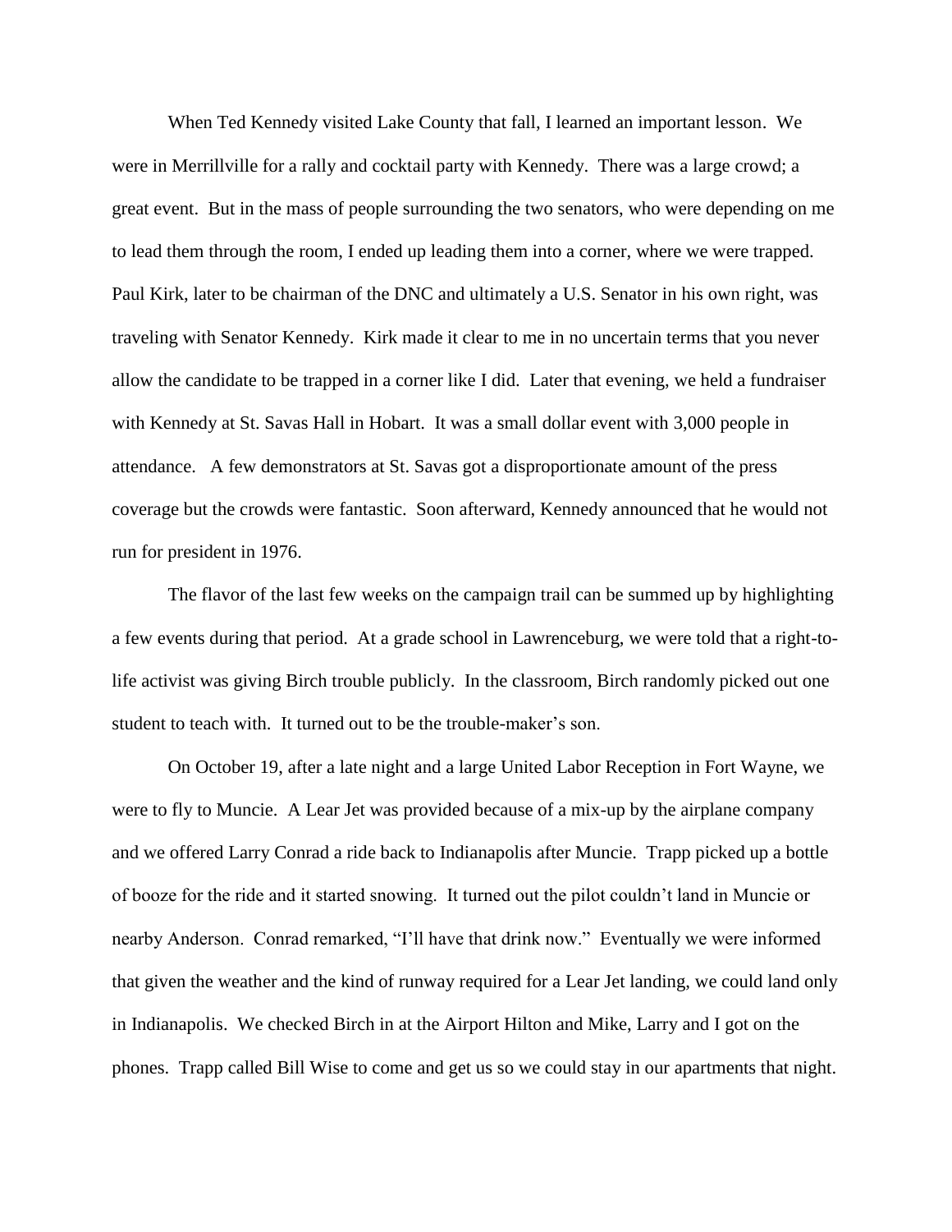When Ted Kennedy visited Lake County that fall, I learned an important lesson. We were in Merrillville for a rally and cocktail party with Kennedy. There was a large crowd; a great event. But in the mass of people surrounding the two senators, who were depending on me to lead them through the room, I ended up leading them into a corner, where we were trapped. Paul Kirk, later to be chairman of the DNC and ultimately a U.S. Senator in his own right, was traveling with Senator Kennedy. Kirk made it clear to me in no uncertain terms that you never allow the candidate to be trapped in a corner like I did. Later that evening, we held a fundraiser with Kennedy at St. Savas Hall in Hobart. It was a small dollar event with 3,000 people in attendance. A few demonstrators at St. Savas got a disproportionate amount of the press coverage but the crowds were fantastic. Soon afterward, Kennedy announced that he would not run for president in 1976.

The flavor of the last few weeks on the campaign trail can be summed up by highlighting a few events during that period. At a grade school in Lawrenceburg, we were told that a right-to-life activist was giving Birch trouble publicly. In the classroom, Birch randomly picked out one student to teach with. It turned out to be the trouble-maker's son.

On October 19, after a late night and a large United Labor Reception in Fort Wayne, we were to fly to Muncie. A Lear Jet was provided because of a mix-up by the airplane company and we offered Larry Conrad a ride back to Indianapolis after Muncie. Trapp picked up a bottle of booze for the ride and it started snowing. It turned out the pilot couldn't land in Muncie or nearby Anderson. Conrad remarked, "I'll have that drink now." Eventually we were informed that given the weather and the kind of runway required for a Lear Jet landing, we could land only in Indianapolis. We checked Birch in at the Airport Hilton and Mike, Larry and I got on the phones. Trapp called Bill Wise to come and get us so we could stay in our apartments that night.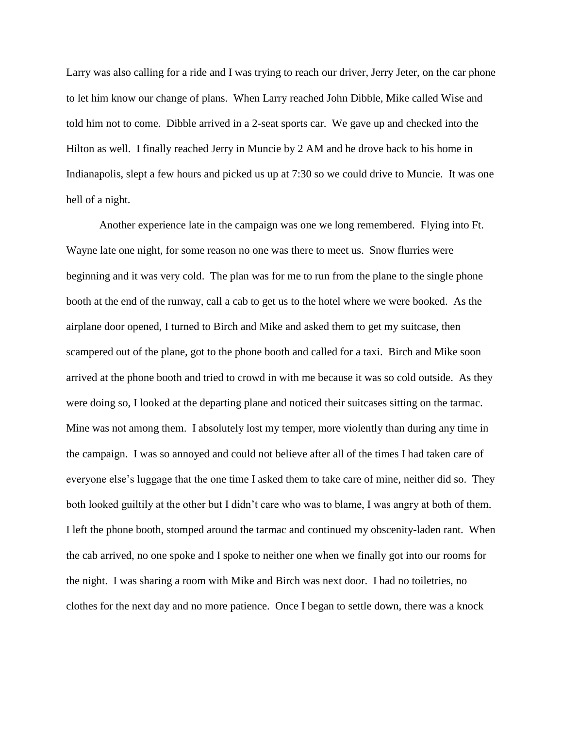Larry was also calling for a ride and I was trying to reach our driver, Jerry Jeter, on the car phone to let him know our change of plans. When Larry reached John Dibble, Mike called Wise and told him not to come. Dibble arrived in a 2-seat sports car. We gave up and checked into the Hilton as well. I finally reached Jerry in Muncie by 2 AM and he drove back to his home in Indianapolis, slept a few hours and picked us up at 7:30 so we could drive to Muncie. It was one hell of a night.

Another experience late in the campaign was one we long remembered. Flying into Ft. Wayne late one night, for some reason no one was there to meet us. Snow flurries were beginning and it was very cold. The plan was for me to run from the plane to the single phone booth at the end of the runway, call a cab to get us to the hotel where we were booked. As the airplane door opened, I turned to Birch and Mike and asked them to get my suitcase, then scampered out of the plane, got to the phone booth and called for a taxi. Birch and Mike soon arrived at the phone booth and tried to crowd in with me because it was so cold outside. As they were doing so, I looked at the departing plane and noticed their suitcases sitting on the tarmac. Mine was not among them. I absolutely lost my temper, more violently than during any time in the campaign. I was so annoyed and could not believe after all of the times I had taken care of everyone else's luggage that the one time I asked them to take care of mine, neither did so. They both looked guiltily at the other but I didn't care who was to blame, I was angry at both of them. I left the phone booth, stomped around the tarmac and continued my obscenity-laden rant. When the cab arrived, no one spoke and I spoke to neither one when we finally got into our rooms for the night. I was sharing a room with Mike and Birch was next door. I had no toiletries, no clothes for the next day and no more patience. Once I began to settle down, there was a knock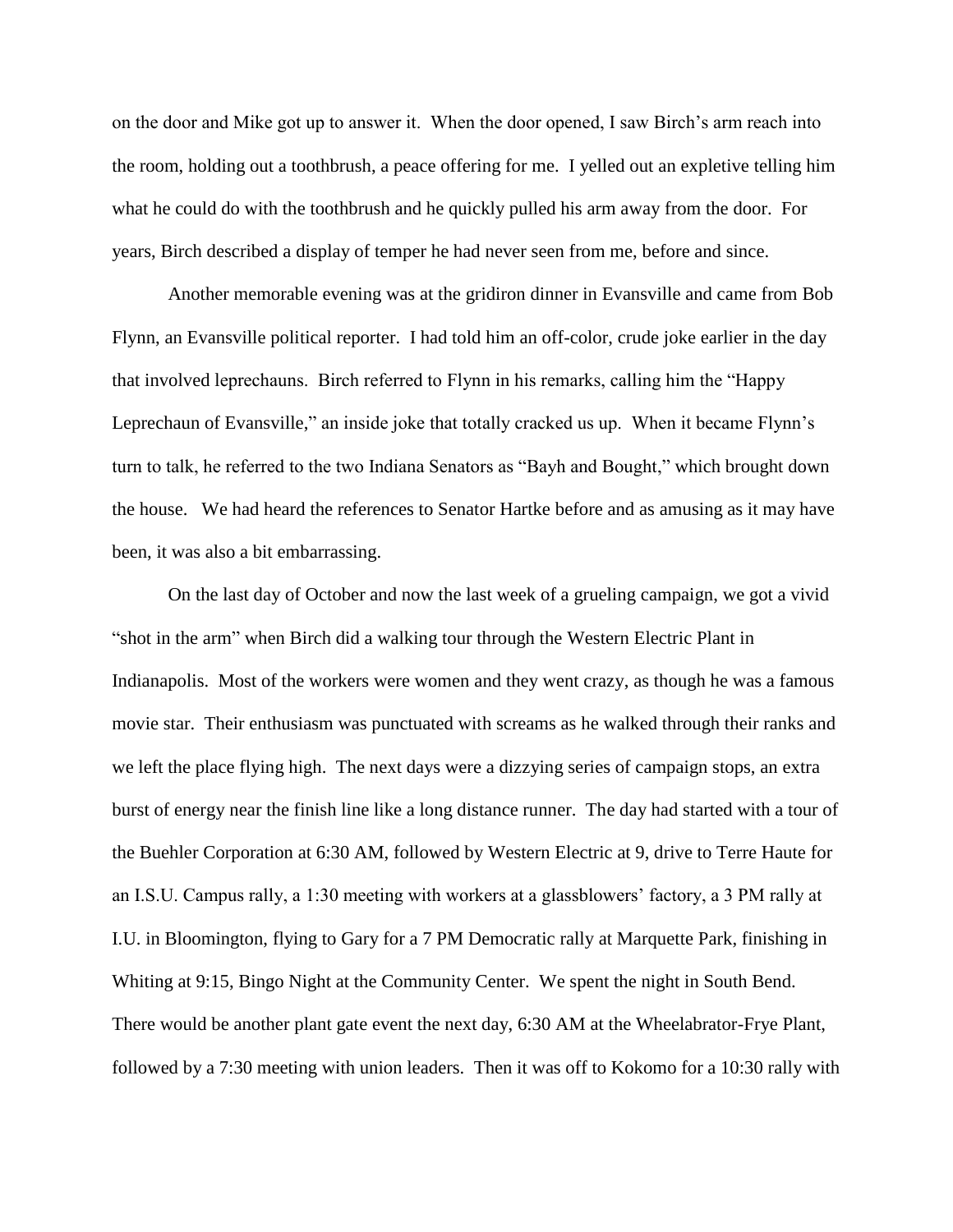on the door and Mike got up to answer it. When the door opened, I saw Birch's arm reach into the room, holding out a toothbrush, a peace offering for me. I yelled out an expletive telling him what he could do with the toothbrush and he quickly pulled his arm away from the door. For years, Birch described a display of temper he had never seen from me, before and since.

Another memorable evening was at the gridiron dinner in Evansville and came from Bob Flynn, an Evansville political reporter. I had told him an off-color, crude joke earlier in the day that involved leprechauns. Birch referred to Flynn in his remarks, calling him the "Happy Leprechaun of Evansville," an inside joke that totally cracked us up. When it became Flynn's turn to talk, he referred to the two Indiana Senators as "Bayh and Bought," which brought down the house. We had heard the references to Senator Hartke before and as amusing as it may have been, it was also a bit embarrassing.

On the last day of October and now the last week of a grueling campaign, we got a vivid "shot in the arm" when Birch did a walking tour through the Western Electric Plant in Indianapolis. Most of the workers were women and they went crazy, as though he was a famous movie star. Their enthusiasm was punctuated with screams as he walked through their ranks and we left the place flying high. The next days were a dizzying series of campaign stops, an extra burst of energy near the finish line like a long distance runner. The day had started with a tour of the Buehler Corporation at 6:30 AM, followed by Western Electric at 9, drive to Terre Haute for an I.S.U. Campus rally, a 1:30 meeting with workers at a glassblowers' factory, a 3 PM rally at I.U. in Bloomington, flying to Gary for a 7 PM Democratic rally at Marquette Park, finishing in Whiting at 9:15, Bingo Night at the Community Center. We spent the night in South Bend. There would be another plant gate event the next day, 6:30 AM at the Wheelabrator-Frye Plant, followed by a 7:30 meeting with union leaders. Then it was off to Kokomo for a 10:30 rally with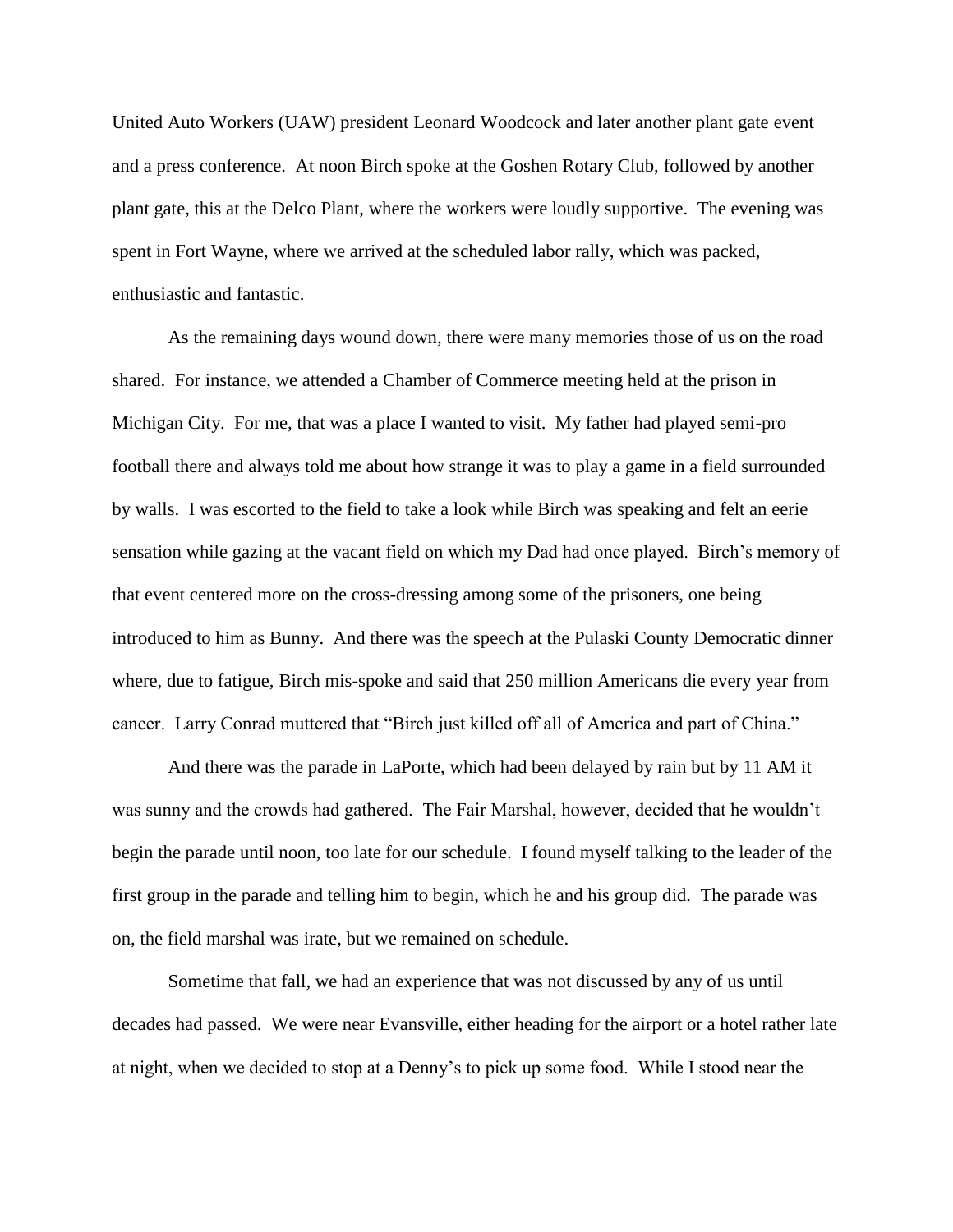United Auto Workers (UAW) president Leonard Woodcock and later another plant gate event and a press conference. At noon Birch spoke at the Goshen Rotary Club, followed by another plant gate, this at the Delco Plant, where the workers were loudly supportive. The evening was spent in Fort Wayne, where we arrived at the scheduled labor rally, which was packed, enthusiastic and fantastic.

As the remaining days wound down, there were many memories those of us on the road shared. For instance, we attended a Chamber of Commerce meeting held at the prison in Michigan City. For me, that was a place I wanted to visit. My father had played semi-pro football there and always told me about how strange it was to play a game in a field surrounded by walls. I was escorted to the field to take a look while Birch was speaking and felt an eerie sensation while gazing at the vacant field on which my Dad had once played. Birch's memory of that event centered more on the cross-dressing among some of the prisoners, one being introduced to him as Bunny. And there was the speech at the Pulaski County Democratic dinner where, due to fatigue, Birch mis-spoke and said that 250 million Americans die every year from cancer. Larry Conrad muttered that "Birch just killed off all of America and part of China."

And there was the parade in LaPorte, which had been delayed by rain but by 11 AM it was sunny and the crowds had gathered. The Fair Marshal, however, decided that he wouldn't begin the parade until noon, too late for our schedule. I found myself talking to the leader of the first group in the parade and telling him to begin, which he and his group did. The parade was on, the field marshal was irate, but we remained on schedule.

Sometime that fall, we had an experience that was not discussed by any of us until decades had passed. We were near Evansville, either heading for the airport or a hotel rather late at night, when we decided to stop at a Denny's to pick up some food. While I stood near the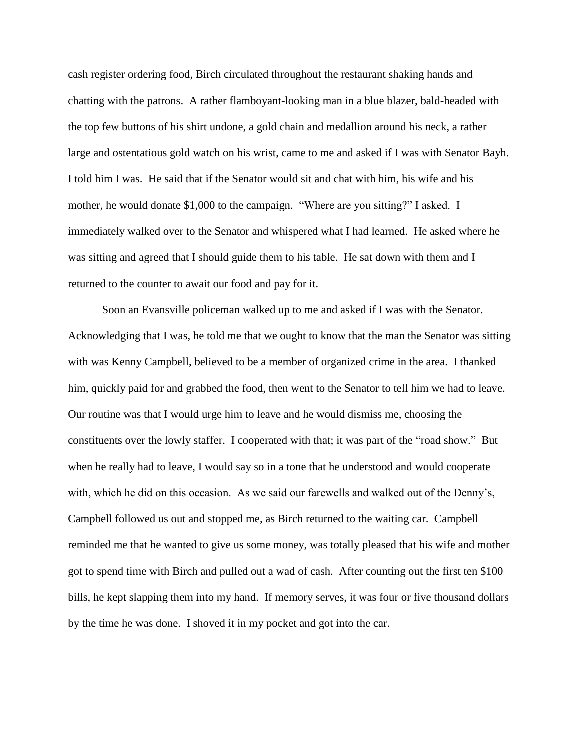cash register ordering food, Birch circulated throughout the restaurant shaking hands and chatting with the patrons. A rather flamboyant-looking man in a blue blazer, bald-headed with the top few buttons of his shirt undone, a gold chain and medallion around his neck, a rather large and ostentatious gold watch on his wrist, came to me and asked if I was with Senator Bayh. I told him I was. He said that if the Senator would sit and chat with him, his wife and his mother, he would donate $1,000 to the campaign. "Where are you sitting?" I asked. I immediately walked over to the Senator and whispered what I had learned. He asked where he was sitting and agreed that I should guide them to his table. He sat down with them and I returned to the counter to await our food and pay for it.

Soon an Evansville policeman walked up to me and asked if I was with the Senator. Acknowledging that I was, he told me that we ought to know that the man the Senator was sitting with was Kenny Campbell, believed to be a member of organized crime in the area. I thanked him, quickly paid for and grabbed the food, then went to the Senator to tell him we had to leave. Our routine was that I would urge him to leave and he would dismiss me, choosing the constituents over the lowly staffer. I cooperated with that; it was part of the "road show." But when he really had to leave, I would say so in a tone that he understood and would cooperate with, which he did on this occasion. As we said our farewells and walked out of the Denny's, Campbell followed us out and stopped me, as Birch returned to the waiting car. Campbell reminded me that he wanted to give us some money, was totally pleased that his wife and mother got to spend time with Birch and pulled out a wad of cash. After counting out the first ten $100 bills, he kept slapping them into my hand. If memory serves, it was four or five thousand dollars by the time he was done. I shoved it in my pocket and got into the car.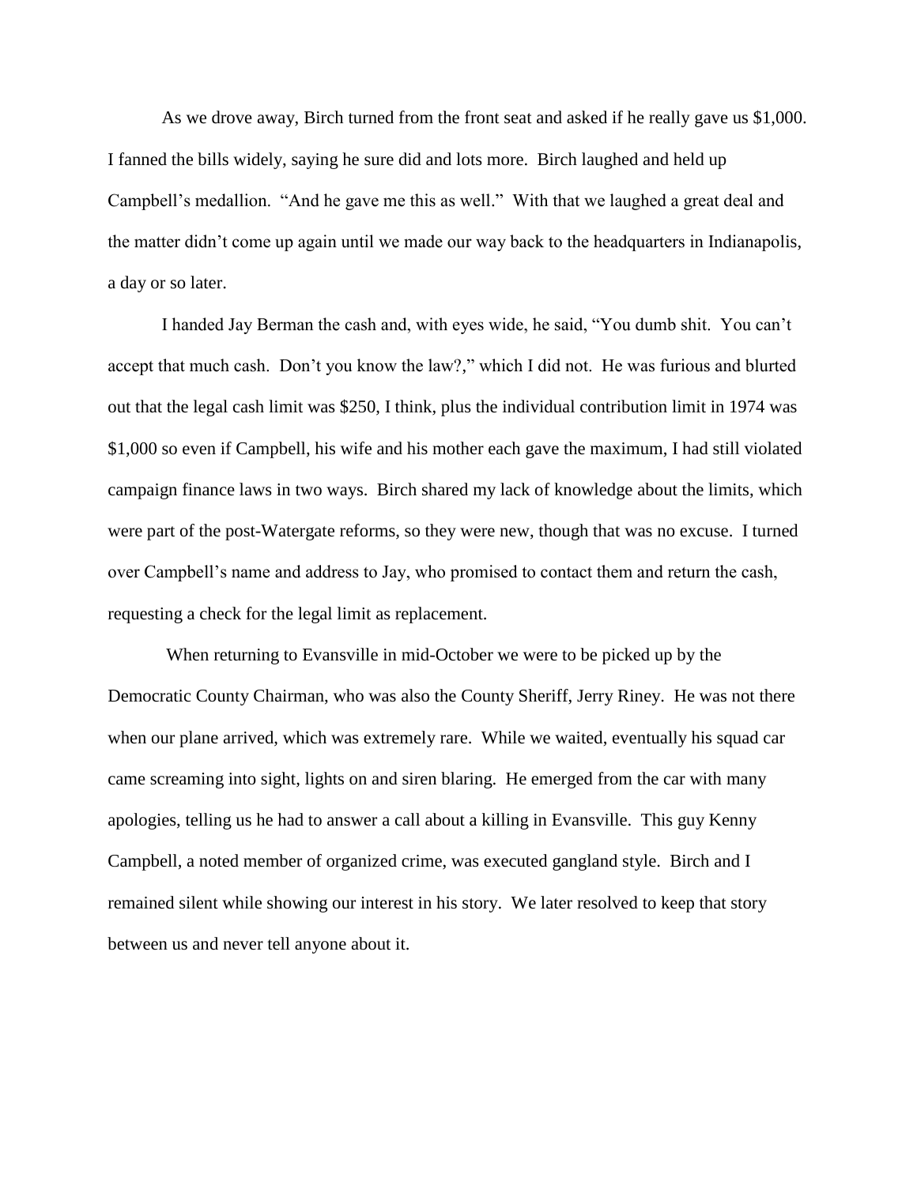As we drove away, Birch turned from the front seat and asked if he really gave us $1,000. I fanned the bills widely, saying he sure did and lots more. Birch laughed and held up Campbell's medallion. "And he gave me this as well." With that we laughed a great deal and the matter didn't come up again until we made our way back to the headquarters in Indianapolis, a day or so later.

I handed Jay Berman the cash and, with eyes wide, he said, "You dumb shit. You can't accept that much cash. Don't you know the law?," which I did not. He was furious and blurted out that the legal cash limit was $250, I think, plus the individual contribution limit in 1974 was $1,000 so even if Campbell, his wife and his mother each gave the maximum, I had still violated campaign finance laws in two ways. Birch shared my lack of knowledge about the limits, which were part of the post-Watergate reforms, so they were new, though that was no excuse. I turned over Campbell's name and address to Jay, who promised to contact them and return the cash, requesting a check for the legal limit as replacement.

When returning to Evansville in mid-October we were to be picked up by the Democratic County Chairman, who was also the County Sheriff, Jerry Riney. He was not there when our plane arrived, which was extremely rare. While we waited, eventually his squad car came screaming into sight, lights on and siren blaring. He emerged from the car with many apologies, telling us he had to answer a call about a killing in Evansville. This guy Kenny Campbell, a noted member of organized crime, was executed gangland style. Birch and I remained silent while showing our interest in his story. We later resolved to keep that story between us and never tell anyone about it.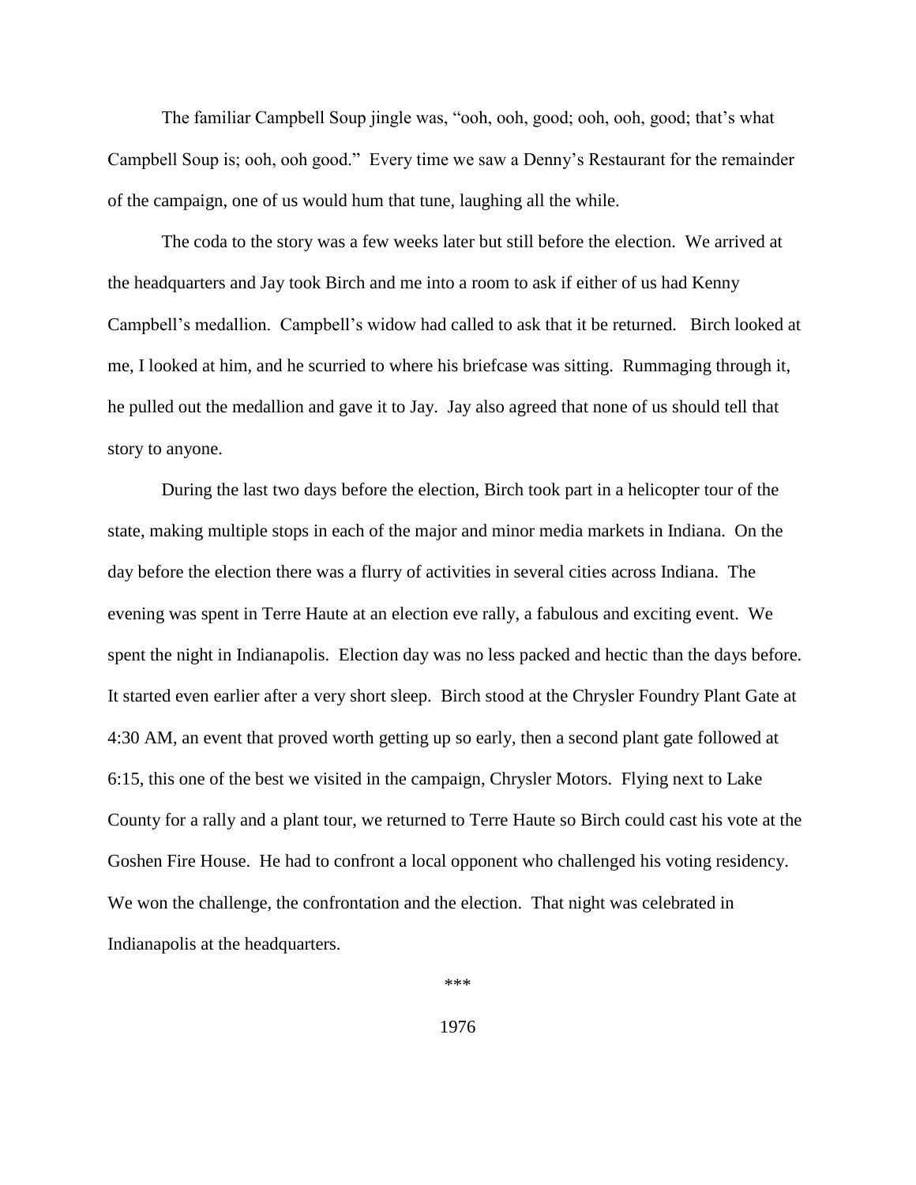The familiar Campbell Soup jingle was, "ooh, ooh, good; ooh, ooh, good; that's what Campbell Soup is; ooh, ooh good." Every time we saw a Denny's Restaurant for the remainder of the campaign, one of us would hum that tune, laughing all the while.

The coda to the story was a few weeks later but still before the election. We arrived at the headquarters and Jay took Birch and me into a room to ask if either of us had Kenny Campbell's medallion. Campbell's widow had called to ask that it be returned. Birch looked at me, I looked at him, and he scurried to where his briefcase was sitting. Rummaging through it, he pulled out the medallion and gave it to Jay. Jay also agreed that none of us should tell that story to anyone.

During the last two days before the election, Birch took part in a helicopter tour of the state, making multiple stops in each of the major and minor media markets in Indiana. On the day before the election there was a flurry of activities in several cities across Indiana. The evening was spent in Terre Haute at an election eve rally, a fabulous and exciting event. We spent the night in Indianapolis. Election day was no less packed and hectic than the days before. It started even earlier after a very short sleep. Birch stood at the Chrysler Foundry Plant Gate at 4:30 AM, an event that proved worth getting up so early, then a second plant gate followed at 6:15, this one of the best we visited in the campaign, Chrysler Motors. Flying next to Lake County for a rally and a plant tour, we returned to Terre Haute so Birch could cast his vote at the Goshen Fire House. He had to confront a local opponent who challenged his voting residency. We won the challenge, the confrontation and the election. That night was celebrated in Indianapolis at the headquarters.

***

1976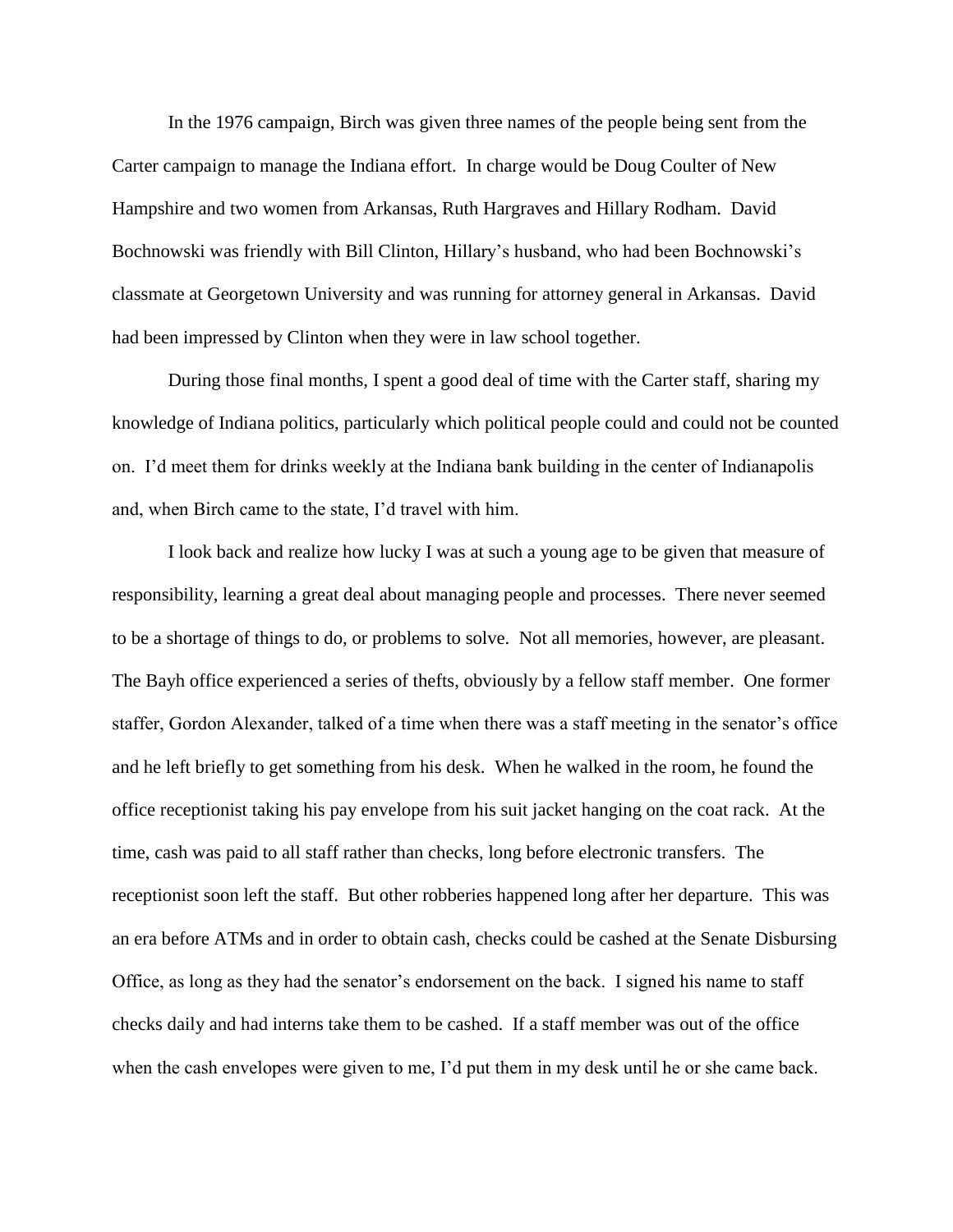In the 1976 campaign, Birch was given three names of the people being sent from the Carter campaign to manage the Indiana effort. In charge would be Doug Coulter of New Hampshire and two women from Arkansas, Ruth Hargraves and Hillary Rodham. David Bochnowski was friendly with Bill Clinton, Hillary's husband, who had been Bochnowski's classmate at Georgetown University and was running for attorney general in Arkansas. David had been impressed by Clinton when they were in law school together.

During those final months, I spent a good deal of time with the Carter staff, sharing my knowledge of Indiana politics, particularly which political people could and could not be counted on. I'd meet them for drinks weekly at the Indiana bank building in the center of Indianapolis and, when Birch came to the state, I'd travel with him.

I look back and realize how lucky I was at such a young age to be given that measure of responsibility, learning a great deal about managing people and processes. There never seemed to be a shortage of things to do, or problems to solve. Not all memories, however, are pleasant. The Bayh office experienced a series of thefts, obviously by a fellow staff member. One former staffer, Gordon Alexander, talked of a time when there was a staff meeting in the senator's office and he left briefly to get something from his desk. When he walked in the room, he found the office receptionist taking his pay envelope from his suit jacket hanging on the coat rack. At the time, cash was paid to all staff rather than checks, long before electronic transfers. The receptionist soon left the staff. But other robberies happened long after her departure. This was an era before ATMs and in order to obtain cash, checks could be cashed at the Senate Disbursing Office, as long as they had the senator's endorsement on the back. I signed his name to staff checks daily and had interns take them to be cashed. If a staff member was out of the office when the cash envelopes were given to me, I'd put them in my desk until he or she came back.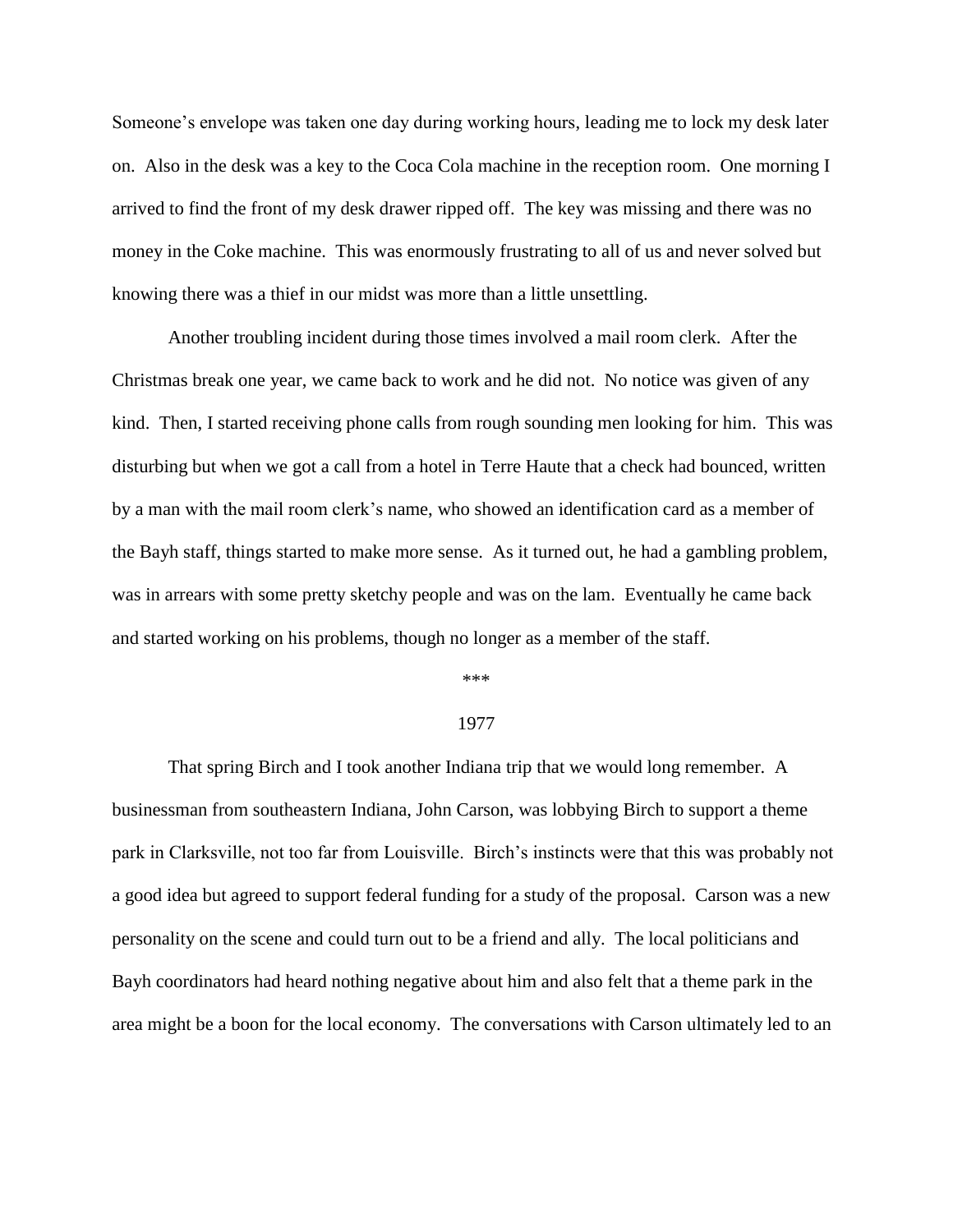Someone's envelope was taken one day during working hours, leading me to lock my desk later on. Also in the desk was a key to the Coca Cola machine in the reception room. One morning I arrived to find the front of my desk drawer ripped off. The key was missing and there was no money in the Coke machine. This was enormously frustrating to all of us and never solved but knowing there was a thief in our midst was more than a little unsettling.

Another troubling incident during those times involved a mail room clerk. After the Christmas break one year, we came back to work and he did not. No notice was given of any kind. Then, I started receiving phone calls from rough sounding men looking for him. This was disturbing but when we got a call from a hotel in Terre Haute that a check had bounced, written by a man with the mail room clerk's name, who showed an identification card as a member of the Bayh staff, things started to make more sense. As it turned out, he had a gambling problem, was in arrears with some pretty sketchy people and was on the lam. Eventually he came back and started working on his problems, though no longer as a member of the staff.

\*\*\*

1977

That spring Birch and I took another Indiana trip that we would long remember. A businessman from southeastern Indiana, John Carson, was lobbying Birch to support a theme park in Clarksville, not too far from Louisville. Birch's instincts were that this was probably not a good idea but agreed to support federal funding for a study of the proposal. Carson was a new personality on the scene and could turn out to be a friend and ally. The local politicians and Bayh coordinators had heard nothing negative about him and also felt that a theme park in the area might be a boon for the local economy. The conversations with Carson ultimately led to an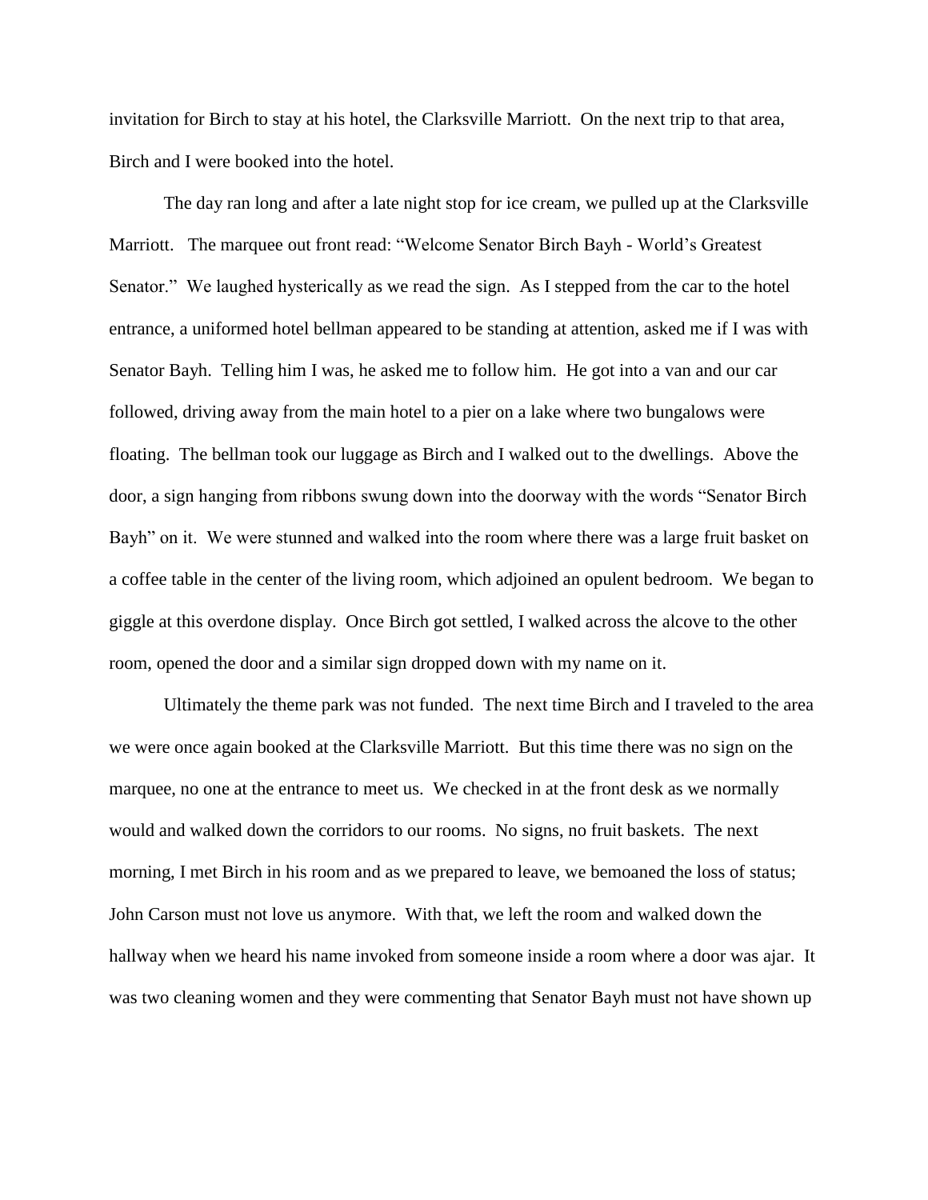invitation for Birch to stay at his hotel, the Clarksville Marriott. On the next trip to that area, Birch and I were booked into the hotel.

The day ran long and after a late night stop for ice cream, we pulled up at the Clarksville Marriott. The marquee out front read: "Welcome Senator Birch Bayh - World's Greatest Senator." We laughed hysterically as we read the sign. As I stepped from the car to the hotel entrance, a uniformed hotel bellman appeared to be standing at attention, asked me if I was with Senator Bayh. Telling him I was, he asked me to follow him. He got into a van and our car followed, driving away from the main hotel to a pier on a lake where two bungalows were floating. The bellman took our luggage as Birch and I walked out to the dwellings. Above the door, a sign hanging from ribbons swung down into the doorway with the words "Senator Birch Bayh" on it. We were stunned and walked into the room where there was a large fruit basket on a coffee table in the center of the living room, which adjoined an opulent bedroom. We began to giggle at this overdone display. Once Birch got settled, I walked across the alcove to the other room, opened the door and a similar sign dropped down with my name on it.

Ultimately the theme park was not funded. The next time Birch and I traveled to the area we were once again booked at the Clarksville Marriott. But this time there was no sign on the marquee, no one at the entrance to meet us. We checked in at the front desk as we normally would and walked down the corridors to our rooms. No signs, no fruit baskets. The next morning, I met Birch in his room and as we prepared to leave, we bemoaned the loss of status; John Carson must not love us anymore. With that, we left the room and walked down the hallway when we heard his name invoked from someone inside a room where a door was ajar. It was two cleaning women and they were commenting that Senator Bayh must not have shown up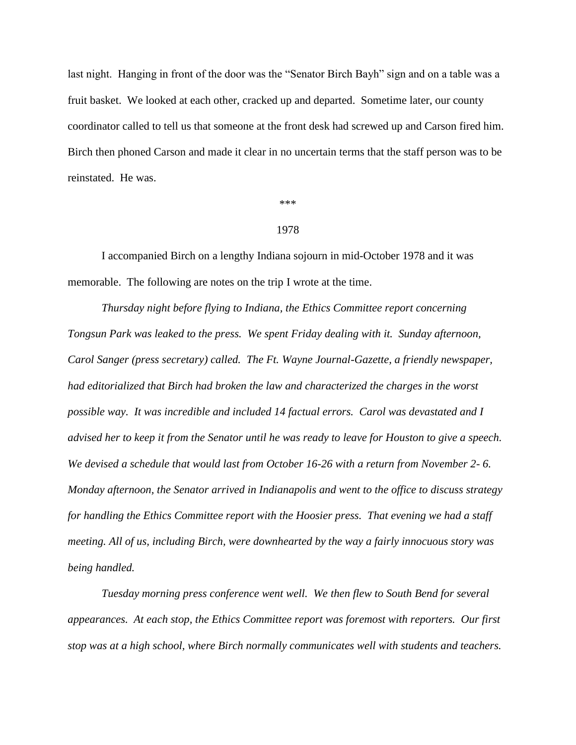last night. Hanging in front of the door was the "Senator Birch Bayh" sign and on a table was a fruit basket. We looked at each other, cracked up and departed. Sometime later, our county coordinator called to tell us that someone at the front desk had screwed up and Carson fired him. Birch then phoned Carson and made it clear in no uncertain terms that the staff person was to be reinstated. He was.

***

1978

I accompanied Birch on a lengthy Indiana sojourn in mid-October 1978 and it was memorable. The following are notes on the trip I wrote at the time.

*Thursday night before flying to Indiana, the Ethics Committee report concerning Tongsun Park was leaked to the press. We spent Friday dealing with it. Sunday afternoon, Carol Sanger (press secretary) called. The Ft. Wayne Journal-Gazette, a friendly newspaper, had editorialized that Birch had broken the law and characterized the charges in the worst possible way. It was incredible and included 14 factual errors. Carol was devastated and I advised her to keep it from the Senator until he was ready to leave for Houston to give a speech. We devised a schedule that would last from October 16-26 with a return from November 2- 6. Monday afternoon, the Senator arrived in Indianapolis and went to the office to discuss strategy for handling the Ethics Committee report with the Hoosier press. That evening we had a staff meeting. All of us, including Birch, were downhearted by the way a fairly innocuous story was being handled.*

*Tuesday morning press conference went well. We then flew to South Bend for several appearances. At each stop, the Ethics Committee report was foremost with reporters. Our first stop was at a high school, where Birch normally communicates well with students and teachers.*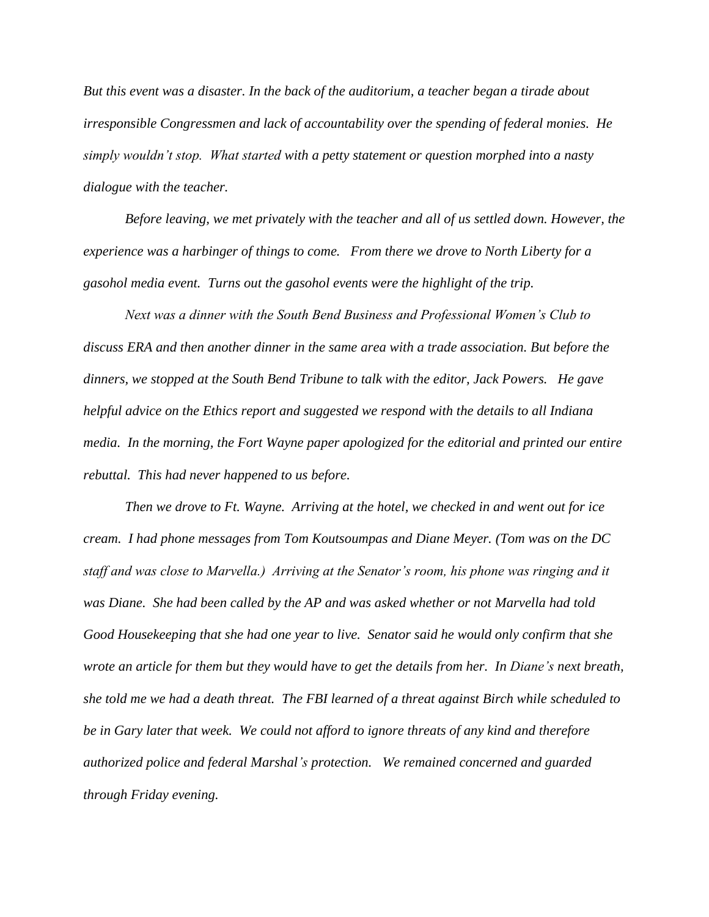*But this event was a disaster. In the back of the auditorium, a teacher began a tirade about irresponsible Congressmen and lack of accountability over the spending of federal monies. He simply wouldn't stop. What started with a petty statement or question morphed into a nasty dialogue with the teacher.*

*Before leaving, we met privately with the teacher and all of us settled down. However, the experience was a harbinger of things to come. From there we drove to North Liberty for a gasohol media event. Turns out the gasohol events were the highlight of the trip.*

*Next was a dinner with the South Bend Business and Professional Women's Club to discuss ERA and then another dinner in the same area with a trade association. But before the dinners, we stopped at the South Bend Tribune to talk with the editor, Jack Powers. He gave helpful advice on the Ethics report and suggested we respond with the details to all Indiana media. In the morning, the Fort Wayne paper apologized for the editorial and printed our entire rebuttal. This had never happened to us before.*

*Then we drove to Ft. Wayne. Arriving at the hotel, we checked in and went out for ice cream. I had phone messages from Tom Koutsoumpas and Diane Meyer. (Tom was on the DC staff and was close to Marvella.) Arriving at the Senator's room, his phone was ringing and it was Diane. She had been called by the AP and was asked whether or not Marvella had told Good Housekeeping that she had one year to live. Senator said he would only confirm that she wrote an article for them but they would have to get the details from her. In Diane's next breath, she told me we had a death threat. The FBI learned of a threat against Birch while scheduled to be in Gary later that week. We could not afford to ignore threats of any kind and therefore authorized police and federal Marshal's protection. We remained concerned and guarded through Friday evening.*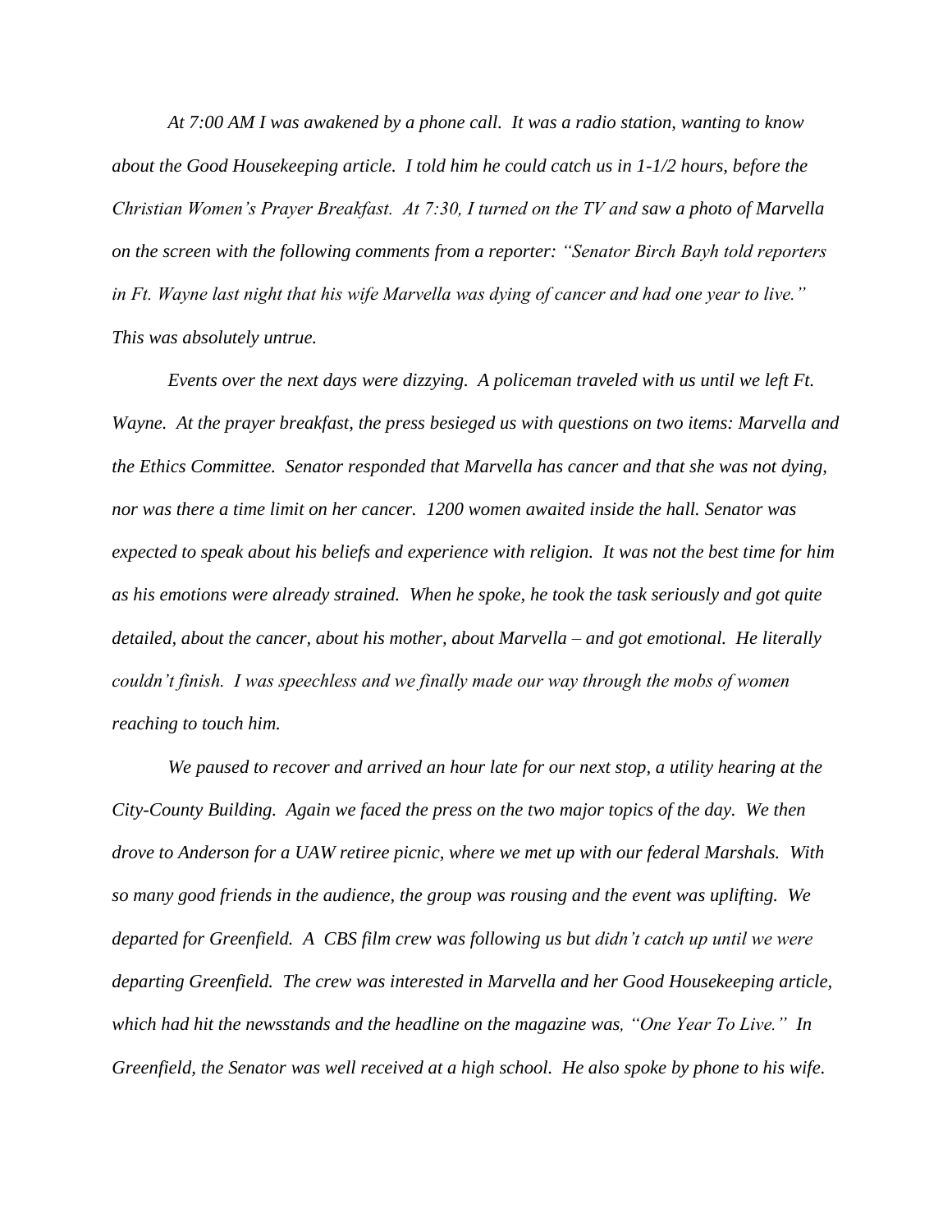*At 7:00 AM I was awakened by a phone call. It was a radio station, wanting to know about the Good Housekeeping article. I told him he could catch us in 1-1/2 hours, before the Christian Women's Prayer Breakfast. At 7:30, I turned on the TV and saw a photo of Marvella on the screen with the following comments from a reporter: "Senator Birch Bayh told reporters in Ft. Wayne last night that his wife Marvella was dying of cancer and had one year to live." This was absolutely untrue.*

*Events over the next days were dizzying. A policeman traveled with us until we left Ft. Wayne. At the prayer breakfast, the press besieged us with questions on two items: Marvella and the Ethics Committee. Senator responded that Marvella has cancer and that she was not dying, nor was there a time limit on her cancer. 1200 women awaited inside the hall. Senator was expected to speak about his beliefs and experience with religion. It was not the best time for him as his emotions were already strained. When he spoke, he took the task seriously and got quite detailed, about the cancer, about his mother, about Marvella – and got emotional. He literally couldn't finish. I was speechless and we finally made our way through the mobs of women reaching to touch him.*

*We paused to recover and arrived an hour late for our next stop, a utility hearing at the City-County Building. Again we faced the press on the two major topics of the day. We then drove to Anderson for a UAW retiree picnic, where we met up with our federal Marshals. With so many good friends in the audience, the group was rousing and the event was uplifting. We departed for Greenfield. A CBS film crew was following us but didn't catch up until we were departing Greenfield. The crew was interested in Marvella and her Good Housekeeping article, which had hit the newsstands and the headline on the magazine was, "One Year To Live." In Greenfield, the Senator was well received at a high school. He also spoke by phone to his wife.*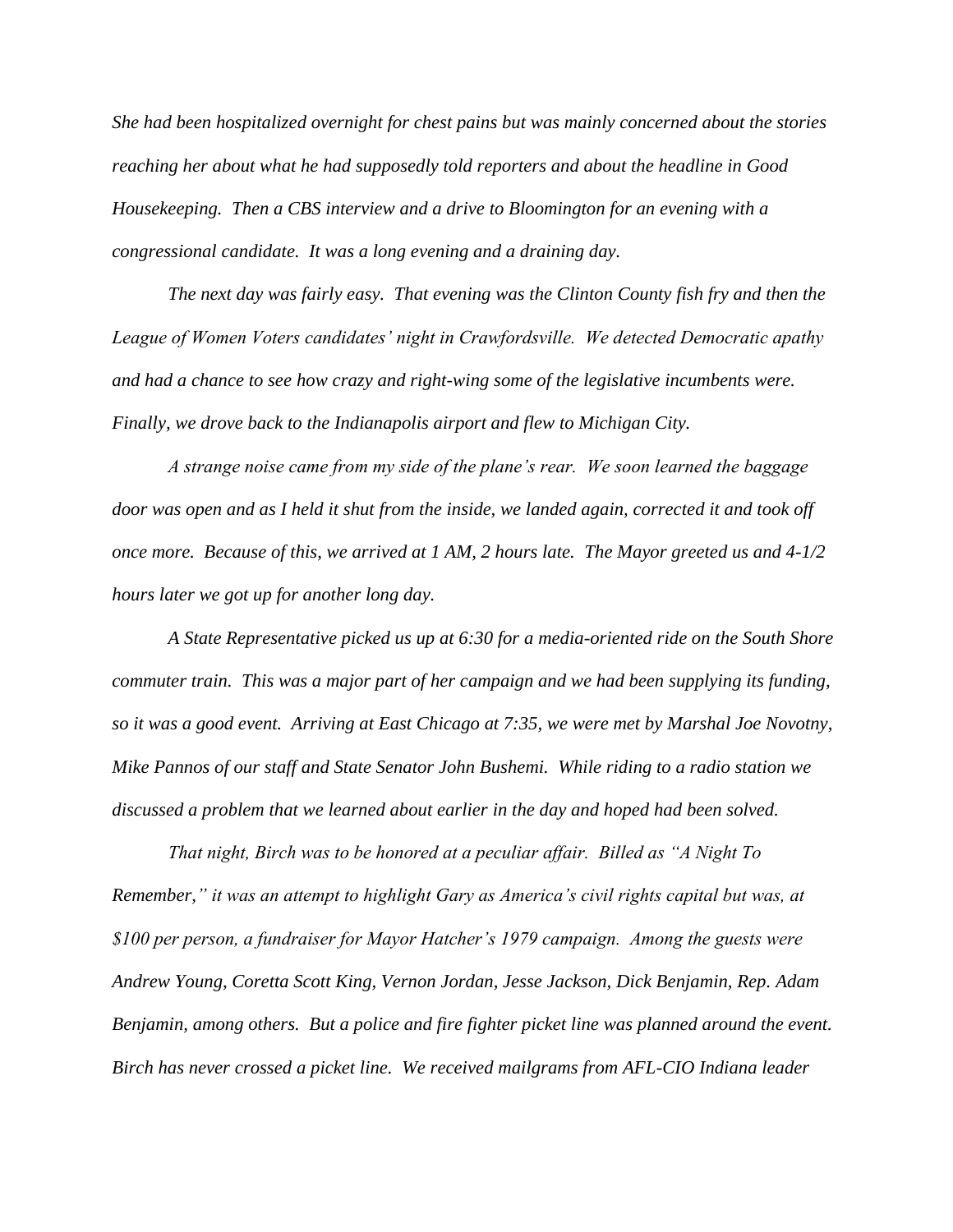*She had been hospitalized overnight for chest pains but was mainly concerned about the stories reaching her about what he had supposedly told reporters and about the headline in Good Housekeeping. Then a CBS interview and a drive to Bloomington for an evening with a congressional candidate. It was a long evening and a draining day.*

*The next day was fairly easy. That evening was the Clinton County fish fry and then the League of Women Voters candidates' night in Crawfordsville. We detected Democratic apathy and had a chance to see how crazy and right-wing some of the legislative incumbents were. Finally, we drove back to the Indianapolis airport and flew to Michigan City.*

*A strange noise came from my side of the plane's rear. We soon learned the baggage door was open and as I held it shut from the inside, we landed again, corrected it and took off once more. Because of this, we arrived at 1 AM, 2 hours late. The Mayor greeted us and 4-1/2 hours later we got up for another long day.*

*A State Representative picked us up at 6:30 for a media-oriented ride on the South Shore commuter train. This was a major part of her campaign and we had been supplying its funding, so it was a good event. Arriving at East Chicago at 7:35, we were met by Marshal Joe Novotny, Mike Pannos of our staff and State Senator John Bushemi. While riding to a radio station we discussed a problem that we learned about earlier in the day and hoped had been solved.*

*That night, Birch was to be honored at a peculiar affair. Billed as "A Night To Remember," it was an attempt to highlight Gary as America's civil rights capital but was, at $100 per person, a fundraiser for Mayor Hatcher's 1979 campaign. Among the guests were Andrew Young, Coretta Scott King, Vernon Jordan, Jesse Jackson, Dick Benjamin, Rep. Adam Benjamin, among others. But a police and fire fighter picket line was planned around the event. Birch has never crossed a picket line. We received mailgrams from AFL-CIO Indiana leader*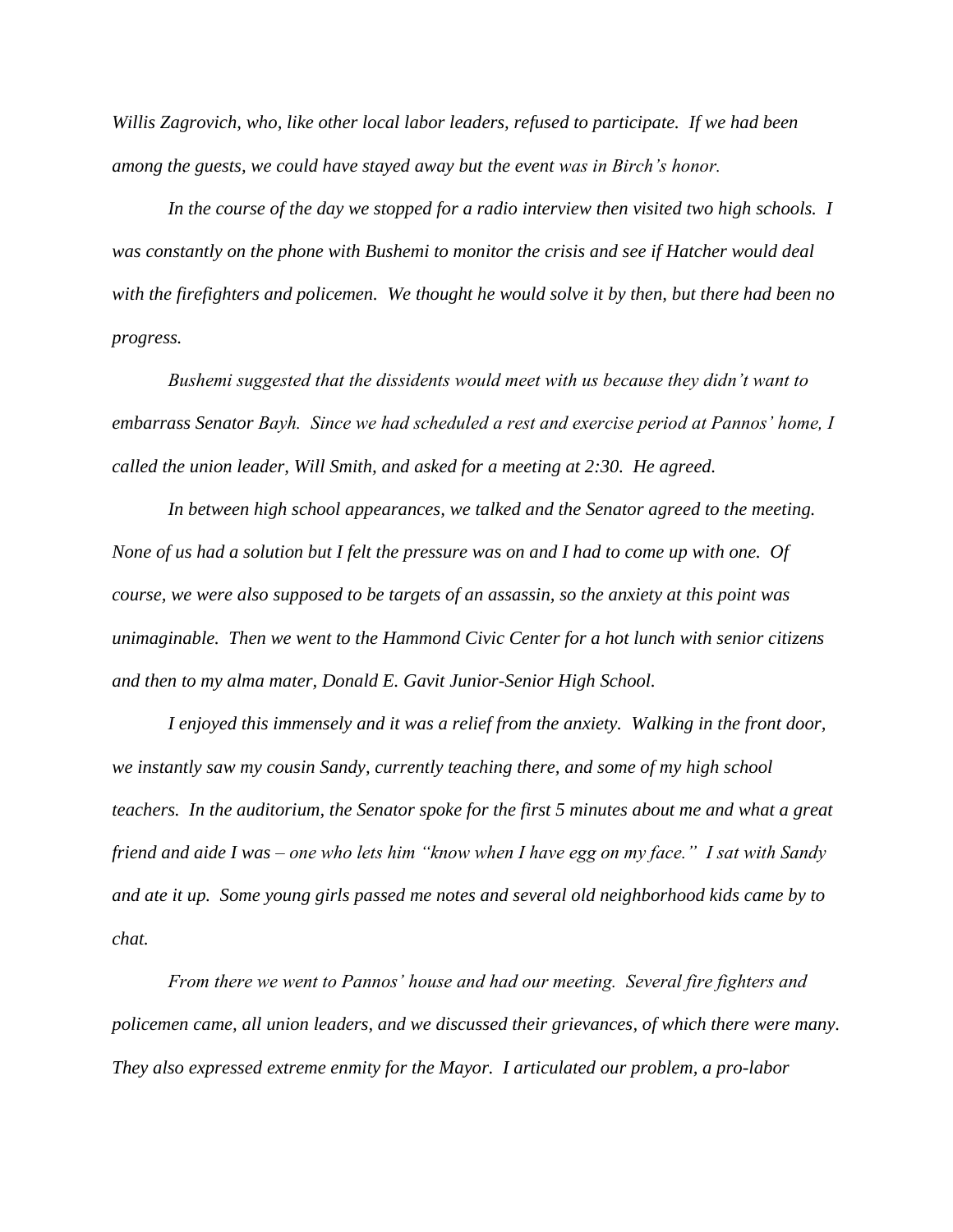*Willis Zagrovich, who, like other local labor leaders, refused to participate. If we had been among the guests, we could have stayed away but the event was in Birch's honor.*

*In the course of the day we stopped for a radio interview then visited two high schools. I was constantly on the phone with Bushemi to monitor the crisis and see if Hatcher would deal with the firefighters and policemen. We thought he would solve it by then, but there had been no progress.*

*Bushemi suggested that the dissidents would meet with us because they didn't want to embarrass Senator Bayh. Since we had scheduled a rest and exercise period at Pannos' home, I called the union leader, Will Smith, and asked for a meeting at 2:30. He agreed.*

*In between high school appearances, we talked and the Senator agreed to the meeting. None of us had a solution but I felt the pressure was on and I had to come up with one. Of course, we were also supposed to be targets of an assassin, so the anxiety at this point was unimaginable. Then we went to the Hammond Civic Center for a hot lunch with senior citizens and then to my alma mater, Donald E. Gavit Junior-Senior High School.*

*I enjoyed this immensely and it was a relief from the anxiety. Walking in the front door, we instantly saw my cousin Sandy, currently teaching there, and some of my high school teachers. In the auditorium, the Senator spoke for the first 5 minutes about me and what a great friend and aide I was – one who lets him "know when I have egg on my face." I sat with Sandy and ate it up. Some young girls passed me notes and several old neighborhood kids came by to chat.*

*From there we went to Pannos' house and had our meeting. Several fire fighters and policemen came, all union leaders, and we discussed their grievances, of which there were many. They also expressed extreme enmity for the Mayor. I articulated our problem, a pro-labor*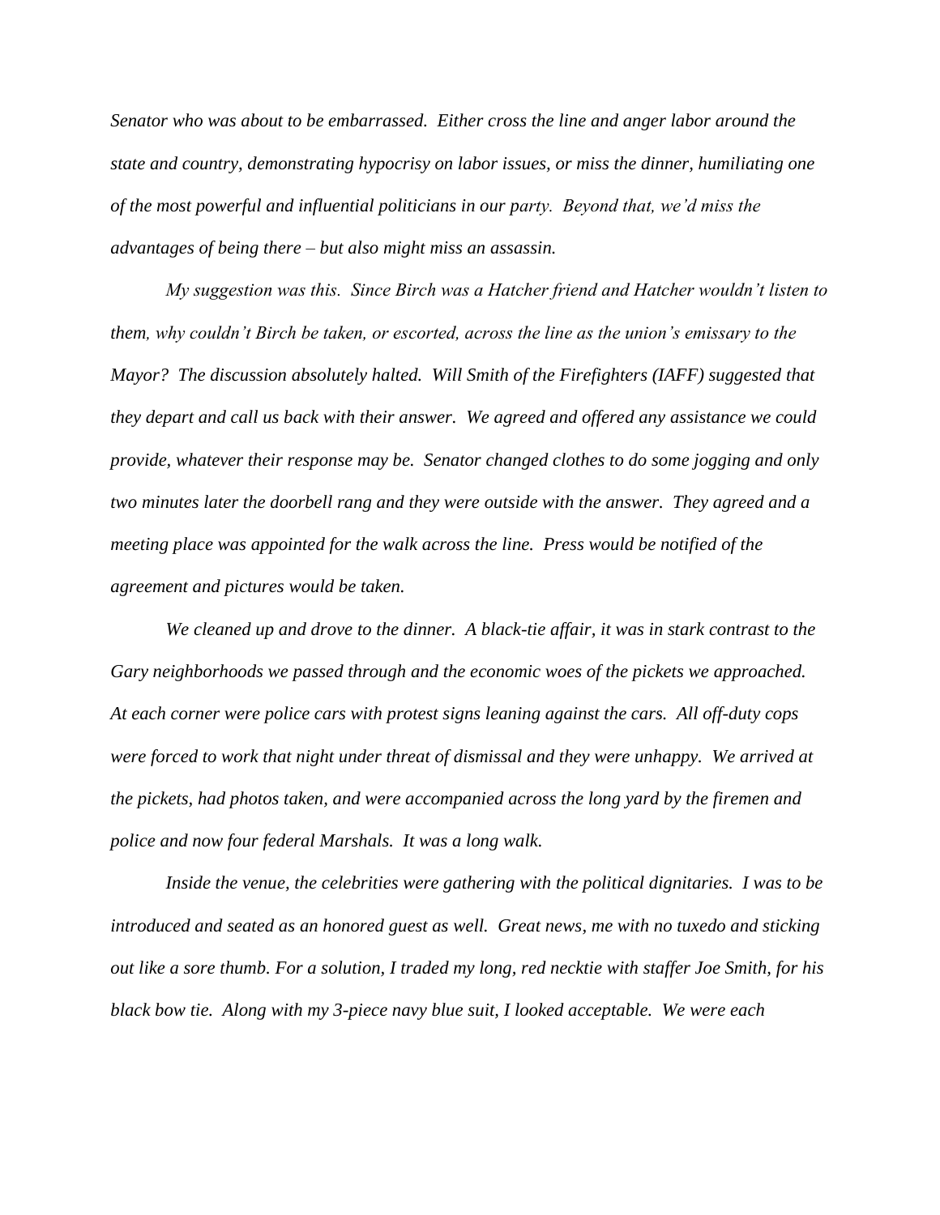*Senator who was about to be embarrassed. Either cross the line and anger labor around the state and country, demonstrating hypocrisy on labor issues, or miss the dinner, humiliating one of the most powerful and influential politicians in our party. Beyond that, we'd miss the advantages of being there – but also might miss an assassin.*

*My suggestion was this. Since Birch was a Hatcher friend and Hatcher wouldn't listen to them, why couldn't Birch be taken, or escorted, across the line as the union's emissary to the Mayor? The discussion absolutely halted. Will Smith of the Firefighters (IAFF) suggested that they depart and call us back with their answer. We agreed and offered any assistance we could provide, whatever their response may be. Senator changed clothes to do some jogging and only two minutes later the doorbell rang and they were outside with the answer. They agreed and a meeting place was appointed for the walk across the line. Press would be notified of the agreement and pictures would be taken.*

*We cleaned up and drove to the dinner. A black-tie affair, it was in stark contrast to the Gary neighborhoods we passed through and the economic woes of the pickets we approached. At each corner were police cars with protest signs leaning against the cars. All off-duty cops were forced to work that night under threat of dismissal and they were unhappy. We arrived at the pickets, had photos taken, and were accompanied across the long yard by the firemen and police and now four federal Marshals. It was a long walk.*

*Inside the venue, the celebrities were gathering with the political dignitaries. I was to be introduced and seated as an honored guest as well. Great news, me with no tuxedo and sticking out like a sore thumb. For a solution, I traded my long, red necktie with staffer Joe Smith, for his black bow tie. Along with my 3-piece navy blue suit, I looked acceptable. We were each*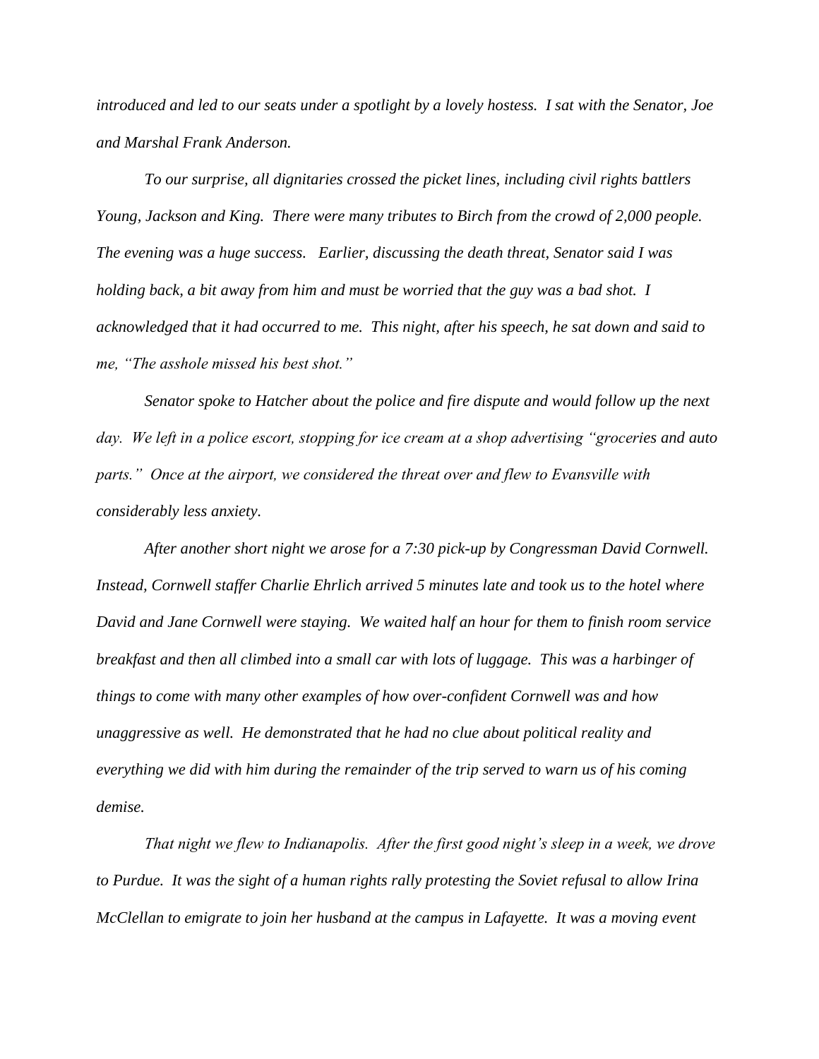*introduced and led to our seats under a spotlight by a lovely hostess. I sat with the Senator, Joe and Marshal Frank Anderson.*

*To our surprise, all dignitaries crossed the picket lines, including civil rights battlers Young, Jackson and King. There were many tributes to Birch from the crowd of 2,000 people. The evening was a huge success. Earlier, discussing the death threat, Senator said I was holding back, a bit away from him and must be worried that the guy was a bad shot. I acknowledged that it had occurred to me. This night, after his speech, he sat down and said to me, "The asshole missed his best shot."*

*Senator spoke to Hatcher about the police and fire dispute and would follow up the next day. We left in a police escort, stopping for ice cream at a shop advertising "groceries and auto parts." Once at the airport, we considered the threat over and flew to Evansville with considerably less anxiety.*

*After another short night we arose for a 7:30 pick-up by Congressman David Cornwell. Instead, Cornwell staffer Charlie Ehrlich arrived 5 minutes late and took us to the hotel where David and Jane Cornwell were staying. We waited half an hour for them to finish room service breakfast and then all climbed into a small car with lots of luggage. This was a harbinger of things to come with many other examples of how over-confident Cornwell was and how unaggressive as well. He demonstrated that he had no clue about political reality and everything we did with him during the remainder of the trip served to warn us of his coming demise.*

*That night we flew to Indianapolis. After the first good night's sleep in a week, we drove to Purdue. It was the sight of a human rights rally protesting the Soviet refusal to allow Irina McClellan to emigrate to join her husband at the campus in Lafayette. It was a moving event*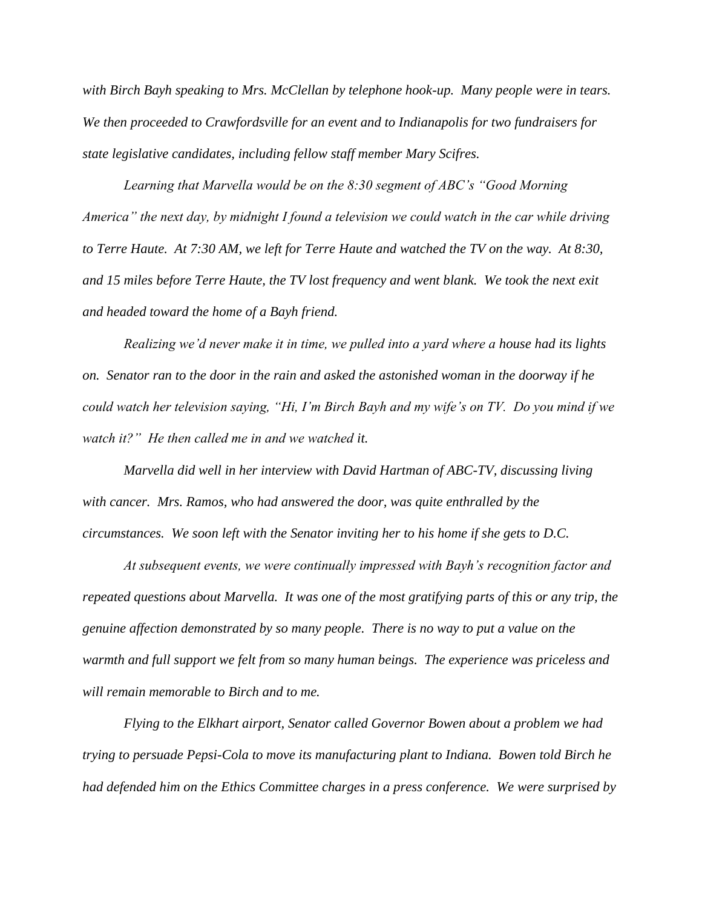*with Birch Bayh speaking to Mrs. McClellan by telephone hook-up. Many people were in tears. We then proceeded to Crawfordsville for an event and to Indianapolis for two fundraisers for state legislative candidates, including fellow staff member Mary Scifres.*

*Learning that Marvella would be on the 8:30 segment of ABC's "Good Morning America" the next day, by midnight I found a television we could watch in the car while driving to Terre Haute. At 7:30 AM, we left for Terre Haute and watched the TV on the way. At 8:30, and 15 miles before Terre Haute, the TV lost frequency and went blank. We took the next exit and headed toward the home of a Bayh friend.*

*Realizing we'd never make it in time, we pulled into a yard where a house had its lights on. Senator ran to the door in the rain and asked the astonished woman in the doorway if he could watch her television saying, "Hi, I'm Birch Bayh and my wife's on TV. Do you mind if we watch it?" He then called me in and we watched it.*

*Marvella did well in her interview with David Hartman of ABC-TV, discussing living with cancer. Mrs. Ramos, who had answered the door, was quite enthralled by the circumstances. We soon left with the Senator inviting her to his home if she gets to D.C.*

*At subsequent events, we were continually impressed with Bayh's recognition factor and repeated questions about Marvella. It was one of the most gratifying parts of this or any trip, the genuine affection demonstrated by so many people. There is no way to put a value on the warmth and full support we felt from so many human beings. The experience was priceless and will remain memorable to Birch and to me.*

*Flying to the Elkhart airport, Senator called Governor Bowen about a problem we had trying to persuade Pepsi-Cola to move its manufacturing plant to Indiana. Bowen told Birch he had defended him on the Ethics Committee charges in a press conference. We were surprised by*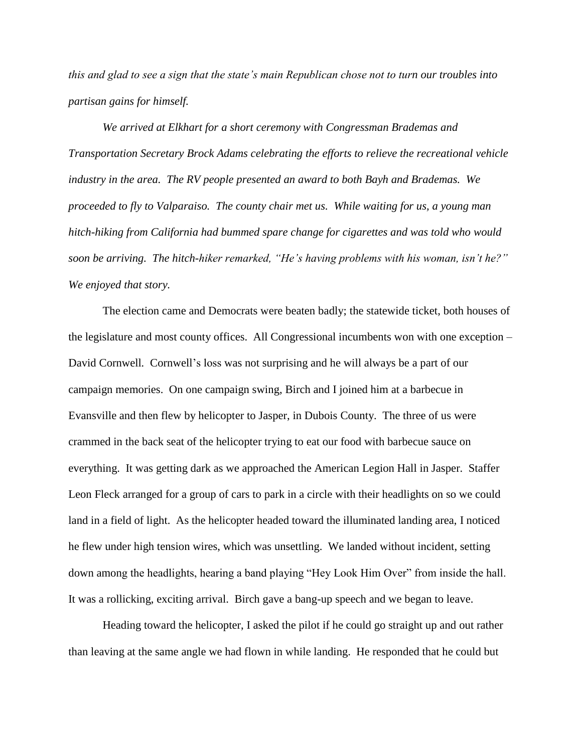*this and glad to see a sign that the state's main Republican chose not to turn our troubles into partisan gains for himself.*

*We arrived at Elkhart for a short ceremony with Congressman Brademas and Transportation Secretary Brock Adams celebrating the efforts to relieve the recreational vehicle industry in the area. The RV people presented an award to both Bayh and Brademas. We proceeded to fly to Valparaiso. The county chair met us. While waiting for us, a young man hitch-hiking from California had bummed spare change for cigarettes and was told who would soon be arriving. The hitch-hiker remarked, "He's having problems with his woman, isn't he?" We enjoyed that story.*

The election came and Democrats were beaten badly; the statewide ticket, both houses of the legislature and most county offices. All Congressional incumbents won with one exception – David Cornwell. Cornwell's loss was not surprising and he will always be a part of our campaign memories. On one campaign swing, Birch and I joined him at a barbecue in Evansville and then flew by helicopter to Jasper, in Dubois County. The three of us were crammed in the back seat of the helicopter trying to eat our food with barbecue sauce on everything. It was getting dark as we approached the American Legion Hall in Jasper. Staffer Leon Fleck arranged for a group of cars to park in a circle with their headlights on so we could land in a field of light. As the helicopter headed toward the illuminated landing area, I noticed he flew under high tension wires, which was unsettling. We landed without incident, setting down among the headlights, hearing a band playing "Hey Look Him Over" from inside the hall. It was a rollicking, exciting arrival. Birch gave a bang-up speech and we began to leave.

Heading toward the helicopter, I asked the pilot if he could go straight up and out rather than leaving at the same angle we had flown in while landing. He responded that he could but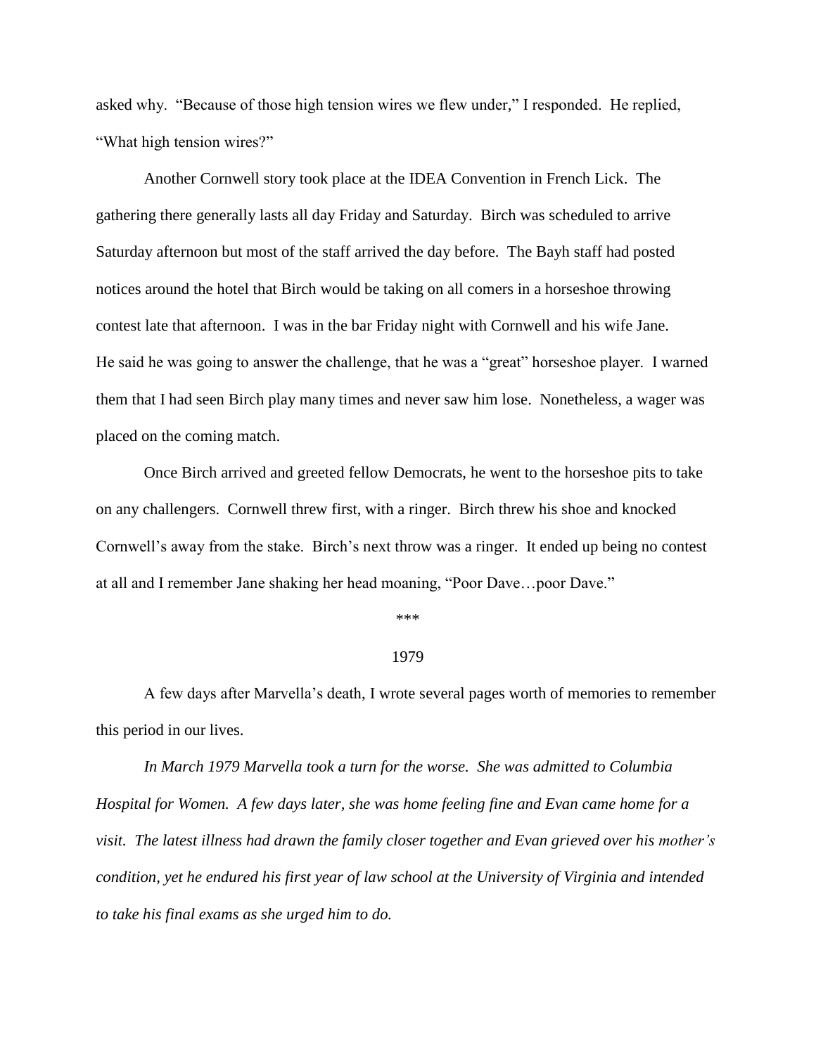asked why. "Because of those high tension wires we flew under," I responded. He replied, "What high tension wires?"

Another Cornwell story took place at the IDEA Convention in French Lick. The gathering there generally lasts all day Friday and Saturday. Birch was scheduled to arrive Saturday afternoon but most of the staff arrived the day before. The Bayh staff had posted notices around the hotel that Birch would be taking on all comers in a horseshoe throwing contest late that afternoon. I was in the bar Friday night with Cornwell and his wife Jane. He said he was going to answer the challenge, that he was a "great" horseshoe player. I warned them that I had seen Birch play many times and never saw him lose. Nonetheless, a wager was placed on the coming match.

Once Birch arrived and greeted fellow Democrats, he went to the horseshoe pits to take on any challengers. Cornwell threw first, with a ringer. Birch threw his shoe and knocked Cornwell's away from the stake. Birch's next throw was a ringer. It ended up being no contest at all and I remember Jane shaking her head moaning, "Poor Dave…poor Dave."

\*\*\*

1979

A few days after Marvella's death, I wrote several pages worth of memories to remember this period in our lives.

*In March 1979 Marvella took a turn for the worse. She was admitted to Columbia Hospital for Women. A few days later, she was home feeling fine and Evan came home for a visit. The latest illness had drawn the family closer together and Evan grieved over his mother's condition, yet he endured his first year of law school at the University of Virginia and intended to take his final exams as she urged him to do.*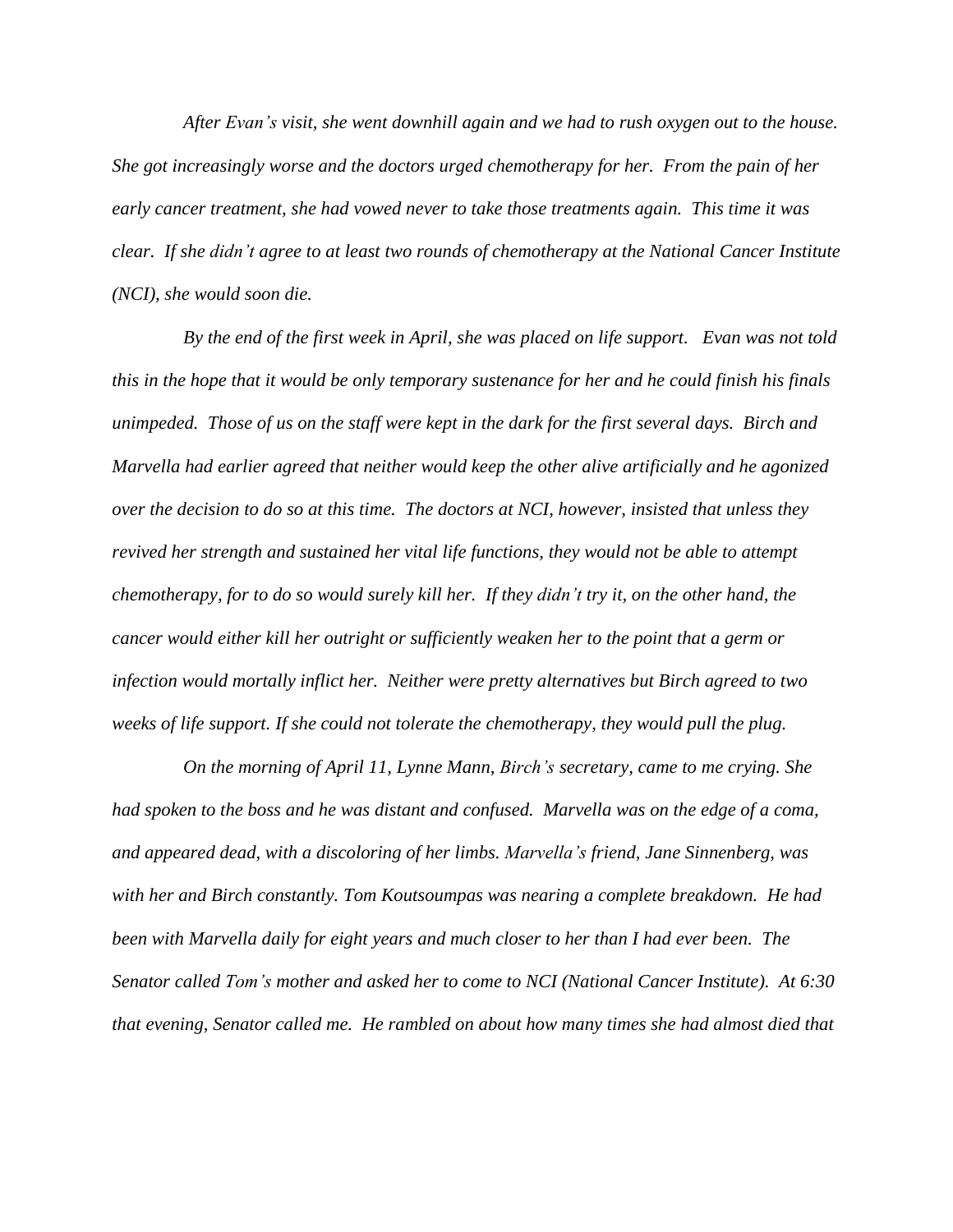*After Evan's visit, she went downhill again and we had to rush oxygen out to the house. She got increasingly worse and the doctors urged chemotherapy for her. From the pain of her early cancer treatment, she had vowed never to take those treatments again. This time it was clear. If she didn't agree to at least two rounds of chemotherapy at the National Cancer Institute (NCI), she would soon die.*

*By the end of the first week in April, she was placed on life support. Evan was not told this in the hope that it would be only temporary sustenance for her and he could finish his finals unimpeded. Those of us on the staff were kept in the dark for the first several days. Birch and Marvella had earlier agreed that neither would keep the other alive artificially and he agonized over the decision to do so at this time. The doctors at NCI, however, insisted that unless they revived her strength and sustained her vital life functions, they would not be able to attempt chemotherapy, for to do so would surely kill her. If they didn't try it, on the other hand, the cancer would either kill her outright or sufficiently weaken her to the point that a germ or infection would mortally inflict her. Neither were pretty alternatives but Birch agreed to two weeks of life support. If she could not tolerate the chemotherapy, they would pull the plug.*

*On the morning of April 11, Lynne Mann, Birch's secretary, came to me crying. She had spoken to the boss and he was distant and confused. Marvella was on the edge of a coma, and appeared dead, with a discoloring of her limbs. Marvella's friend, Jane Sinnenberg, was with her and Birch constantly. Tom Koutsoumpas was nearing a complete breakdown. He had been with Marvella daily for eight years and much closer to her than I had ever been. The Senator called Tom's mother and asked her to come to NCI (National Cancer Institute). At 6:30 that evening, Senator called me. He rambled on about how many times she had almost died that*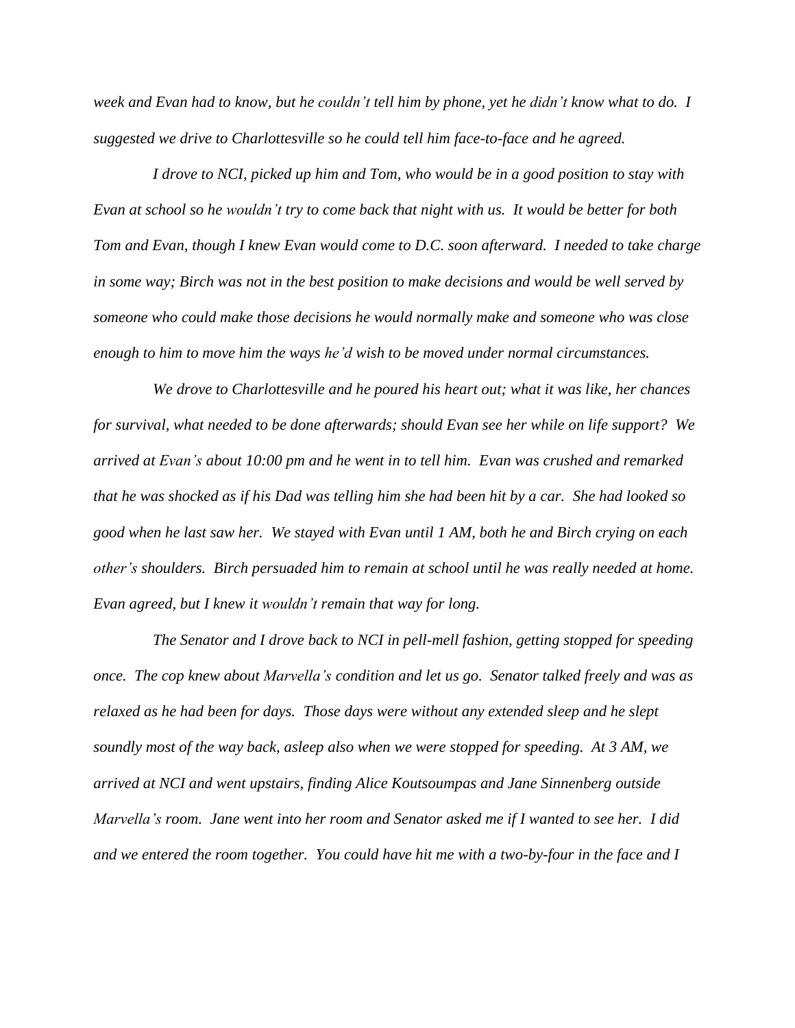*week and Evan had to know, but he couldn't tell him by phone, yet he didn't know what to do. I suggested we drive to Charlottesville so he could tell him face-to-face and he agreed.*

*I drove to NCI, picked up him and Tom, who would be in a good position to stay with Evan at school so he wouldn't try to come back that night with us. It would be better for both Tom and Evan, though I knew Evan would come to D.C. soon afterward. I needed to take charge in some way; Birch was not in the best position to make decisions and would be well served by someone who could make those decisions he would normally make and someone who was close enough to him to move him the ways he'd wish to be moved under normal circumstances.*

*We drove to Charlottesville and he poured his heart out; what it was like, her chances for survival, what needed to be done afterwards; should Evan see her while on life support? We arrived at Evan's about 10:00 pm and he went in to tell him. Evan was crushed and remarked that he was shocked as if his Dad was telling him she had been hit by a car. She had looked so good when he last saw her. We stayed with Evan until 1 AM, both he and Birch crying on each other's shoulders. Birch persuaded him to remain at school until he was really needed at home. Evan agreed, but I knew it wouldn't remain that way for long.*

*The Senator and I drove back to NCI in pell-mell fashion, getting stopped for speeding once. The cop knew about Marvella's condition and let us go. Senator talked freely and was as relaxed as he had been for days. Those days were without any extended sleep and he slept soundly most of the way back, asleep also when we were stopped for speeding. At 3 AM, we arrived at NCI and went upstairs, finding Alice Koutsoumpas and Jane Sinnenberg outside Marvella's room. Jane went into her room and Senator asked me if I wanted to see her. I did and we entered the room together. You could have hit me with a two-by-four in the face and I*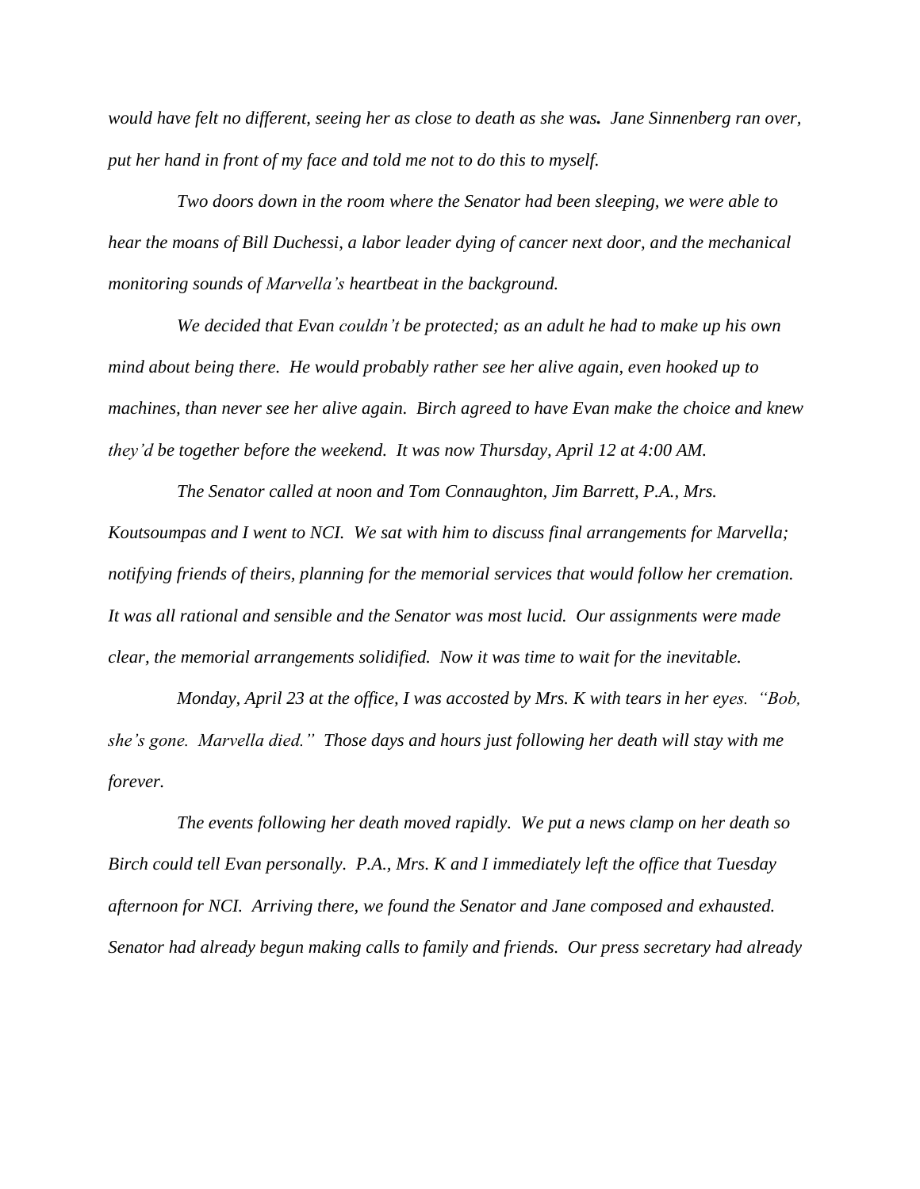*would have felt no different, seeing her as close to death as she was.* ***Jane Sinnenberg ran over, put her hand in front of my face and told me not to do this to myself.***

*Two doors down in the room where the Senator had been sleeping, we were able to hear the moans of Bill Duchessi, a labor leader dying of cancer next door, and the mechanical monitoring sounds of Marvella's heartbeat in the background.*

*We decided that Evan couldn't be protected; as an adult he had to make up his own mind about being there. He would probably rather see her alive again, even hooked up to machines, than never see her alive again. Birch agreed to have Evan make the choice and knew they'd be together before the weekend. It was now Thursday, April 12 at 4:00 AM.*

*The Senator called at noon and Tom Connaughton, Jim Barrett, P.A., Mrs. Koutsoumpas and I went to NCI. We sat with him to discuss final arrangements for Marvella; notifying friends of theirs, planning for the memorial services that would follow her cremation. It was all rational and sensible and the Senator was most lucid. Our assignments were made clear, the memorial arrangements solidified. Now it was time to wait for the inevitable.*

*Monday, April 23 at the office, I was accosted by Mrs. K with tears in her eyes. "Bob, she's gone. Marvella died." Those days and hours just following her death will stay with me forever.*

*The events following her death moved rapidly. We put a news clamp on her death so Birch could tell Evan personally. P.A., Mrs. K and I immediately left the office that Tuesday afternoon for NCI. Arriving there, we found the Senator and Jane composed and exhausted. Senator had already begun making calls to family and friends. Our press secretary had already*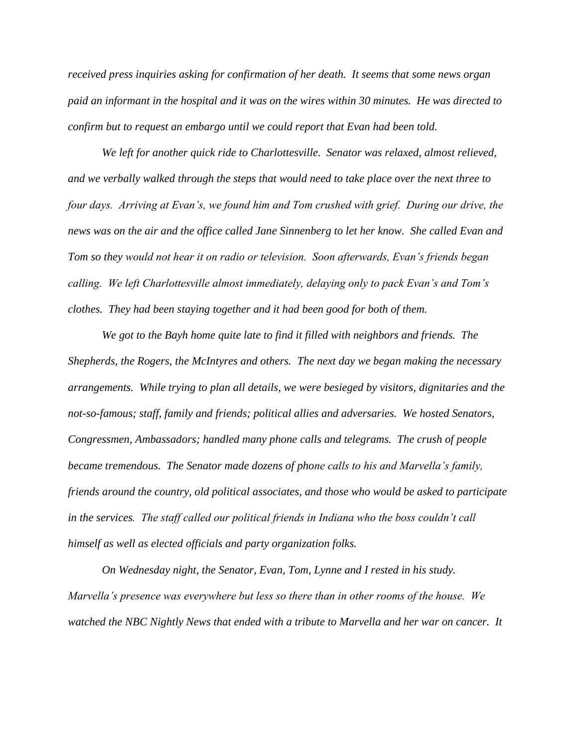*received press inquiries asking for confirmation of her death. It seems that some news organ paid an informant in the hospital and it was on the wires within 30 minutes. He was directed to confirm but to request an embargo until we could report that Evan had been told.*

*We left for another quick ride to Charlottesville. Senator was relaxed, almost relieved, and we verbally walked through the steps that would need to take place over the next three to four days. Arriving at Evan's, we found him and Tom crushed with grief. During our drive, the news was on the air and the office called Jane Sinnenberg to let her know. She called Evan and Tom so they would not hear it on radio or television. Soon afterwards, Evan's friends began calling. We left Charlottesville almost immediately, delaying only to pack Evan's and Tom's clothes. They had been staying together and it had been good for both of them.*

*We got to the Bayh home quite late to find it filled with neighbors and friends. The Shepherds, the Rogers, the McIntyres and others. The next day we began making the necessary arrangements. While trying to plan all details, we were besieged by visitors, dignitaries and the not-so-famous; staff, family and friends; political allies and adversaries. We hosted Senators, Congressmen, Ambassadors; handled many phone calls and telegrams. The crush of people became tremendous. The Senator made dozens of phone calls to his and Marvella's family, friends around the country, old political associates, and those who would be asked to participate in the services. The staff called our political friends in Indiana who the boss couldn't call himself as well as elected officials and party organization folks.*

*On Wednesday night, the Senator, Evan, Tom, Lynne and I rested in his study. Marvella's presence was everywhere but less so there than in other rooms of the house. We watched the NBC Nightly News that ended with a tribute to Marvella and her war on cancer. It*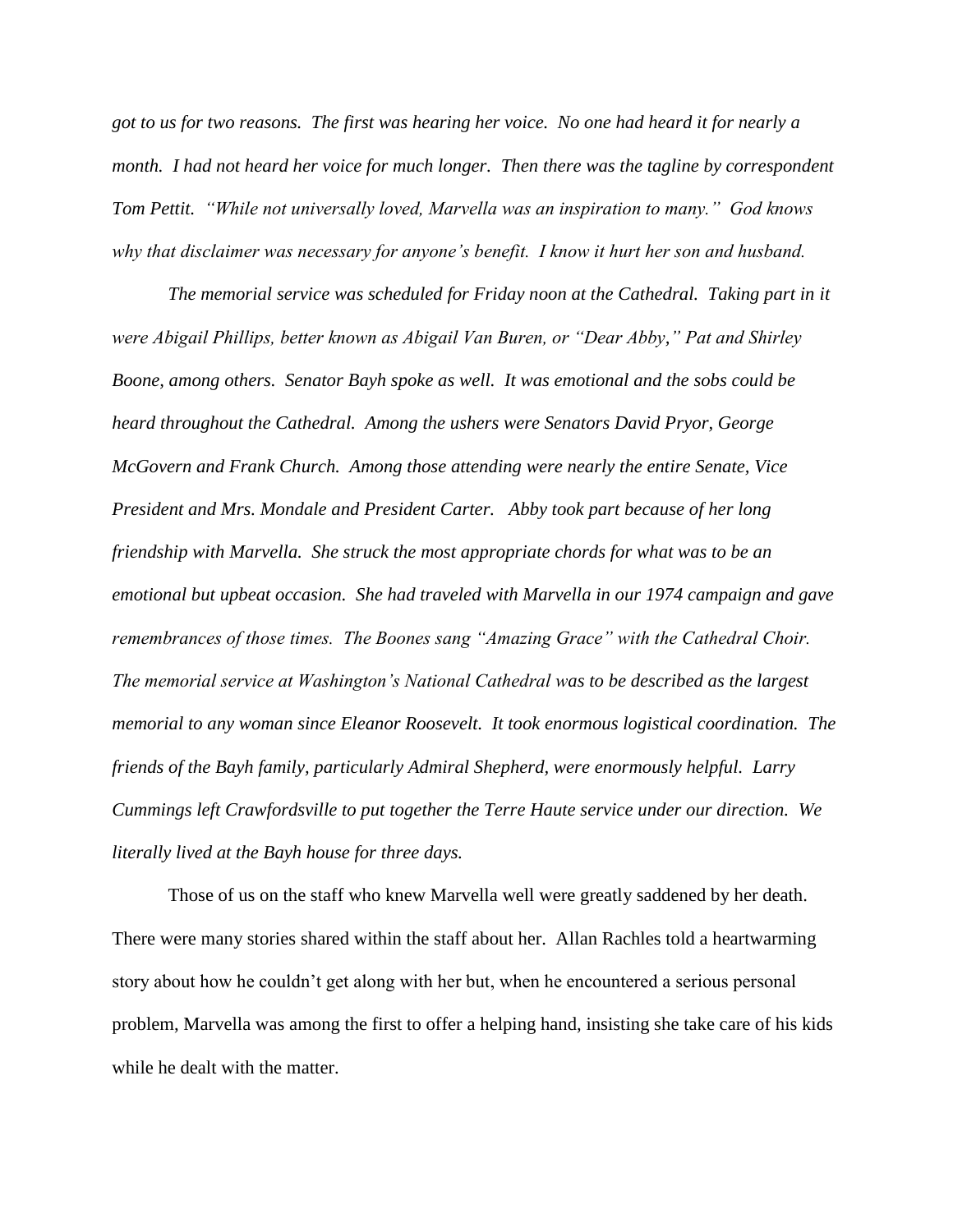*got to us for two reasons. The first was hearing her voice. No one had heard it for nearly a month. I had not heard her voice for much longer. Then there was the tagline by correspondent Tom Pettit. "While not universally loved, Marvella was an inspiration to many." God knows why that disclaimer was necessary for anyone's benefit. I know it hurt her son and husband.*

*The memorial service was scheduled for Friday noon at the Cathedral. Taking part in it were Abigail Phillips, better known as Abigail Van Buren, or "Dear Abby," Pat and Shirley Boone, among others. Senator Bayh spoke as well. It was emotional and the sobs could be heard throughout the Cathedral. Among the ushers were Senators David Pryor, George McGovern and Frank Church. Among those attending were nearly the entire Senate, Vice President and Mrs. Mondale and President Carter. Abby took part because of her long friendship with Marvella. She struck the most appropriate chords for what was to be an emotional but upbeat occasion. She had traveled with Marvella in our 1974 campaign and gave remembrances of those times. The Boones sang "Amazing Grace" with the Cathedral Choir. The memorial service at Washington's National Cathedral was to be described as the largest memorial to any woman since Eleanor Roosevelt. It took enormous logistical coordination. The friends of the Bayh family, particularly Admiral Shepherd, were enormously helpful. Larry Cummings left Crawfordsville to put together the Terre Haute service under our direction. We literally lived at the Bayh house for three days.*

Those of us on the staff who knew Marvella well were greatly saddened by her death. There were many stories shared within the staff about her. Allan Rachles told a heartwarming story about how he couldn't get along with her but, when he encountered a serious personal problem, Marvella was among the first to offer a helping hand, insisting she take care of his kids while he dealt with the matter.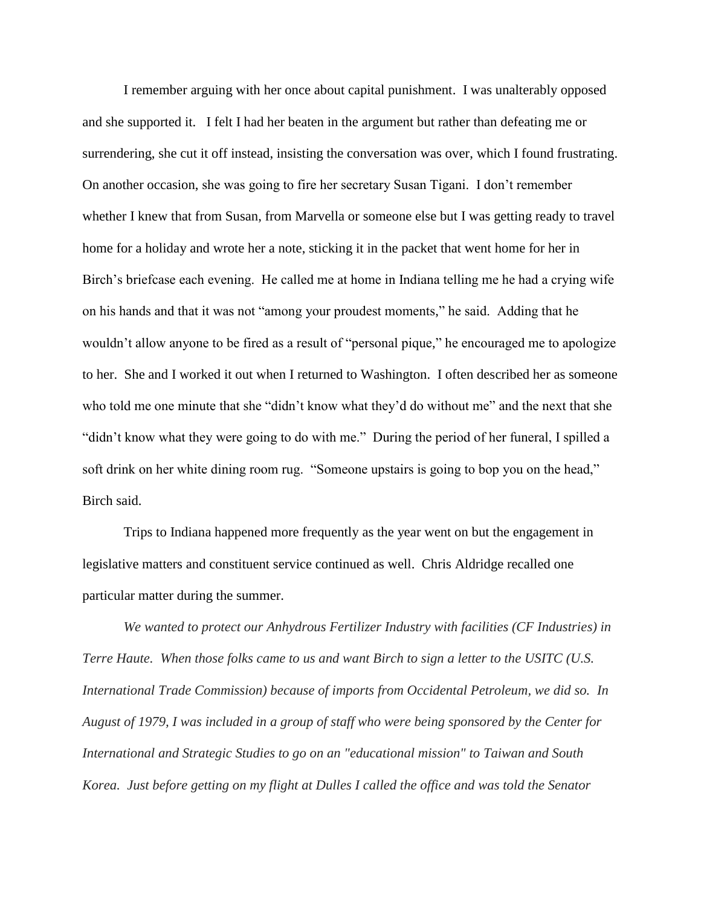I remember arguing with her once about capital punishment. I was unalterably opposed and she supported it. I felt I had her beaten in the argument but rather than defeating me or surrendering, she cut it off instead, insisting the conversation was over, which I found frustrating. On another occasion, she was going to fire her secretary Susan Tigani. I don't remember whether I knew that from Susan, from Marvella or someone else but I was getting ready to travel home for a holiday and wrote her a note, sticking it in the packet that went home for her in Birch's briefcase each evening. He called me at home in Indiana telling me he had a crying wife on his hands and that it was not "among your proudest moments," he said. Adding that he wouldn't allow anyone to be fired as a result of "personal pique," he encouraged me to apologize to her. She and I worked it out when I returned to Washington. I often described her as someone who told me one minute that she "didn't know what they'd do without me" and the next that she "didn't know what they were going to do with me." During the period of her funeral, I spilled a soft drink on her white dining room rug. "Someone upstairs is going to bop you on the head," Birch said.

Trips to Indiana happened more frequently as the year went on but the engagement in legislative matters and constituent service continued as well. Chris Aldridge recalled one particular matter during the summer.

*We wanted to protect our Anhydrous Fertilizer Industry with facilities (CF Industries) in Terre Haute. When those folks came to us and want Birch to sign a letter to the USITC (U.S. International Trade Commission) because of imports from Occidental Petroleum, we did so. In August of 1979, I was included in a group of staff who were being sponsored by the Center for International and Strategic Studies to go on an "educational mission" to Taiwan and South Korea. Just before getting on my flight at Dulles I called the office and was told the Senator*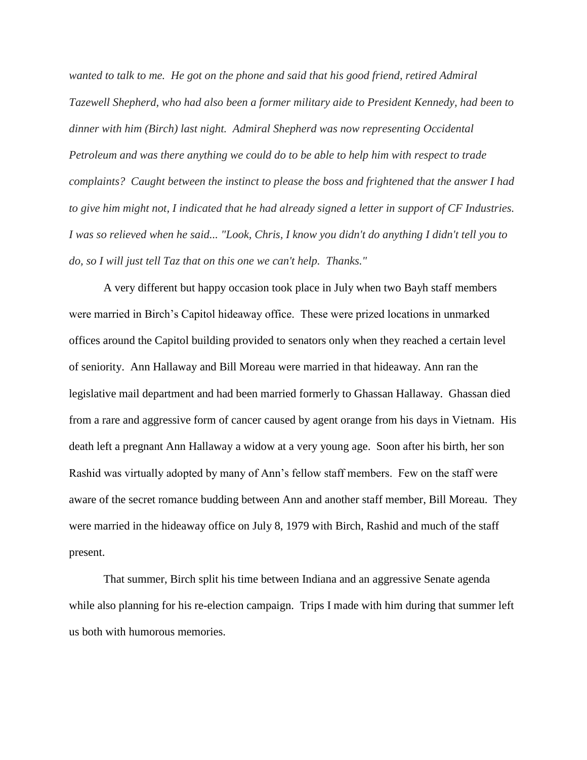*wanted to talk to me. He got on the phone and said that his good friend, retired Admiral Tazewell Shepherd, who had also been a former military aide to President Kennedy, had been to dinner with him (Birch) last night. Admiral Shepherd was now representing Occidental Petroleum and was there anything we could do to be able to help him with respect to trade complaints? Caught between the instinct to please the boss and frightened that the answer I had to give him might not, I indicated that he had already signed a letter in support of CF Industries. I was so relieved when he said... "Look, Chris, I know you didn't do anything I didn't tell you to do, so I will just tell Taz that on this one we can't help. Thanks."*

A very different but happy occasion took place in July when two Bayh staff members were married in Birch's Capitol hideaway office. These were prized locations in unmarked offices around the Capitol building provided to senators only when they reached a certain level of seniority. Ann Hallaway and Bill Moreau were married in that hideaway. Ann ran the legislative mail department and had been married formerly to Ghassan Hallaway. Ghassan died from a rare and aggressive form of cancer caused by agent orange from his days in Vietnam. His death left a pregnant Ann Hallaway a widow at a very young age. Soon after his birth, her son Rashid was virtually adopted by many of Ann's fellow staff members. Few on the staff were aware of the secret romance budding between Ann and another staff member, Bill Moreau. They were married in the hideaway office on July 8, 1979 with Birch, Rashid and much of the staff present.

That summer, Birch split his time between Indiana and an aggressive Senate agenda while also planning for his re-election campaign. Trips I made with him during that summer left us both with humorous memories.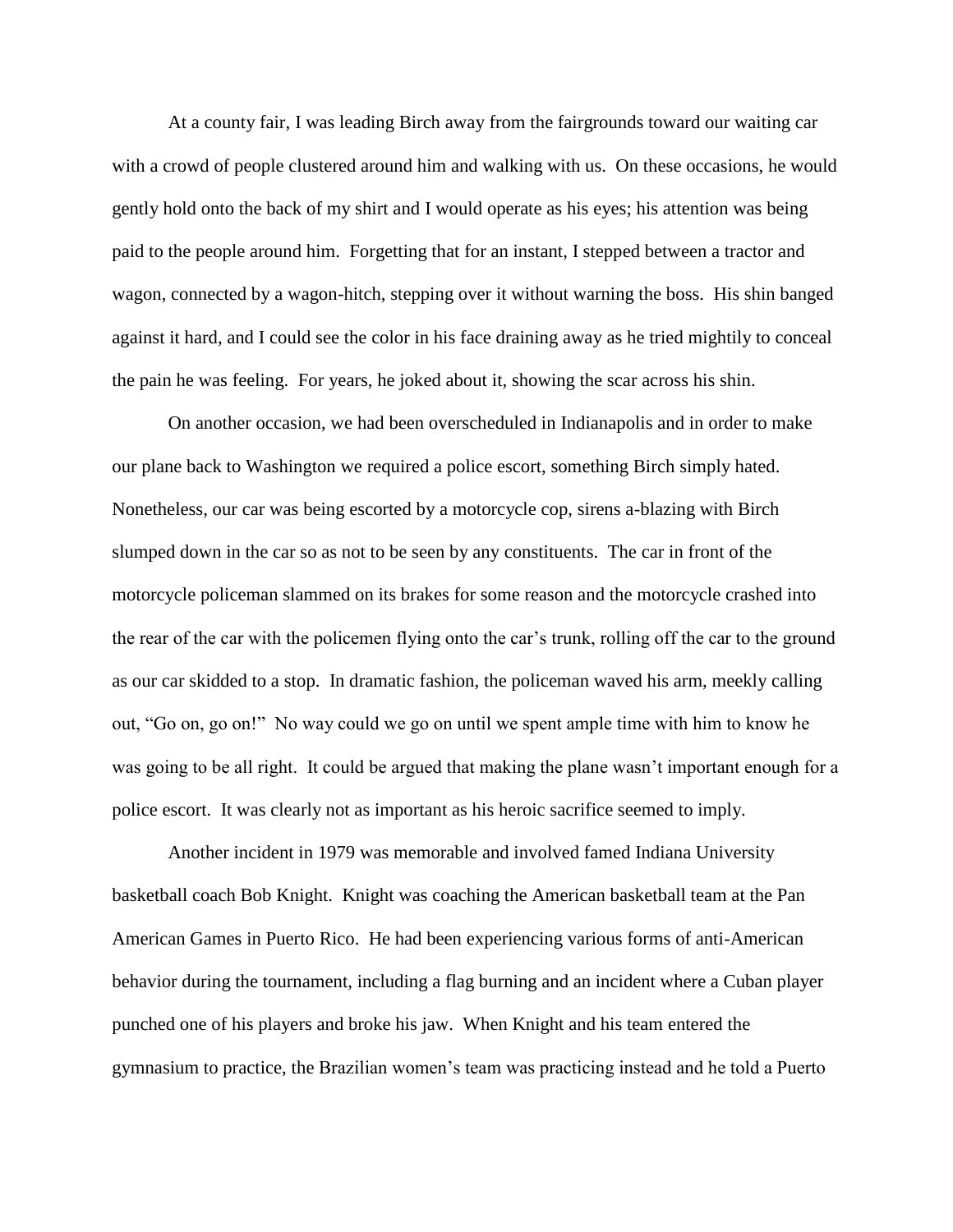At a county fair, I was leading Birch away from the fairgrounds toward our waiting car with a crowd of people clustered around him and walking with us. On these occasions, he would gently hold onto the back of my shirt and I would operate as his eyes; his attention was being paid to the people around him. Forgetting that for an instant, I stepped between a tractor and wagon, connected by a wagon-hitch, stepping over it without warning the boss. His shin banged against it hard, and I could see the color in his face draining away as he tried mightily to conceal the pain he was feeling. For years, he joked about it, showing the scar across his shin.

On another occasion, we had been overscheduled in Indianapolis and in order to make our plane back to Washington we required a police escort, something Birch simply hated. Nonetheless, our car was being escorted by a motorcycle cop, sirens a-blazing with Birch slumped down in the car so as not to be seen by any constituents. The car in front of the motorcycle policeman slammed on its brakes for some reason and the motorcycle crashed into the rear of the car with the policemen flying onto the car's trunk, rolling off the car to the ground as our car skidded to a stop. In dramatic fashion, the policeman waved his arm, meekly calling out, "Go on, go on!" No way could we go on until we spent ample time with him to know he was going to be all right. It could be argued that making the plane wasn't important enough for a police escort. It was clearly not as important as his heroic sacrifice seemed to imply.

Another incident in 1979 was memorable and involved famed Indiana University basketball coach Bob Knight. Knight was coaching the American basketball team at the Pan American Games in Puerto Rico. He had been experiencing various forms of anti-American behavior during the tournament, including a flag burning and an incident where a Cuban player punched one of his players and broke his jaw. When Knight and his team entered the gymnasium to practice, the Brazilian women's team was practicing instead and he told a Puerto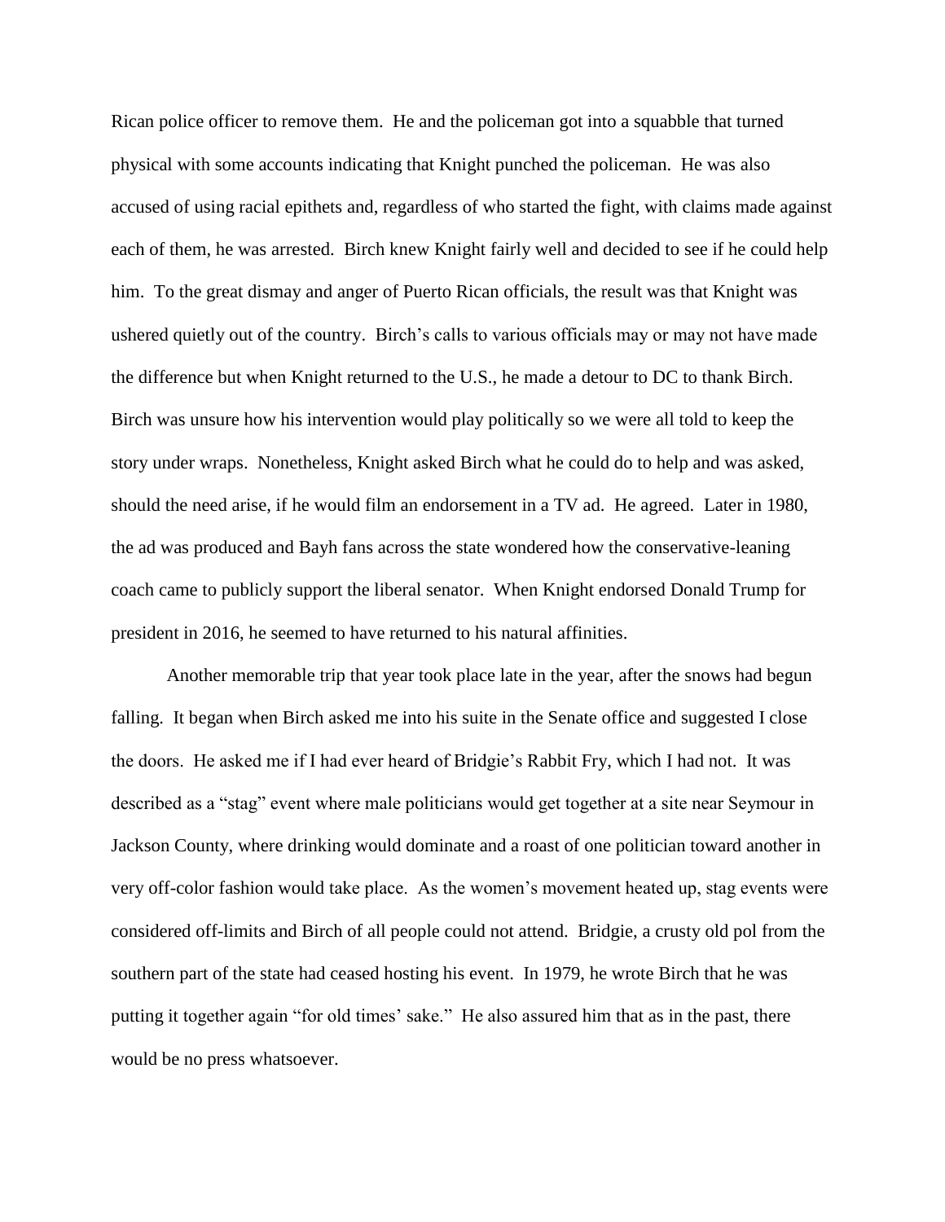Rican police officer to remove them. He and the policeman got into a squabble that turned physical with some accounts indicating that Knight punched the policeman. He was also accused of using racial epithets and, regardless of who started the fight, with claims made against each of them, he was arrested. Birch knew Knight fairly well and decided to see if he could help him. To the great dismay and anger of Puerto Rican officials, the result was that Knight was ushered quietly out of the country. Birch's calls to various officials may or may not have made the difference but when Knight returned to the U.S., he made a detour to DC to thank Birch. Birch was unsure how his intervention would play politically so we were all told to keep the story under wraps. Nonetheless, Knight asked Birch what he could do to help and was asked, should the need arise, if he would film an endorsement in a TV ad. He agreed. Later in 1980, the ad was produced and Bayh fans across the state wondered how the conservative-leaning coach came to publicly support the liberal senator. When Knight endorsed Donald Trump for president in 2016, he seemed to have returned to his natural affinities.

Another memorable trip that year took place late in the year, after the snows had begun falling. It began when Birch asked me into his suite in the Senate office and suggested I close the doors. He asked me if I had ever heard of Bridgie's Rabbit Fry, which I had not. It was described as a "stag" event where male politicians would get together at a site near Seymour in Jackson County, where drinking would dominate and a roast of one politician toward another in very off-color fashion would take place. As the women's movement heated up, stag events were considered off-limits and Birch of all people could not attend. Bridgie, a crusty old pol from the southern part of the state had ceased hosting his event. In 1979, he wrote Birch that he was putting it together again "for old times' sake." He also assured him that as in the past, there would be no press whatsoever.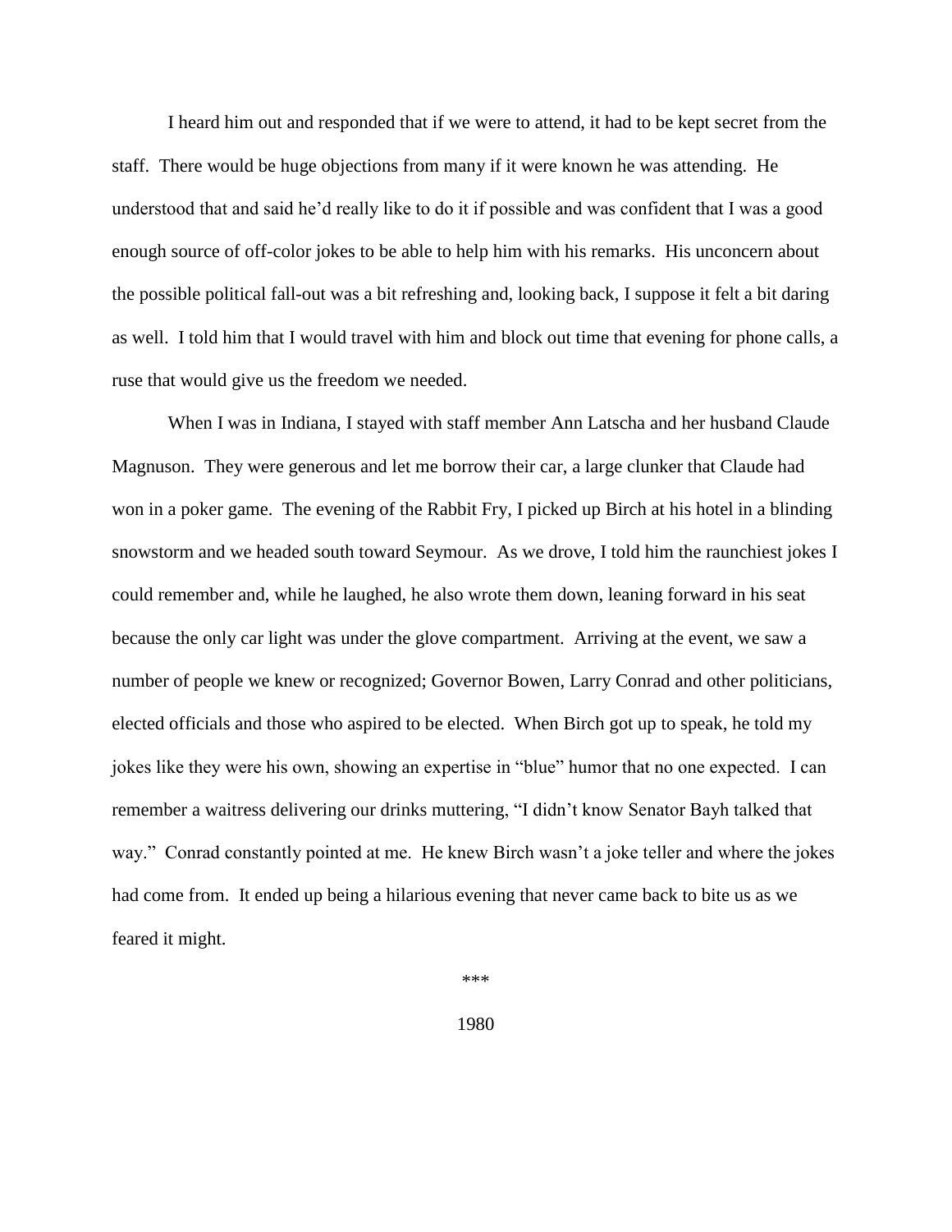I heard him out and responded that if we were to attend, it had to be kept secret from the staff. There would be huge objections from many if it were known he was attending. He understood that and said he'd really like to do it if possible and was confident that I was a good enough source of off-color jokes to be able to help him with his remarks. His unconcern about the possible political fall-out was a bit refreshing and, looking back, I suppose it felt a bit daring as well. I told him that I would travel with him and block out time that evening for phone calls, a ruse that would give us the freedom we needed.

When I was in Indiana, I stayed with staff member Ann Latscha and her husband Claude Magnuson. They were generous and let me borrow their car, a large clunker that Claude had won in a poker game. The evening of the Rabbit Fry, I picked up Birch at his hotel in a blinding snowstorm and we headed south toward Seymour. As we drove, I told him the raunchiest jokes I could remember and, while he laughed, he also wrote them down, leaning forward in his seat because the only car light was under the glove compartment. Arriving at the event, we saw a number of people we knew or recognized; Governor Bowen, Larry Conrad and other politicians, elected officials and those who aspired to be elected. When Birch got up to speak, he told my jokes like they were his own, showing an expertise in "blue" humor that no one expected. I can remember a waitress delivering our drinks muttering, "I didn't know Senator Bayh talked that way." Conrad constantly pointed at me. He knew Birch wasn't a joke teller and where the jokes had come from. It ended up being a hilarious evening that never came back to bite us as we feared it might.

***

1980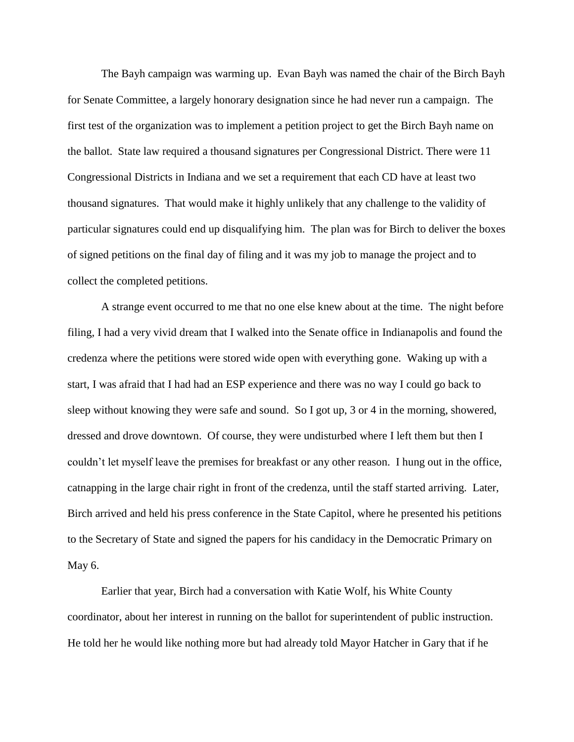The Bayh campaign was warming up. Evan Bayh was named the chair of the Birch Bayh for Senate Committee, a largely honorary designation since he had never run a campaign. The first test of the organization was to implement a petition project to get the Birch Bayh name on the ballot. State law required a thousand signatures per Congressional District. There were 11 Congressional Districts in Indiana and we set a requirement that each CD have at least two thousand signatures. That would make it highly unlikely that any challenge to the validity of particular signatures could end up disqualifying him. The plan was for Birch to deliver the boxes of signed petitions on the final day of filing and it was my job to manage the project and to collect the completed petitions.

A strange event occurred to me that no one else knew about at the time. The night before filing, I had a very vivid dream that I walked into the Senate office in Indianapolis and found the credenza where the petitions were stored wide open with everything gone. Waking up with a start, I was afraid that I had had an ESP experience and there was no way I could go back to sleep without knowing they were safe and sound. So I got up, 3 or 4 in the morning, showered, dressed and drove downtown. Of course, they were undisturbed where I left them but then I couldn't let myself leave the premises for breakfast or any other reason. I hung out in the office, catnapping in the large chair right in front of the credenza, until the staff started arriving. Later, Birch arrived and held his press conference in the State Capitol, where he presented his petitions to the Secretary of State and signed the papers for his candidacy in the Democratic Primary on May 6.

Earlier that year, Birch had a conversation with Katie Wolf, his White County coordinator, about her interest in running on the ballot for superintendent of public instruction. He told her he would like nothing more but had already told Mayor Hatcher in Gary that if he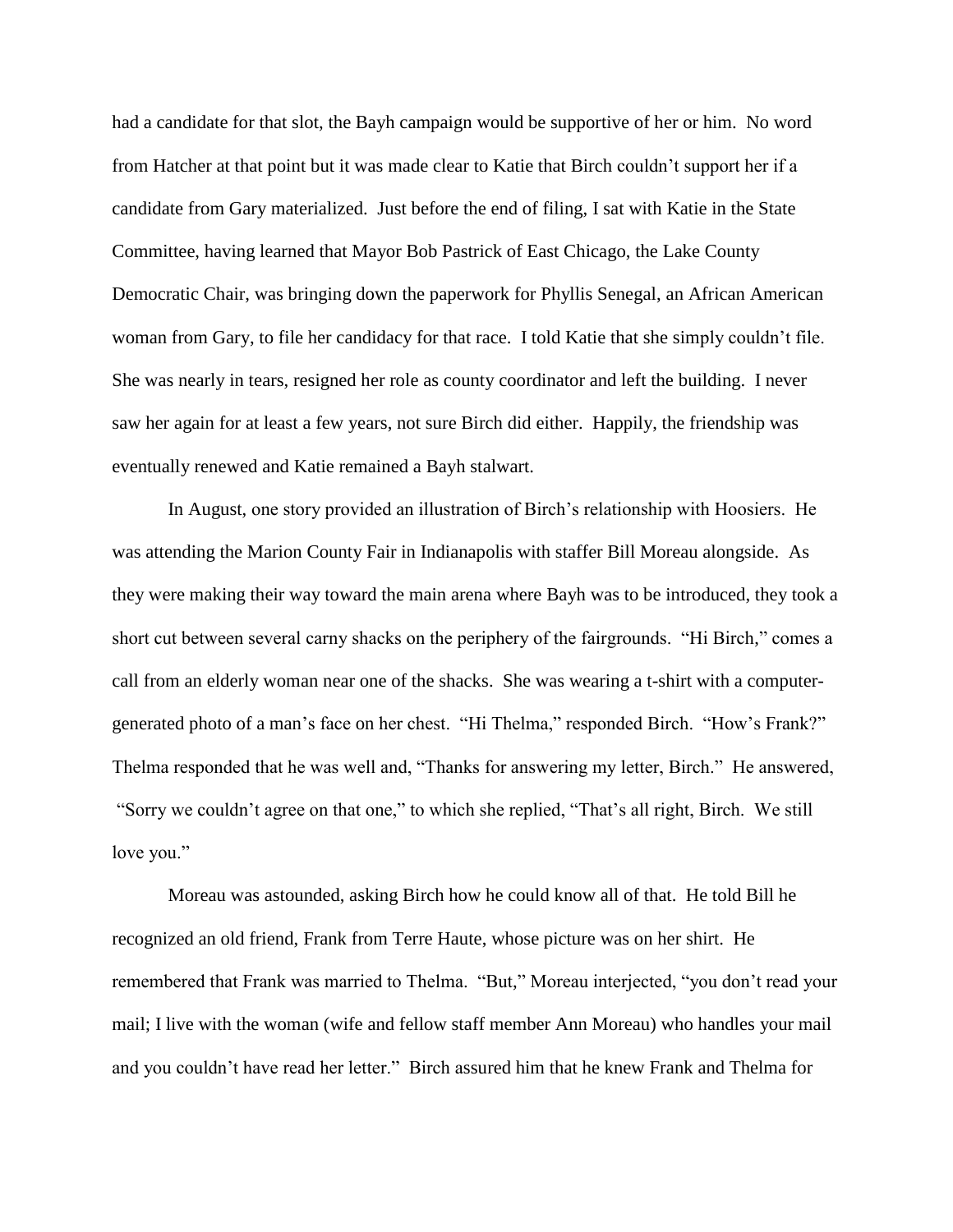had a candidate for that slot, the Bayh campaign would be supportive of her or him. No word from Hatcher at that point but it was made clear to Katie that Birch couldn't support her if a candidate from Gary materialized. Just before the end of filing, I sat with Katie in the State Committee, having learned that Mayor Bob Pastrick of East Chicago, the Lake County Democratic Chair, was bringing down the paperwork for Phyllis Senegal, an African American woman from Gary, to file her candidacy for that race. I told Katie that she simply couldn't file. She was nearly in tears, resigned her role as county coordinator and left the building. I never saw her again for at least a few years, not sure Birch did either. Happily, the friendship was eventually renewed and Katie remained a Bayh stalwart.

In August, one story provided an illustration of Birch's relationship with Hoosiers. He was attending the Marion County Fair in Indianapolis with staffer Bill Moreau alongside. As they were making their way toward the main arena where Bayh was to be introduced, they took a short cut between several carny shacks on the periphery of the fairgrounds. "Hi Birch," comes a call from an elderly woman near one of the shacks. She was wearing a t-shirt with a computer-generated photo of a man's face on her chest. "Hi Thelma," responded Birch. "How's Frank?" Thelma responded that he was well and, "Thanks for answering my letter, Birch." He answered, "Sorry we couldn't agree on that one," to which she replied, "That's all right, Birch. We still love you."

Moreau was astounded, asking Birch how he could know all of that. He told Bill he recognized an old friend, Frank from Terre Haute, whose picture was on her shirt. He remembered that Frank was married to Thelma. "But," Moreau interjected, "you don't read your mail; I live with the woman (wife and fellow staff member Ann Moreau) who handles your mail and you couldn't have read her letter." Birch assured him that he knew Frank and Thelma for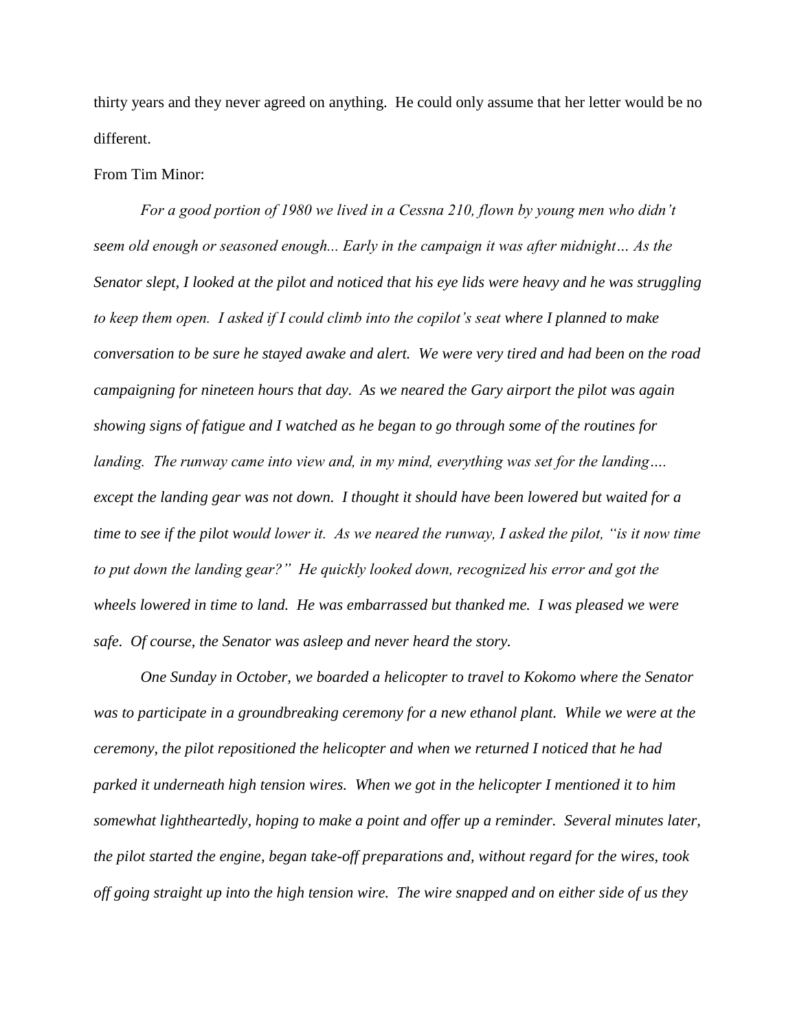thirty years and they never agreed on anything. He could only assume that her letter would be no different.

From Tim Minor:

*For a good portion of 1980 we lived in a Cessna 210, flown by young men who didn't seem old enough or seasoned enough... Early in the campaign it was after midnight… As the Senator slept, I looked at the pilot and noticed that his eye lids were heavy and he was struggling to keep them open. I asked if I could climb into the copilot's seat where I planned to make conversation to be sure he stayed awake and alert. We were very tired and had been on the road campaigning for nineteen hours that day. As we neared the Gary airport the pilot was again showing signs of fatigue and I watched as he began to go through some of the routines for landing. The runway came into view and, in my mind, everything was set for the landing…. except the landing gear was not down. I thought it should have been lowered but waited for a time to see if the pilot would lower it. As we neared the runway, I asked the pilot, "is it now time to put down the landing gear?" He quickly looked down, recognized his error and got the wheels lowered in time to land. He was embarrassed but thanked me. I was pleased we were safe. Of course, the Senator was asleep and never heard the story.*

*One Sunday in October, we boarded a helicopter to travel to Kokomo where the Senator was to participate in a groundbreaking ceremony for a new ethanol plant. While we were at the ceremony, the pilot repositioned the helicopter and when we returned I noticed that he had parked it underneath high tension wires. When we got in the helicopter I mentioned it to him somewhat lightheartedly, hoping to make a point and offer up a reminder. Several minutes later, the pilot started the engine, began take-off preparations and, without regard for the wires, took off going straight up into the high tension wire. The wire snapped and on either side of us they*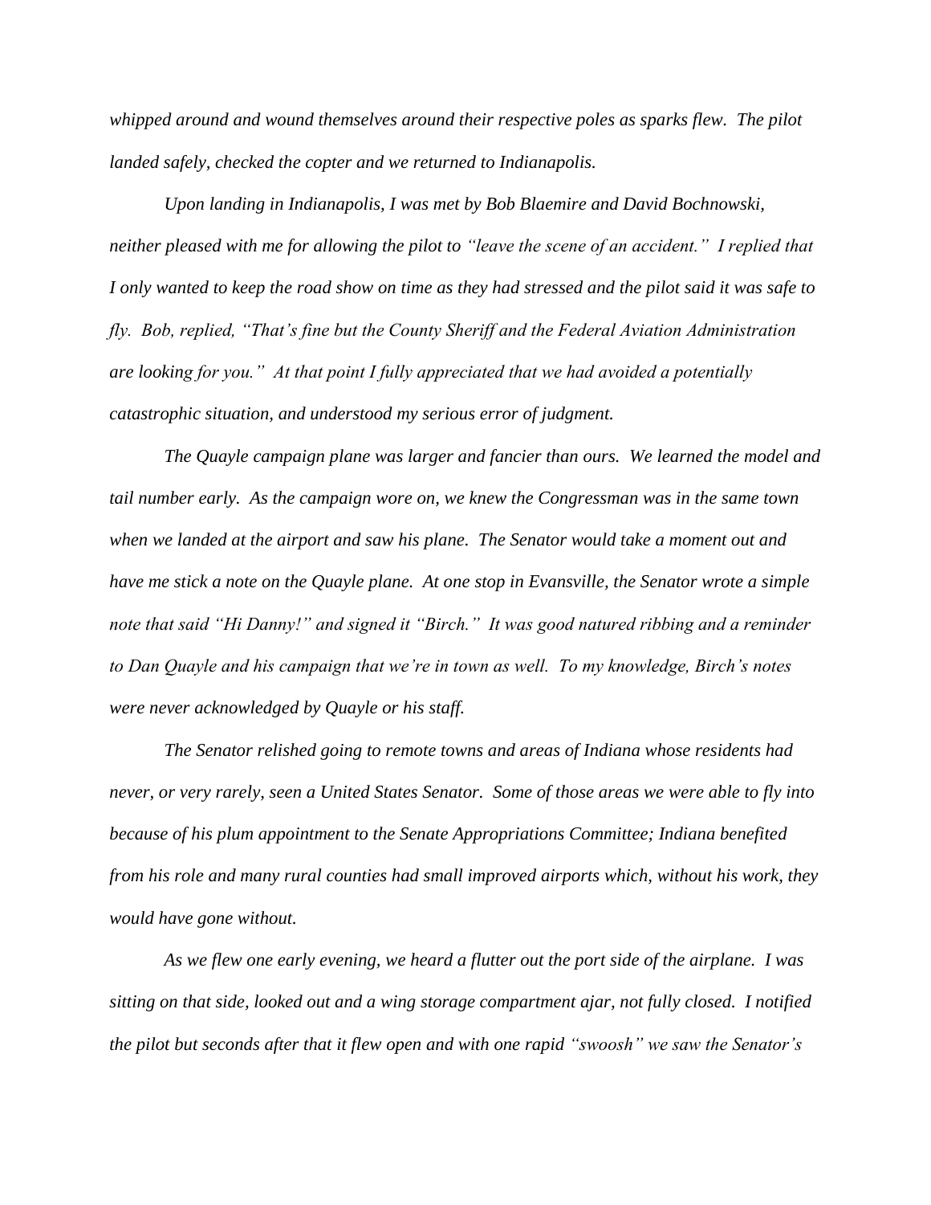*whipped around and wound themselves around their respective poles as sparks flew. The pilot landed safely, checked the copter and we returned to Indianapolis.*

*Upon landing in Indianapolis, I was met by Bob Blaemire and David Bochnowski, neither pleased with me for allowing the pilot to "leave the scene of an accident." I replied that I only wanted to keep the road show on time as they had stressed and the pilot said it was safe to fly. Bob, replied, "That's fine but the County Sheriff and the Federal Aviation Administration are looking for you." At that point I fully appreciated that we had avoided a potentially catastrophic situation, and understood my serious error of judgment.*

*The Quayle campaign plane was larger and fancier than ours. We learned the model and tail number early. As the campaign wore on, we knew the Congressman was in the same town when we landed at the airport and saw his plane. The Senator would take a moment out and have me stick a note on the Quayle plane. At one stop in Evansville, the Senator wrote a simple note that said "Hi Danny!" and signed it "Birch." It was good natured ribbing and a reminder to Dan Quayle and his campaign that we're in town as well. To my knowledge, Birch's notes were never acknowledged by Quayle or his staff.*

*The Senator relished going to remote towns and areas of Indiana whose residents had never, or very rarely, seen a United States Senator. Some of those areas we were able to fly into because of his plum appointment to the Senate Appropriations Committee; Indiana benefited from his role and many rural counties had small improved airports which, without his work, they would have gone without.*

*As we flew one early evening, we heard a flutter out the port side of the airplane. I was sitting on that side, looked out and a wing storage compartment ajar, not fully closed. I notified the pilot but seconds after that it flew open and with one rapid "swoosh" we saw the Senator's*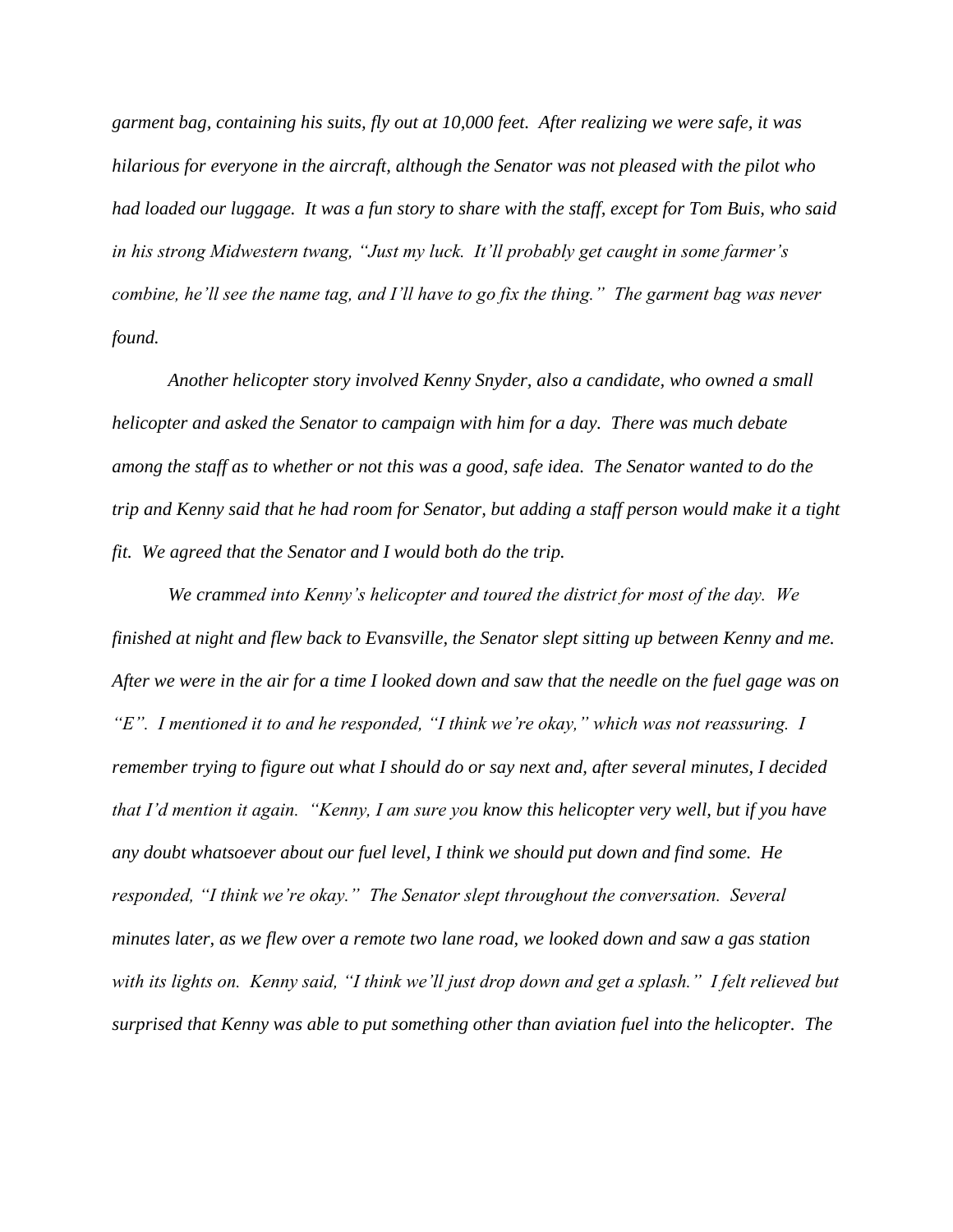*garment bag, containing his suits, fly out at 10,000 feet. After realizing we were safe, it was hilarious for everyone in the aircraft, although the Senator was not pleased with the pilot who had loaded our luggage. It was a fun story to share with the staff, except for Tom Buis, who said in his strong Midwestern twang, "Just my luck. It'll probably get caught in some farmer's combine, he'll see the name tag, and I'll have to go fix the thing." The garment bag was never found.*

*Another helicopter story involved Kenny Snyder, also a candidate, who owned a small helicopter and asked the Senator to campaign with him for a day. There was much debate among the staff as to whether or not this was a good, safe idea. The Senator wanted to do the trip and Kenny said that he had room for Senator, but adding a staff person would make it a tight fit. We agreed that the Senator and I would both do the trip.*

*We crammed into Kenny's helicopter and toured the district for most of the day. We finished at night and flew back to Evansville, the Senator slept sitting up between Kenny and me. After we were in the air for a time I looked down and saw that the needle on the fuel gage was on "E". I mentioned it to and he responded, "I think we're okay," which was not reassuring. I remember trying to figure out what I should do or say next and, after several minutes, I decided that I'd mention it again. "Kenny, I am sure you know this helicopter very well, but if you have any doubt whatsoever about our fuel level, I think we should put down and find some. He responded, "I think we're okay." The Senator slept throughout the conversation. Several minutes later, as we flew over a remote two lane road, we looked down and saw a gas station with its lights on. Kenny said, "I think we'll just drop down and get a splash." I felt relieved but surprised that Kenny was able to put something other than aviation fuel into the helicopter. The*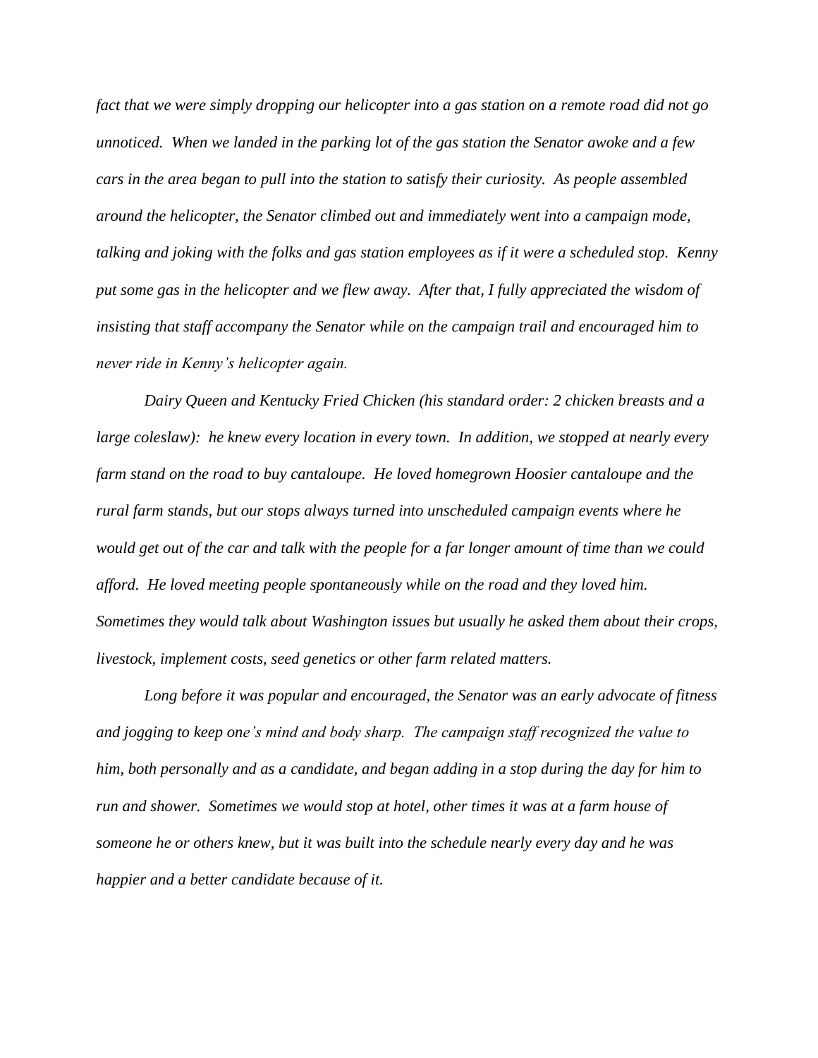*fact that we were simply dropping our helicopter into a gas station on a remote road did not go unnoticed. When we landed in the parking lot of the gas station the Senator awoke and a few cars in the area began to pull into the station to satisfy their curiosity. As people assembled around the helicopter, the Senator climbed out and immediately went into a campaign mode, talking and joking with the folks and gas station employees as if it were a scheduled stop. Kenny put some gas in the helicopter and we flew away. After that, I fully appreciated the wisdom of insisting that staff accompany the Senator while on the campaign trail and encouraged him to never ride in Kenny's helicopter again.*

*Dairy Queen and Kentucky Fried Chicken (his standard order: 2 chicken breasts and a large coleslaw): he knew every location in every town. In addition, we stopped at nearly every farm stand on the road to buy cantaloupe. He loved homegrown Hoosier cantaloupe and the rural farm stands, but our stops always turned into unscheduled campaign events where he would get out of the car and talk with the people for a far longer amount of time than we could afford. He loved meeting people spontaneously while on the road and they loved him. Sometimes they would talk about Washington issues but usually he asked them about their crops, livestock, implement costs, seed genetics or other farm related matters.*

*Long before it was popular and encouraged, the Senator was an early advocate of fitness and jogging to keep one's mind and body sharp. The campaign staff recognized the value to him, both personally and as a candidate, and began adding in a stop during the day for him to run and shower. Sometimes we would stop at hotel, other times it was at a farm house of someone he or others knew, but it was built into the schedule nearly every day and he was happier and a better candidate because of it.*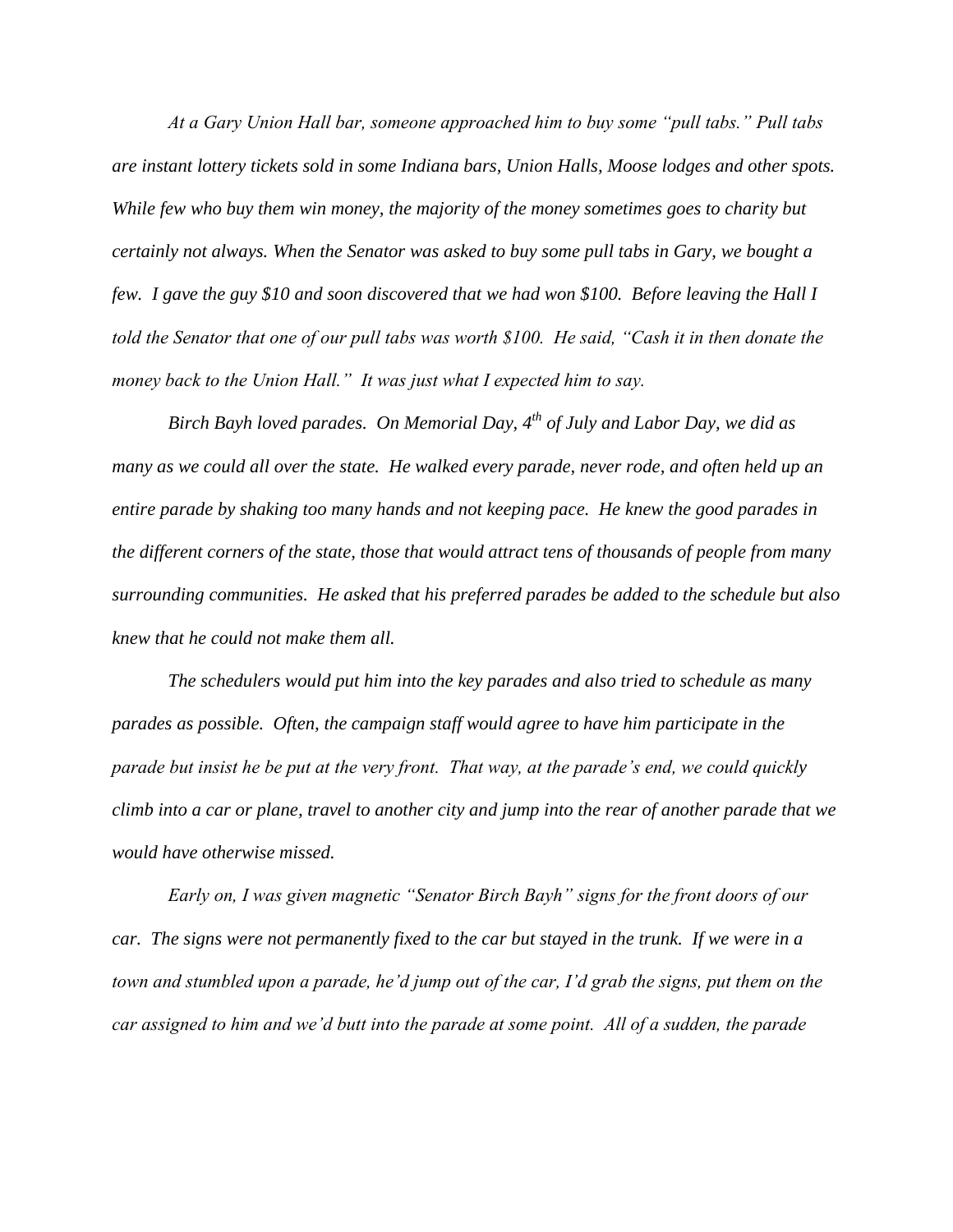*At a Gary Union Hall bar, someone approached him to buy some "pull tabs." Pull tabs are instant lottery tickets sold in some Indiana bars, Union Halls, Moose lodges and other spots. While few who buy them win money, the majority of the money sometimes goes to charity but certainly not always. When the Senator was asked to buy some pull tabs in Gary, we bought a few. I gave the guy $10 and soon discovered that we had won $100. Before leaving the Hall I told the Senator that one of our pull tabs was worth $100. He said, "Cash it in then donate the money back to the Union Hall." It was just what I expected him to say.*

*Birch Bayh loved parades. On Memorial Day, 4th of July and Labor Day, we did as many as we could all over the state. He walked every parade, never rode, and often held up an entire parade by shaking too many hands and not keeping pace. He knew the good parades in the different corners of the state, those that would attract tens of thousands of people from many surrounding communities. He asked that his preferred parades be added to the schedule but also knew that he could not make them all.*

*The schedulers would put him into the key parades and also tried to schedule as many parades as possible. Often, the campaign staff would agree to have him participate in the parade but insist he be put at the very front. That way, at the parade's end, we could quickly climb into a car or plane, travel to another city and jump into the rear of another parade that we would have otherwise missed.*

*Early on, I was given magnetic "Senator Birch Bayh" signs for the front doors of our car. The signs were not permanently fixed to the car but stayed in the trunk. If we were in a town and stumbled upon a parade, he'd jump out of the car, I'd grab the signs, put them on the car assigned to him and we'd butt into the parade at some point. All of a sudden, the parade*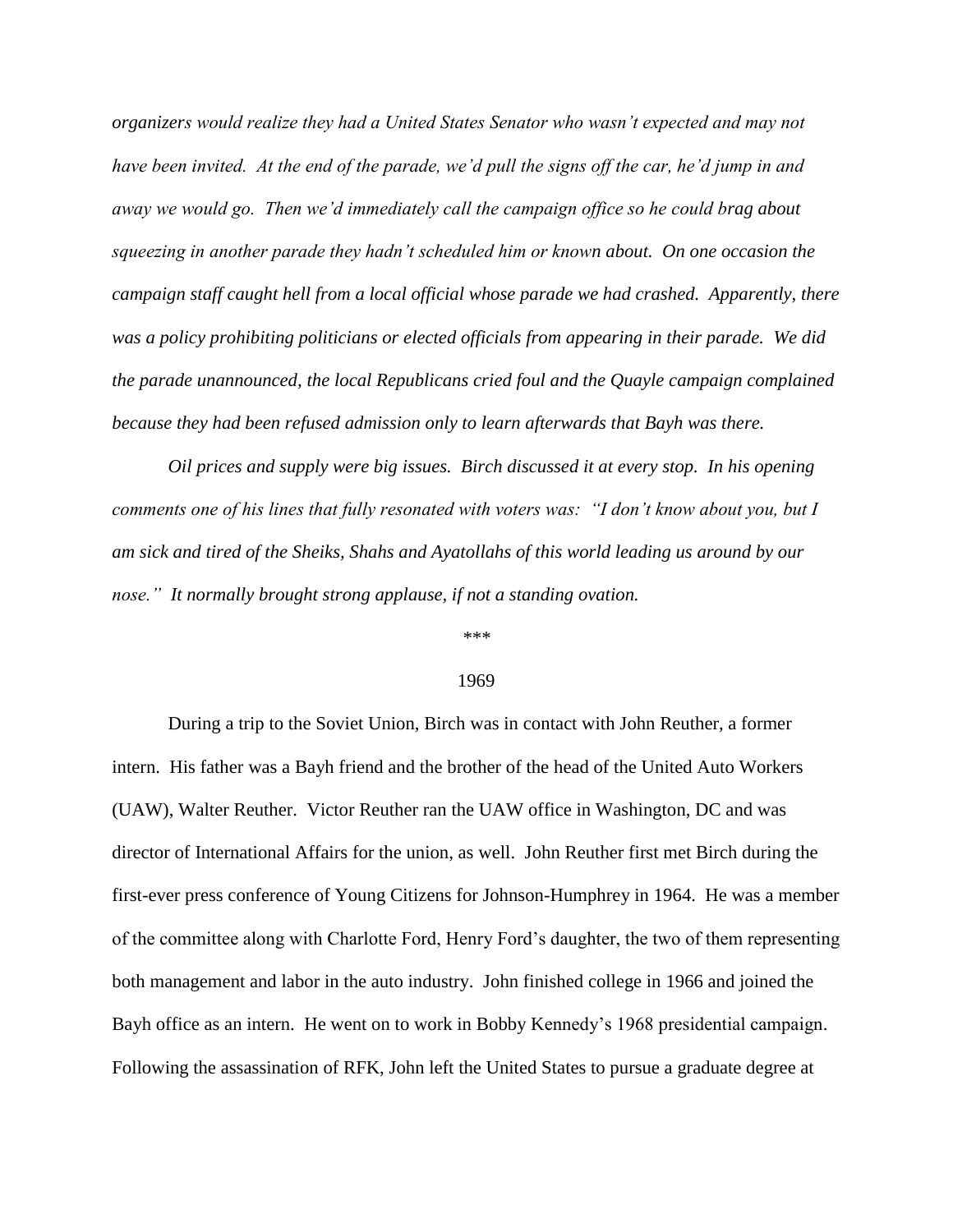*organizers would realize they had a United States Senator who wasn't expected and may not have been invited. At the end of the parade, we'd pull the signs off the car, he'd jump in and away we would go. Then we'd immediately call the campaign office so he could brag about squeezing in another parade they hadn't scheduled him or known about. On one occasion the campaign staff caught hell from a local official whose parade we had crashed. Apparently, there was a policy prohibiting politicians or elected officials from appearing in their parade. We did the parade unannounced, the local Republicans cried foul and the Quayle campaign complained because they had been refused admission only to learn afterwards that Bayh was there.*

*Oil prices and supply were big issues. Birch discussed it at every stop. In his opening comments one of his lines that fully resonated with voters was: "I don't know about you, but I am sick and tired of the Sheiks, Shahs and Ayatollahs of this world leading us around by our nose." It normally brought strong applause, if not a standing ovation.*

\*\*\*

1969

During a trip to the Soviet Union, Birch was in contact with John Reuther, a former intern. His father was a Bayh friend and the brother of the head of the United Auto Workers (UAW), Walter Reuther. Victor Reuther ran the UAW office in Washington, DC and was director of International Affairs for the union, as well. John Reuther first met Birch during the first-ever press conference of Young Citizens for Johnson-Humphrey in 1964. He was a member of the committee along with Charlotte Ford, Henry Ford's daughter, the two of them representing both management and labor in the auto industry. John finished college in 1966 and joined the Bayh office as an intern. He went on to work in Bobby Kennedy's 1968 presidential campaign. Following the assassination of RFK, John left the United States to pursue a graduate degree at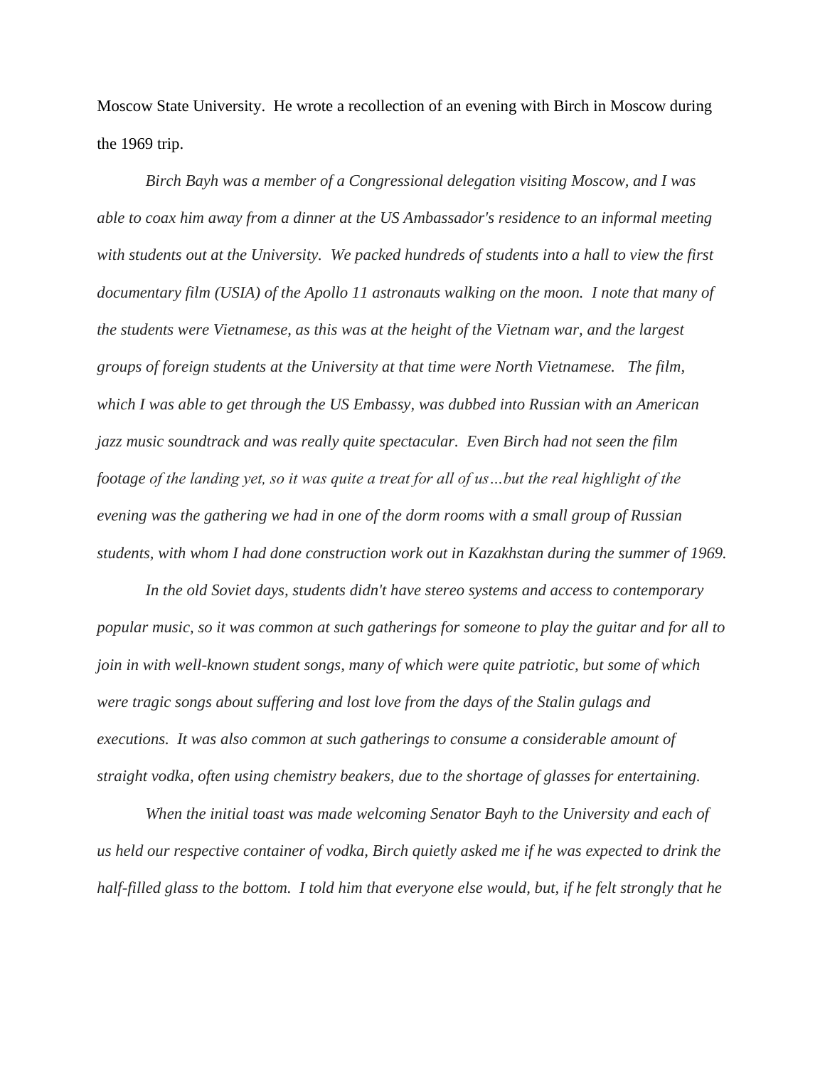Moscow State University. He wrote a recollection of an evening with Birch in Moscow during the 1969 trip.

*Birch Bayh was a member of a Congressional delegation visiting Moscow, and I was able to coax him away from a dinner at the US Ambassador's residence to an informal meeting with students out at the University. We packed hundreds of students into a hall to view the first documentary film (USIA) of the Apollo 11 astronauts walking on the moon. I note that many of the students were Vietnamese, as this was at the height of the Vietnam war, and the largest groups of foreign students at the University at that time were North Vietnamese. The film, which I was able to get through the US Embassy, was dubbed into Russian with an American jazz music soundtrack and was really quite spectacular. Even Birch had not seen the film footage of the landing yet, so it was quite a treat for all of us…but the real highlight of the evening was the gathering we had in one of the dorm rooms with a small group of Russian students, with whom I had done construction work out in Kazakhstan during the summer of 1969.*

*In the old Soviet days, students didn't have stereo systems and access to contemporary popular music, so it was common at such gatherings for someone to play the guitar and for all to join in with well-known student songs, many of which were quite patriotic, but some of which were tragic songs about suffering and lost love from the days of the Stalin gulags and executions. It was also common at such gatherings to consume a considerable amount of straight vodka, often using chemistry beakers, due to the shortage of glasses for entertaining.*

*When the initial toast was made welcoming Senator Bayh to the University and each of us held our respective container of vodka, Birch quietly asked me if he was expected to drink the half-filled glass to the bottom. I told him that everyone else would, but, if he felt strongly that he*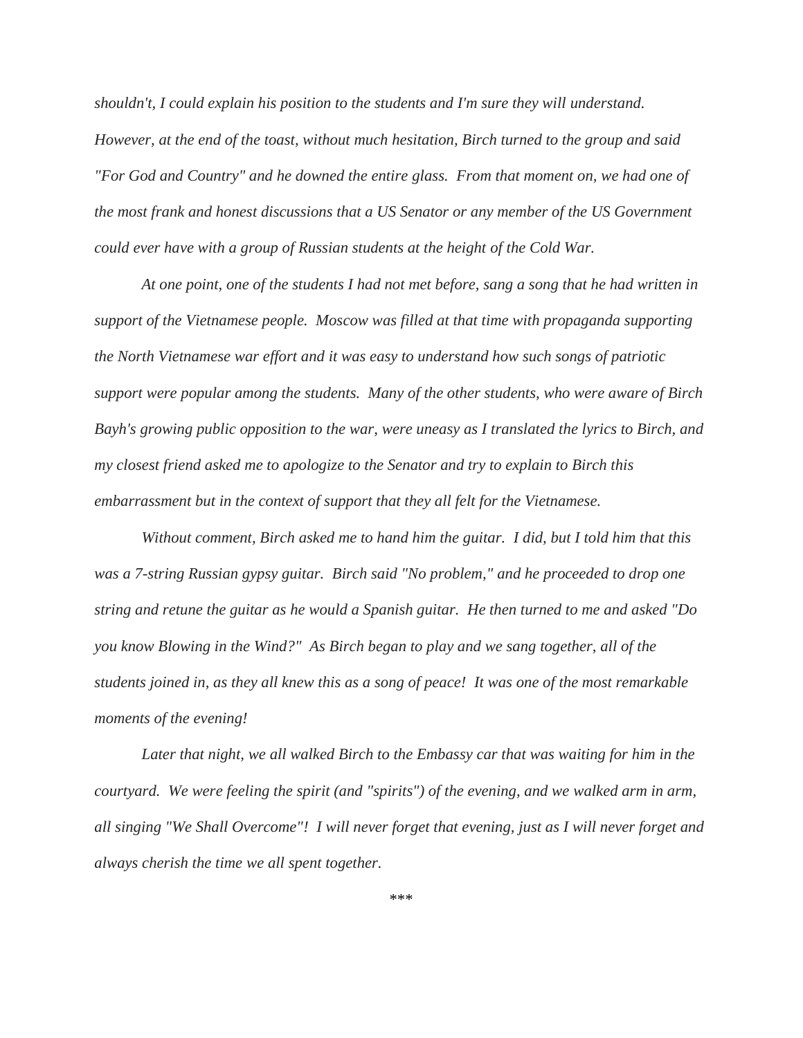*shouldn't, I could explain his position to the students and I'm sure they will understand. However, at the end of the toast, without much hesitation, Birch turned to the group and said "For God and Country" and he downed the entire glass. From that moment on, we had one of the most frank and honest discussions that a US Senator or any member of the US Government could ever have with a group of Russian students at the height of the Cold War.*

*At one point, one of the students I had not met before, sang a song that he had written in support of the Vietnamese people. Moscow was filled at that time with propaganda supporting the North Vietnamese war effort and it was easy to understand how such songs of patriotic support were popular among the students. Many of the other students, who were aware of Birch Bayh's growing public opposition to the war, were uneasy as I translated the lyrics to Birch, and my closest friend asked me to apologize to the Senator and try to explain to Birch this embarrassment but in the context of support that they all felt for the Vietnamese.*

*Without comment, Birch asked me to hand him the guitar. I did, but I told him that this was a 7-string Russian gypsy guitar. Birch said "No problem," and he proceeded to drop one string and retune the guitar as he would a Spanish guitar. He then turned to me and asked "Do you know Blowing in the Wind?" As Birch began to play and we sang together, all of the students joined in, as they all knew this as a song of peace! It was one of the most remarkable moments of the evening!*

*Later that night, we all walked Birch to the Embassy car that was waiting for him in the courtyard. We were feeling the spirit (and "spirits") of the evening, and we walked arm in arm, all singing "We Shall Overcome"! I will never forget that evening, just as I will never forget and always cherish the time we all spent together.*

*\*\*\**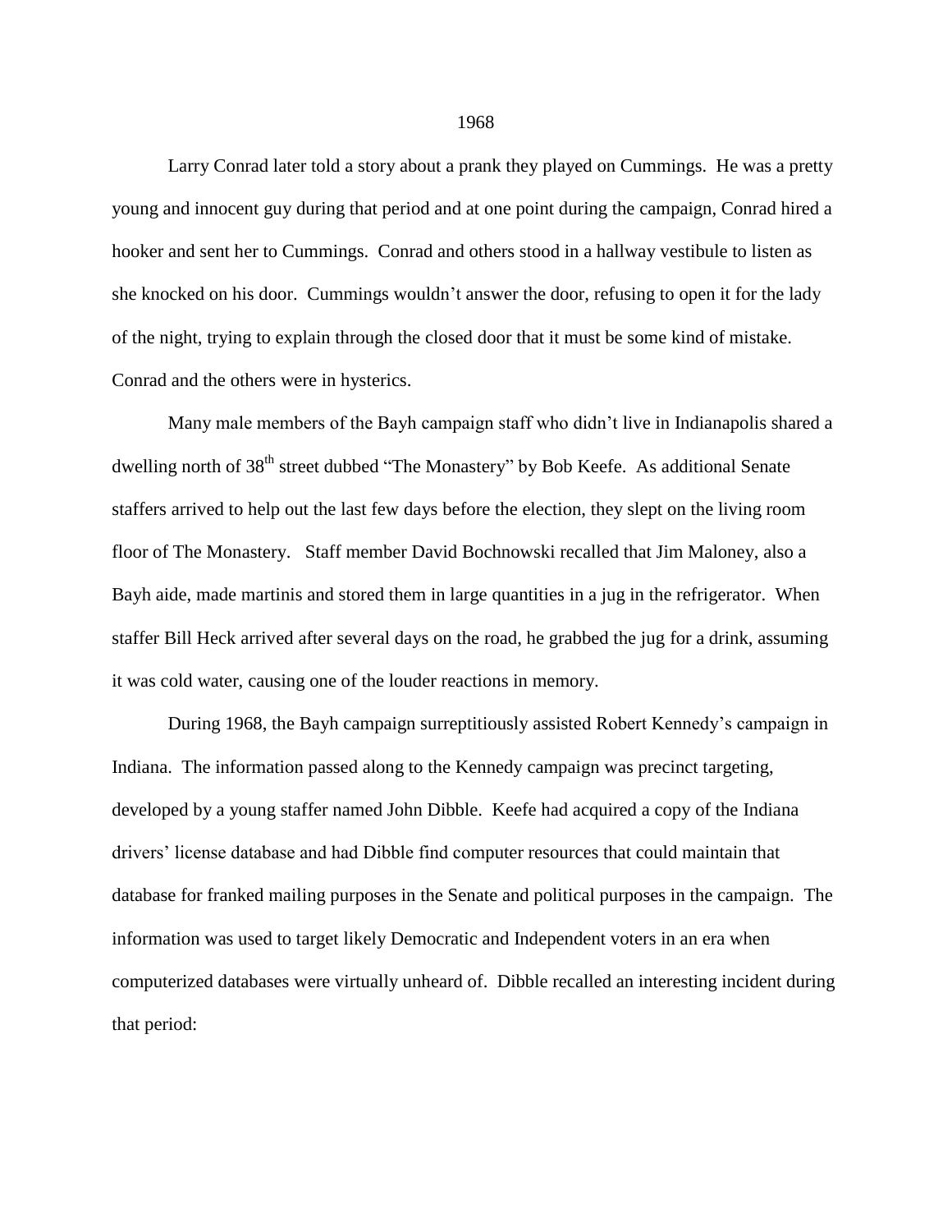Larry Conrad later told a story about a prank they played on Cummings. He was a pretty young and innocent guy during that period and at one point during the campaign, Conrad hired a hooker and sent her to Cummings. Conrad and others stood in a hallway vestibule to listen as she knocked on his door. Cummings wouldn't answer the door, refusing to open it for the lady of the night, trying to explain through the closed door that it must be some kind of mistake. Conrad and the others were in hysterics.

Many male members of the Bayh campaign staff who didn't live in Indianapolis shared a dwelling north of 38th street dubbed "The Monastery" by Bob Keefe. As additional Senate staffers arrived to help out the last few days before the election, they slept on the living room floor of The Monastery. Staff member David Bochnowski recalled that Jim Maloney, also a Bayh aide, made martinis and stored them in large quantities in a jug in the refrigerator. When staffer Bill Heck arrived after several days on the road, he grabbed the jug for a drink, assuming it was cold water, causing one of the louder reactions in memory.

During 1968, the Bayh campaign surreptitiously assisted Robert Kennedy's campaign in Indiana. The information passed along to the Kennedy campaign was precinct targeting, developed by a young staffer named John Dibble. Keefe had acquired a copy of the Indiana drivers' license database and had Dibble find computer resources that could maintain that database for franked mailing purposes in the Senate and political purposes in the campaign. The information was used to target likely Democratic and Independent voters in an era when computerized databases were virtually unheard of. Dibble recalled an interesting incident during that period: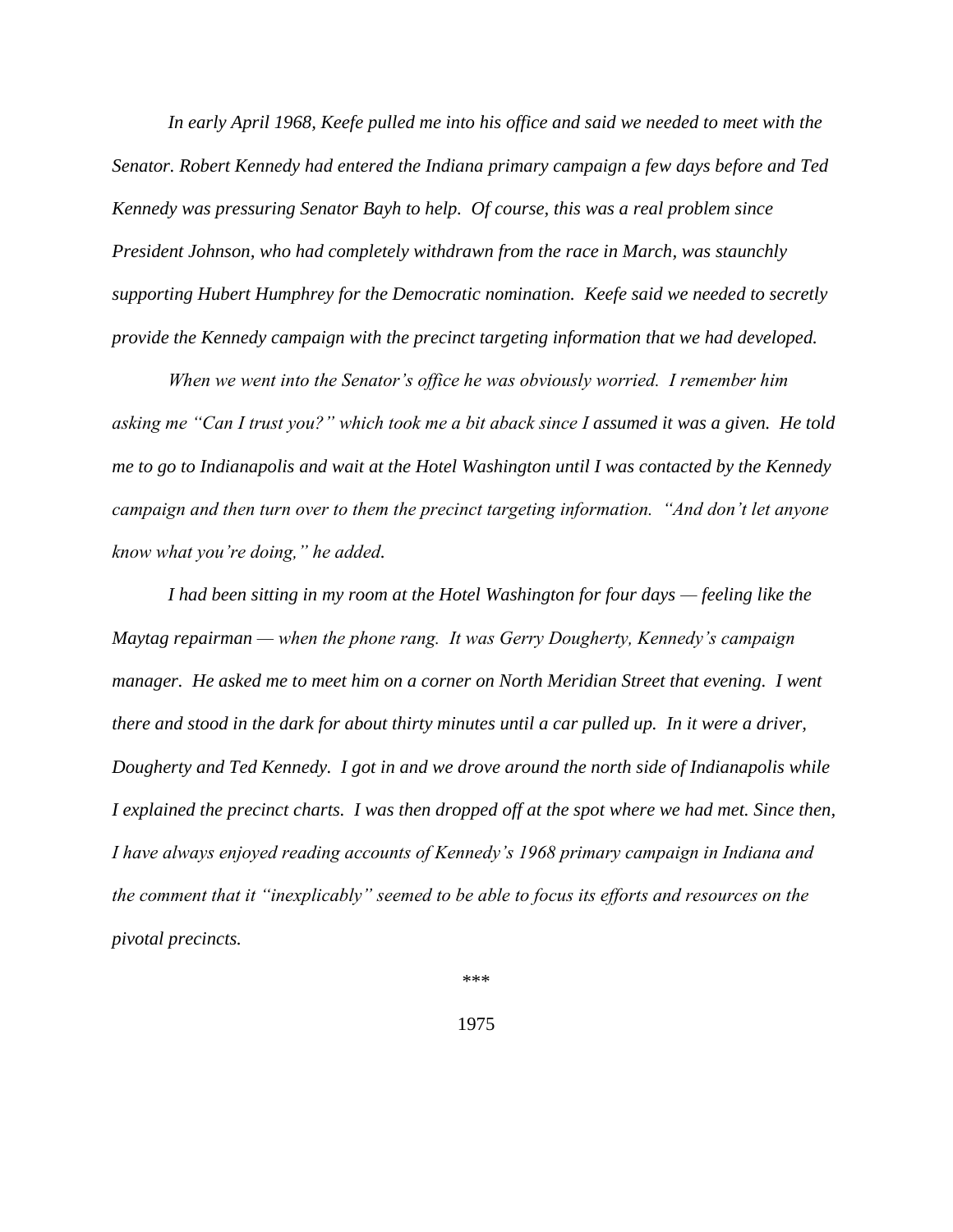*In early April 1968, Keefe pulled me into his office and said we needed to meet with the Senator. Robert Kennedy had entered the Indiana primary campaign a few days before and Ted Kennedy was pressuring Senator Bayh to help. Of course, this was a real problem since President Johnson, who had completely withdrawn from the race in March, was staunchly supporting Hubert Humphrey for the Democratic nomination. Keefe said we needed to secretly provide the Kennedy campaign with the precinct targeting information that we had developed.*

*When we went into the Senator's office he was obviously worried. I remember him asking me "Can I trust you?" which took me a bit aback since I assumed it was a given. He told me to go to Indianapolis and wait at the Hotel Washington until I was contacted by the Kennedy campaign and then turn over to them the precinct targeting information. "And don't let anyone know what you're doing," he added.*

*I had been sitting in my room at the Hotel Washington for four days — feeling like the Maytag repairman — when the phone rang. It was Gerry Dougherty, Kennedy's campaign manager. He asked me to meet him on a corner on North Meridian Street that evening. I went there and stood in the dark for about thirty minutes until a car pulled up. In it were a driver, Dougherty and Ted Kennedy. I got in and we drove around the north side of Indianapolis while I explained the precinct charts. I was then dropped off at the spot where we had met. Since then, I have always enjoyed reading accounts of Kennedy's 1968 primary campaign in Indiana and the comment that it "inexplicably" seemed to be able to focus its efforts and resources on the pivotal precincts.*

***

1975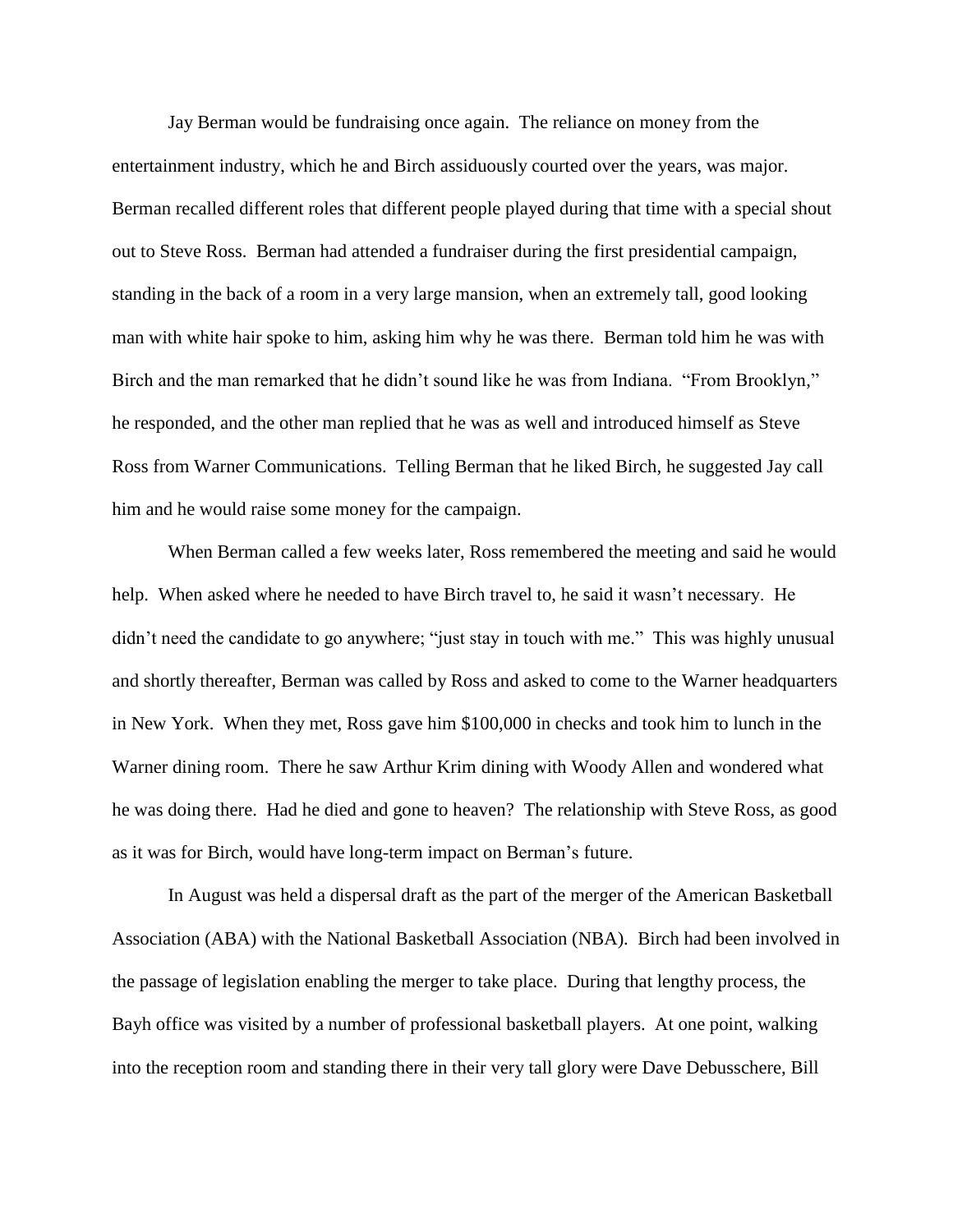Jay Berman would be fundraising once again. The reliance on money from the entertainment industry, which he and Birch assiduously courted over the years, was major. Berman recalled different roles that different people played during that time with a special shout out to Steve Ross. Berman had attended a fundraiser during the first presidential campaign, standing in the back of a room in a very large mansion, when an extremely tall, good looking man with white hair spoke to him, asking him why he was there. Berman told him he was with Birch and the man remarked that he didn't sound like he was from Indiana. "From Brooklyn," he responded, and the other man replied that he was as well and introduced himself as Steve Ross from Warner Communications. Telling Berman that he liked Birch, he suggested Jay call him and he would raise some money for the campaign.

When Berman called a few weeks later, Ross remembered the meeting and said he would help. When asked where he needed to have Birch travel to, he said it wasn't necessary. He didn't need the candidate to go anywhere; "just stay in touch with me." This was highly unusual and shortly thereafter, Berman was called by Ross and asked to come to the Warner headquarters in New York. When they met, Ross gave him $100,000 in checks and took him to lunch in the Warner dining room. There he saw Arthur Krim dining with Woody Allen and wondered what he was doing there. Had he died and gone to heaven? The relationship with Steve Ross, as good as it was for Birch, would have long-term impact on Berman's future.

In August was held a dispersal draft as the part of the merger of the American Basketball Association (ABA) with the National Basketball Association (NBA). Birch had been involved in the passage of legislation enabling the merger to take place. During that lengthy process, the Bayh office was visited by a number of professional basketball players. At one point, walking into the reception room and standing there in their very tall glory were Dave Debusschere, Bill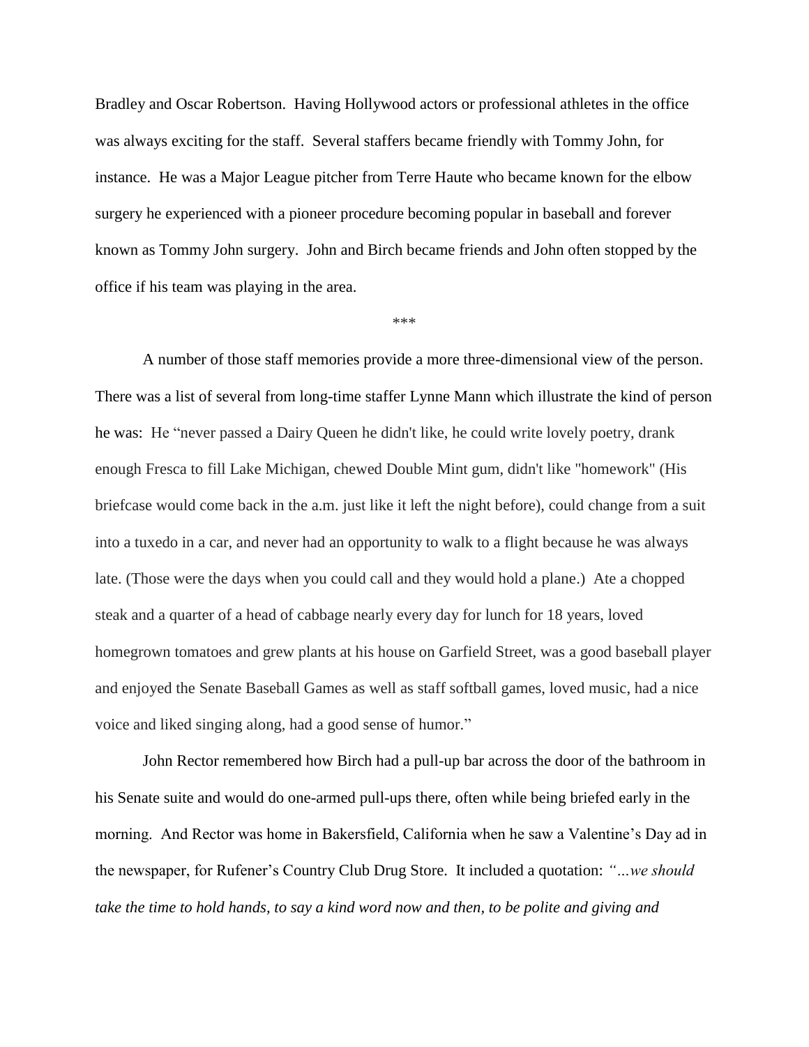Bradley and Oscar Robertson. Having Hollywood actors or professional athletes in the office was always exciting for the staff. Several staffers became friendly with Tommy John, for instance. He was a Major League pitcher from Terre Haute who became known for the elbow surgery he experienced with a pioneer procedure becoming popular in baseball and forever known as Tommy John surgery. John and Birch became friends and John often stopped by the office if his team was playing in the area.

***

A number of those staff memories provide a more three-dimensional view of the person. There was a list of several from long-time staffer Lynne Mann which illustrate the kind of person he was: He "never passed a Dairy Queen he didn't like, he could write lovely poetry, drank enough Fresca to fill Lake Michigan, chewed Double Mint gum, didn't like "homework" (His briefcase would come back in the a.m. just like it left the night before), could change from a suit into a tuxedo in a car, and never had an opportunity to walk to a flight because he was always late. (Those were the days when you could call and they would hold a plane.) Ate a chopped steak and a quarter of a head of cabbage nearly every day for lunch for 18 years, loved homegrown tomatoes and grew plants at his house on Garfield Street, was a good baseball player and enjoyed the Senate Baseball Games as well as staff softball games, loved music, had a nice voice and liked singing along, had a good sense of humor."

John Rector remembered how Birch had a pull-up bar across the door of the bathroom in his Senate suite and would do one-armed pull-ups there, often while being briefed early in the morning. And Rector was home in Bakersfield, California when he saw a Valentine's Day ad in the newspaper, for Rufener's Country Club Drug Store. It included a quotation: *"…we should take the time to hold hands, to say a kind word now and then, to be polite and giving and*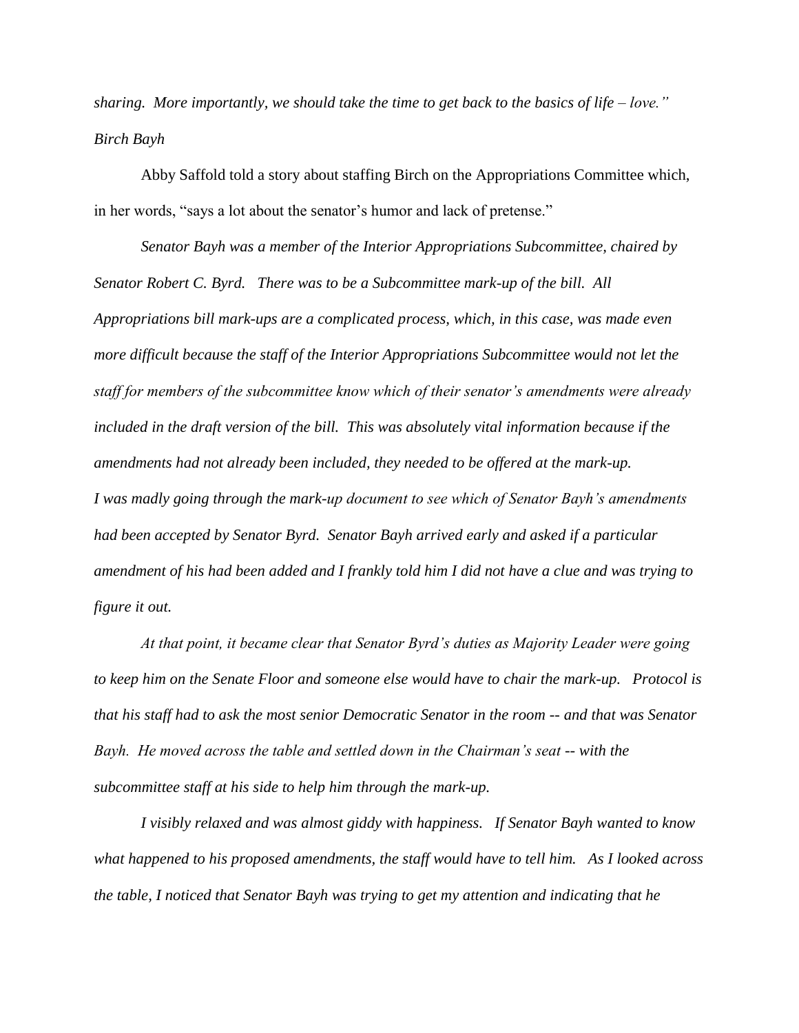*sharing. More importantly, we should take the time to get back to the basics of life – love."*
*Birch Bayh*

Abby Saffold told a story about staffing Birch on the Appropriations Committee which, in her words, "says a lot about the senator's humor and lack of pretense."

*Senator Bayh was a member of the Interior Appropriations Subcommittee, chaired by Senator Robert C. Byrd. There was to be a Subcommittee mark-up of the bill. All Appropriations bill mark-ups are a complicated process, which, in this case, was made even more difficult because the staff of the Interior Appropriations Subcommittee would not let the staff for members of the subcommittee know which of their senator's amendments were already included in the draft version of the bill. This was absolutely vital information because if the amendments had not already been included, they needed to be offered at the mark-up.*
*I was madly going through the mark-up document to see which of Senator Bayh's amendments had been accepted by Senator Byrd. Senator Bayh arrived early and asked if a particular amendment of his had been added and I frankly told him I did not have a clue and was trying to figure it out.*

*At that point, it became clear that Senator Byrd's duties as Majority Leader were going to keep him on the Senate Floor and someone else would have to chair the mark-up. Protocol is that his staff had to ask the most senior Democratic Senator in the room -- and that was Senator Bayh. He moved across the table and settled down in the Chairman's seat -- with the subcommittee staff at his side to help him through the mark-up.*

*I visibly relaxed and was almost giddy with happiness. If Senator Bayh wanted to know what happened to his proposed amendments, the staff would have to tell him. As I looked across the table, I noticed that Senator Bayh was trying to get my attention and indicating that he*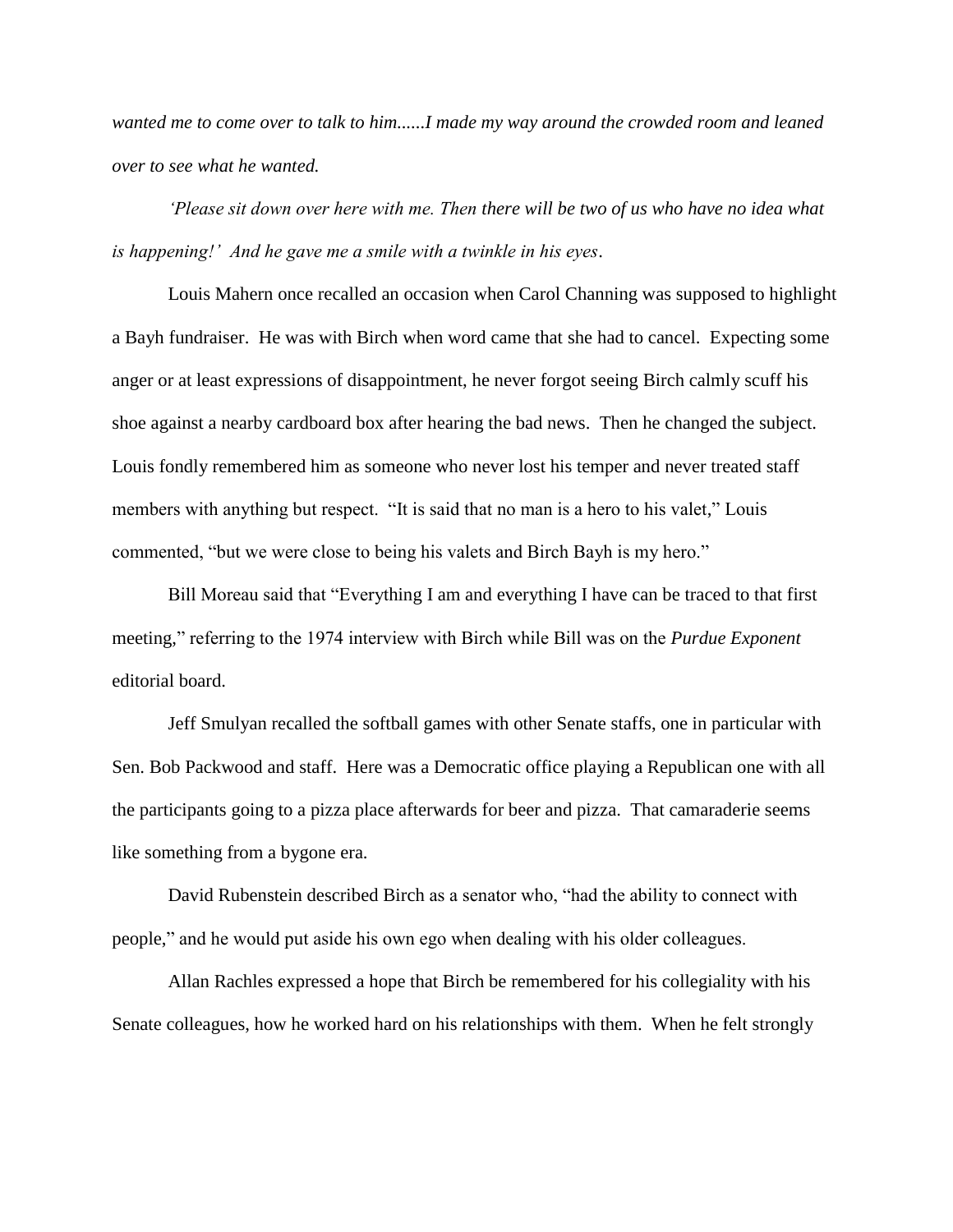*wanted me to come over to talk to him......I made my way around the crowded room and leaned over to see what he wanted.*

*'Please sit down over here with me. Then there will be two of us who have no idea what is happening!' And he gave me a smile with a twinkle in his eyes.*

Louis Mahern once recalled an occasion when Carol Channing was supposed to highlight a Bayh fundraiser. He was with Birch when word came that she had to cancel. Expecting some anger or at least expressions of disappointment, he never forgot seeing Birch calmly scuff his shoe against a nearby cardboard box after hearing the bad news. Then he changed the subject. Louis fondly remembered him as someone who never lost his temper and never treated staff members with anything but respect. "It is said that no man is a hero to his valet," Louis commented, "but we were close to being his valets and Birch Bayh is my hero."

Bill Moreau said that "Everything I am and everything I have can be traced to that first meeting," referring to the 1974 interview with Birch while Bill was on the *Purdue Exponent* editorial board.

Jeff Smulyan recalled the softball games with other Senate staffs, one in particular with Sen. Bob Packwood and staff. Here was a Democratic office playing a Republican one with all the participants going to a pizza place afterwards for beer and pizza. That camaraderie seems like something from a bygone era.

David Rubenstein described Birch as a senator who, "had the ability to connect with people," and he would put aside his own ego when dealing with his older colleagues.

Allan Rachles expressed a hope that Birch be remembered for his collegiality with his Senate colleagues, how he worked hard on his relationships with them. When he felt strongly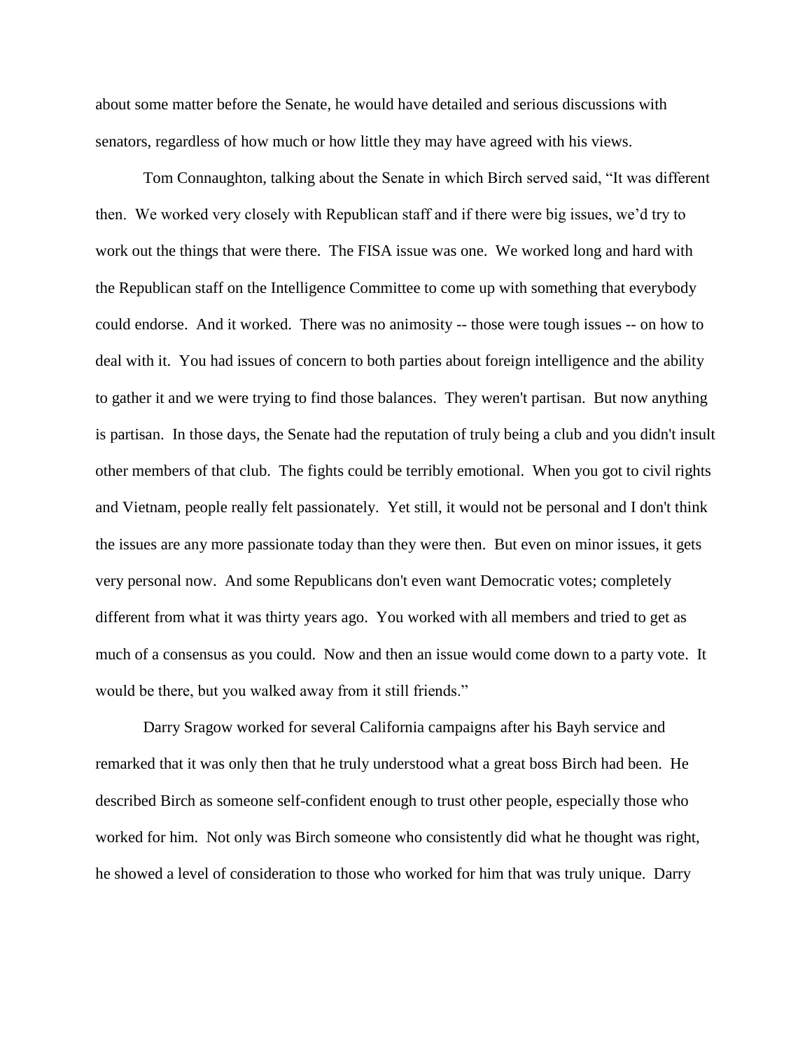about some matter before the Senate, he would have detailed and serious discussions with senators, regardless of how much or how little they may have agreed with his views.

Tom Connaughton, talking about the Senate in which Birch served said, "It was different then. We worked very closely with Republican staff and if there were big issues, we'd try to work out the things that were there. The FISA issue was one. We worked long and hard with the Republican staff on the Intelligence Committee to come up with something that everybody could endorse. And it worked. There was no animosity -- those were tough issues -- on how to deal with it. You had issues of concern to both parties about foreign intelligence and the ability to gather it and we were trying to find those balances. They weren't partisan. But now anything is partisan. In those days, the Senate had the reputation of truly being a club and you didn't insult other members of that club. The fights could be terribly emotional. When you got to civil rights and Vietnam, people really felt passionately. Yet still, it would not be personal and I don't think the issues are any more passionate today than they were then. But even on minor issues, it gets very personal now. And some Republicans don't even want Democratic votes; completely different from what it was thirty years ago. You worked with all members and tried to get as much of a consensus as you could. Now and then an issue would come down to a party vote. It would be there, but you walked away from it still friends."

Darry Sragow worked for several California campaigns after his Bayh service and remarked that it was only then that he truly understood what a great boss Birch had been. He described Birch as someone self-confident enough to trust other people, especially those who worked for him. Not only was Birch someone who consistently did what he thought was right, he showed a level of consideration to those who worked for him that was truly unique. Darry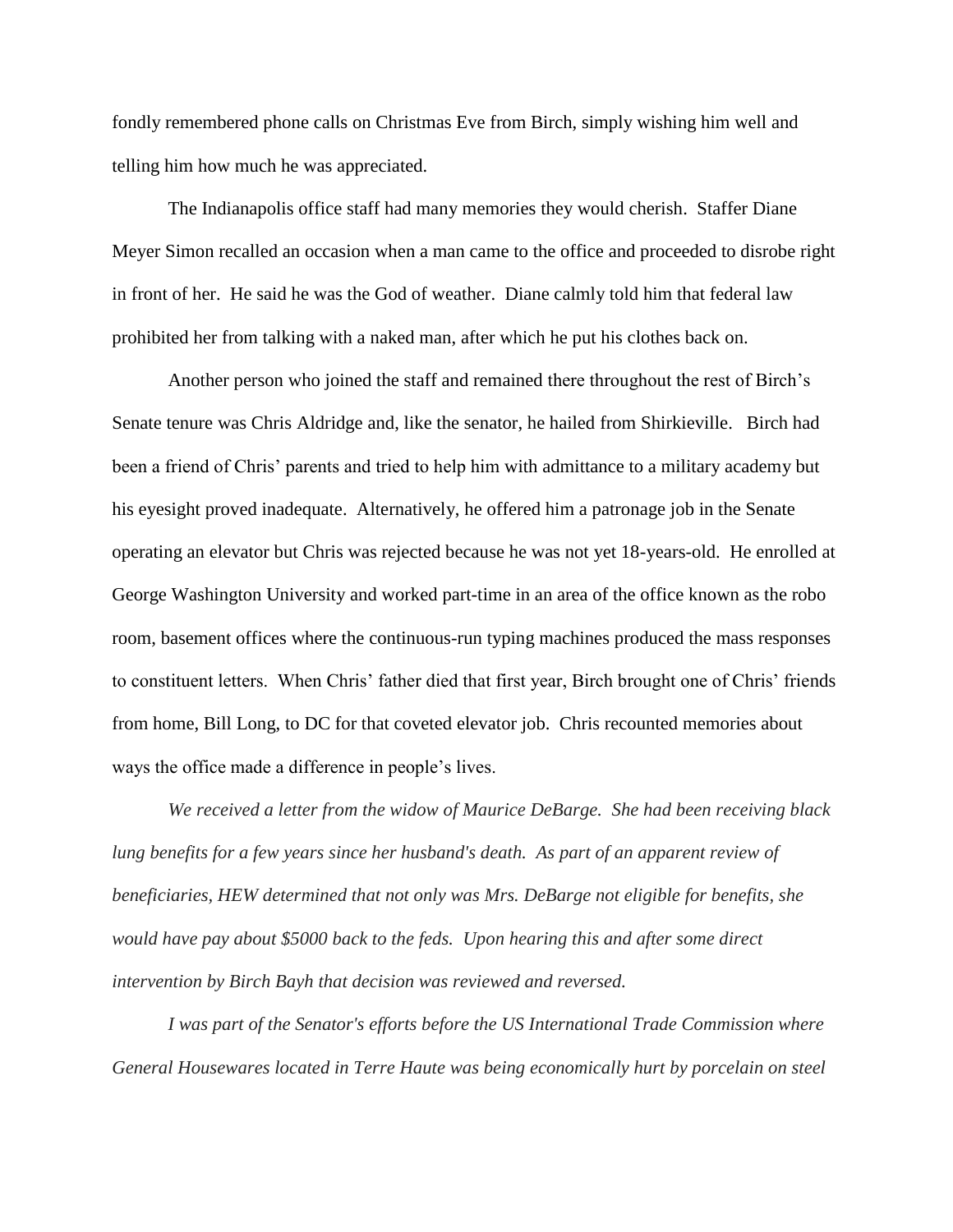fondly remembered phone calls on Christmas Eve from Birch, simply wishing him well and telling him how much he was appreciated.

The Indianapolis office staff had many memories they would cherish. Staffer Diane Meyer Simon recalled an occasion when a man came to the office and proceeded to disrobe right in front of her. He said he was the God of weather. Diane calmly told him that federal law prohibited her from talking with a naked man, after which he put his clothes back on.

Another person who joined the staff and remained there throughout the rest of Birch's Senate tenure was Chris Aldridge and, like the senator, he hailed from Shirkieville. Birch had been a friend of Chris' parents and tried to help him with admittance to a military academy but his eyesight proved inadequate. Alternatively, he offered him a patronage job in the Senate operating an elevator but Chris was rejected because he was not yet 18-years-old. He enrolled at George Washington University and worked part-time in an area of the office known as the robo room, basement offices where the continuous-run typing machines produced the mass responses to constituent letters. When Chris' father died that first year, Birch brought one of Chris' friends from home, Bill Long, to DC for that coveted elevator job. Chris recounted memories about ways the office made a difference in people's lives.

*We received a letter from the widow of Maurice DeBarge. She had been receiving black lung benefits for a few years since her husband's death. As part of an apparent review of beneficiaries, HEW determined that not only was Mrs. DeBarge not eligible for benefits, she would have pay about $5000 back to the feds. Upon hearing this and after some direct intervention by Birch Bayh that decision was reviewed and reversed.*

*I was part of the Senator's efforts before the US International Trade Commission where General Housewares located in Terre Haute was being economically hurt by porcelain on steel*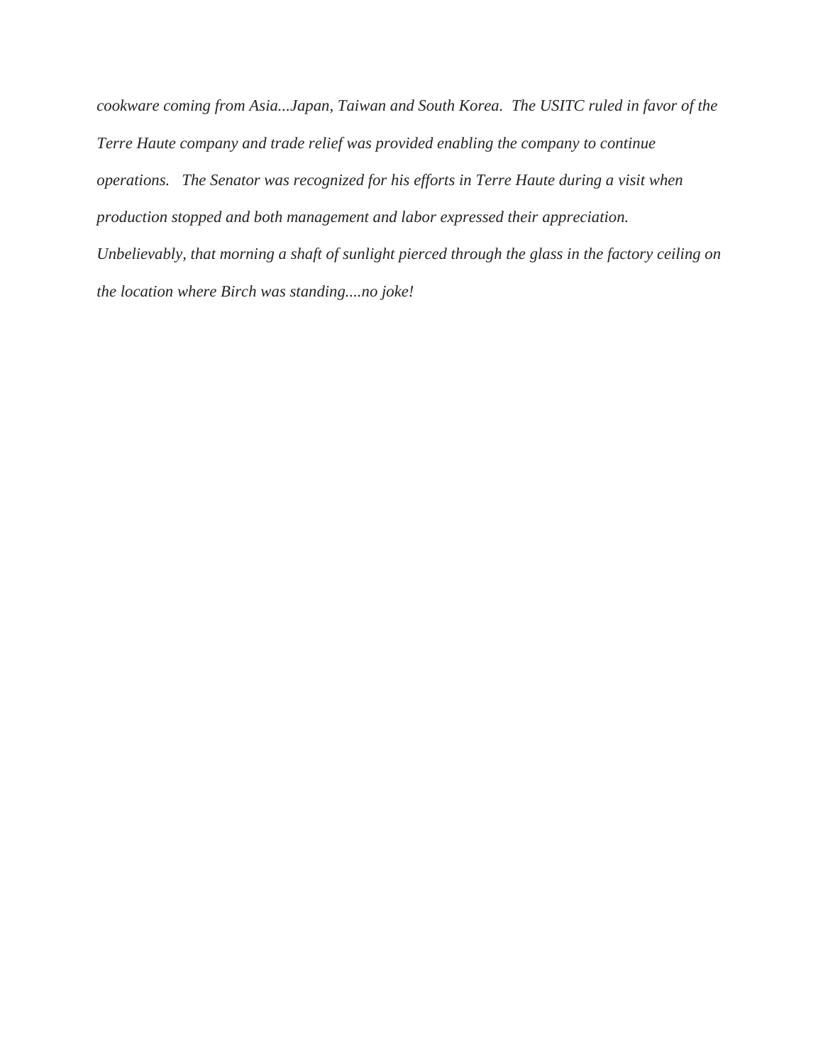*cookware coming from Asia...Japan, Taiwan and South Korea. The USITC ruled in favor of the Terre Haute company and trade relief was provided enabling the company to continue operations. The Senator was recognized for his efforts in Terre Haute during a visit when production stopped and both management and labor expressed their appreciation. Unbelievably, that morning a shaft of sunlight pierced through the glass in the factory ceiling on the location where Birch was standing....no joke!*